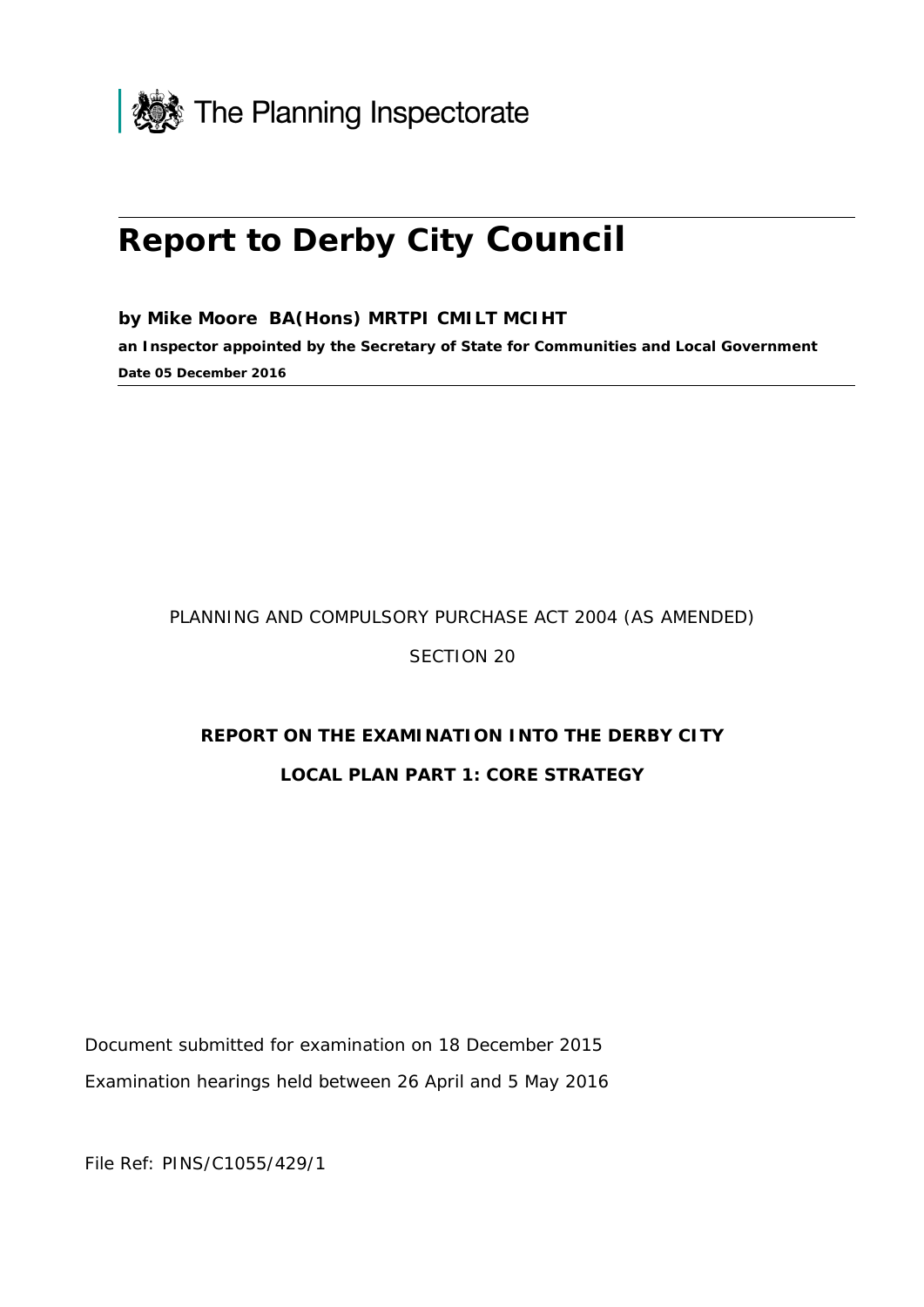The Planning Inspectorate

# Report to Derby City Council

**by Mike Moore BA(Hons) MRTPI CMILT MCIHT**

**an Inspector appointed by the Secretary of State for Communities and Local Government**

**Date 05 December 2016**

PLANNING AND COMPULSORY PURCHASE ACT 2004 (AS AMENDED)

SECTION 20

**REPORT ON THE EXAMINATION INTO THE DERBY CITY LOCAL PLAN PART 1: CORE STRATEGY**

Document submitted for examination on 18 December 2015

Examination hearings held between 26 April and 5 May 2016

File Ref: PINS/C1055/429/1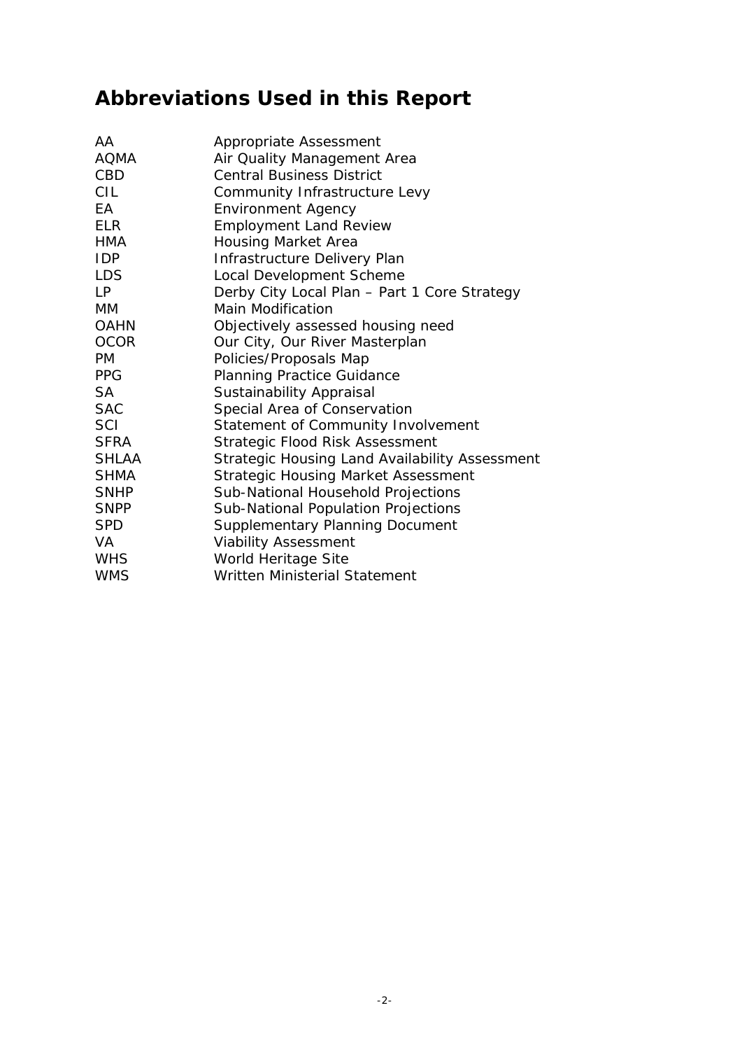# Abbreviations Used in this Report

| | |
|---|---|
| AA | Appropriate Assessment |
| AQMA | Air Quality Management Area |
| CBD | Central Business District |
| CIL | Community Infrastructure Levy |
| EA | Environment Agency |
| ELR | Employment Land Review |
| HMA | Housing Market Area |
| IDP | Infrastructure Delivery Plan |
| LDS | Local Development Scheme |
| LP | Derby City Local Plan – Part 1 Core Strategy |
| MM | Main Modification |
| OAHN | Objectively assessed housing need |
| OCOR | Our City, Our River Masterplan |
| PM | Policies/Proposals Map |
| PPG | Planning Practice Guidance |
| SA | Sustainability Appraisal |
| SAC | Special Area of Conservation |
| SCI | Statement of Community Involvement |
| SFRA | Strategic Flood Risk Assessment |
| SHLAA | Strategic Housing Land Availability Assessment |
| SHMA | Strategic Housing Market Assessment |
| SNHP | Sub-National Household Projections |
| SNPP | Sub-National Population Projections |
| SPD | Supplementary Planning Document |
| VA | Viability Assessment |
| WHS | World Heritage Site |
| WMS | Written Ministerial Statement |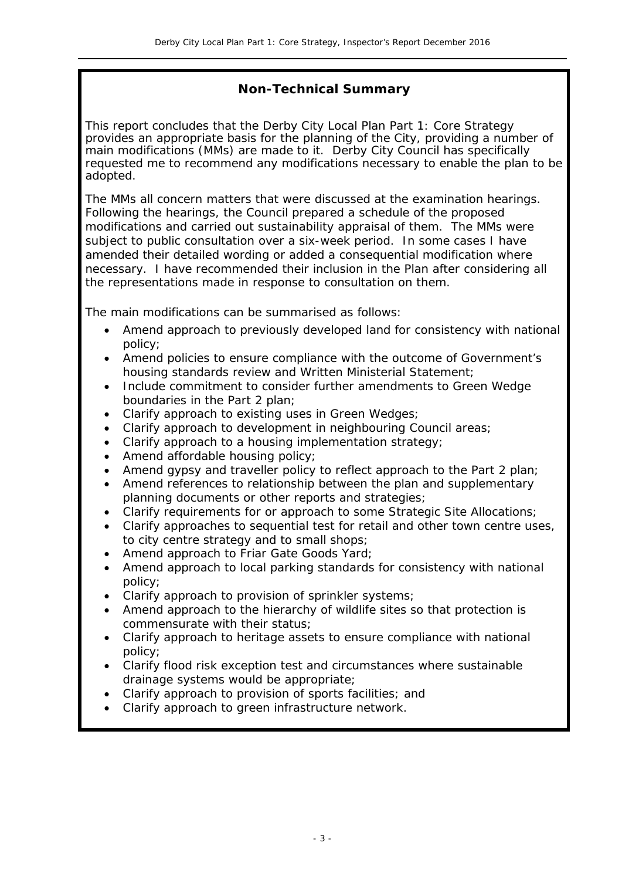## Non-Technical Summary

This report concludes that the Derby City Local Plan Part 1: Core Strategy provides an appropriate basis for the planning of the City, providing a number of main modifications (MMs) are made to it. Derby City Council has specifically requested me to recommend any modifications necessary to enable the plan to be adopted.

The MMs all concern matters that were discussed at the examination hearings. Following the hearings, the Council prepared a schedule of the proposed modifications and carried out sustainability appraisal of them. The MMs were subject to public consultation over a six-week period. In some cases I have amended their detailed wording or added a consequential modification where necessary. I have recommended their inclusion in the Plan after considering all the representations made in response to consultation on them.

The main modifications can be summarised as follows:

- Amend approach to previously developed land for consistency with national policy;
- Amend policies to ensure compliance with the outcome of Government's housing standards review and Written Ministerial Statement;
- Include commitment to consider further amendments to Green Wedge boundaries in the Part 2 plan;
- Clarify approach to existing uses in Green Wedges;
- Clarify approach to development in neighbouring Council areas;
- Clarify approach to a housing implementation strategy;
- Amend affordable housing policy;
- Amend gypsy and traveller policy to reflect approach to the Part 2 plan;
- Amend references to relationship between the plan and supplementary planning documents or other reports and strategies;
- Clarify requirements for or approach to some Strategic Site Allocations;
- Clarify approaches to sequential test for retail and other town centre uses, to city centre strategy and to small shops;
- Amend approach to Friar Gate Goods Yard;
- Amend approach to local parking standards for consistency with national policy;
- Clarify approach to provision of sprinkler systems;
- Amend approach to the hierarchy of wildlife sites so that protection is commensurate with their status;
- Clarify approach to heritage assets to ensure compliance with national policy;
- Clarify flood risk exception test and circumstances where sustainable drainage systems would be appropriate;
- Clarify approach to provision of sports facilities; and
- Clarify approach to green infrastructure network.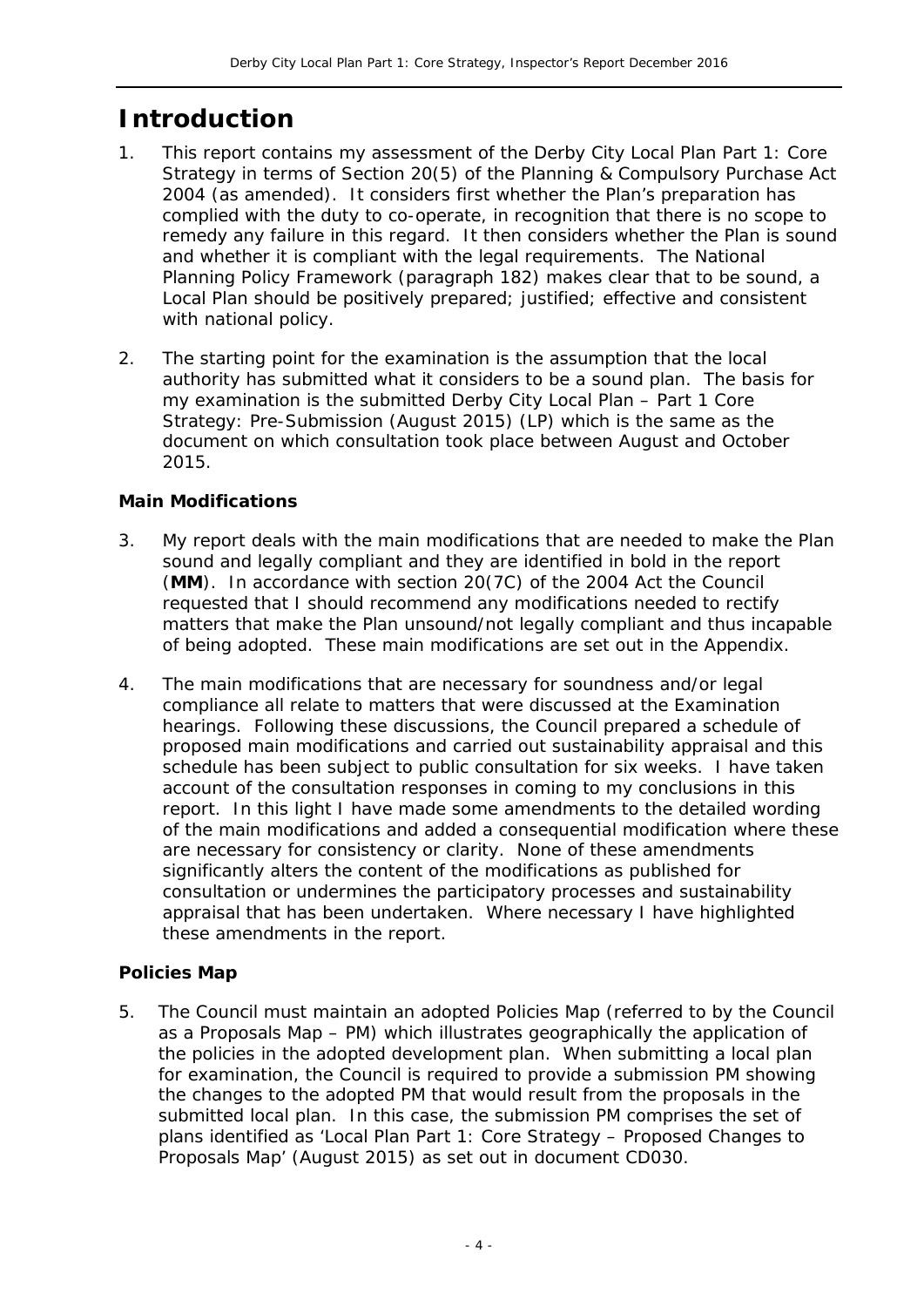# Introduction

1. This report contains my assessment of the Derby City Local Plan Part 1: Core Strategy in terms of Section 20(5) of the Planning & Compulsory Purchase Act 2004 (as amended). It considers first whether the Plan's preparation has complied with the duty to co-operate, in recognition that there is no scope to remedy any failure in this regard. It then considers whether the Plan is sound and whether it is compliant with the legal requirements. The National Planning Policy Framework (paragraph 182) makes clear that to be sound, a Local Plan should be positively prepared; justified; effective and consistent with national policy.

2. The starting point for the examination is the assumption that the local authority has submitted what it considers to be a sound plan. The basis for my examination is the submitted Derby City Local Plan – Part 1 Core Strategy: Pre-Submission (August 2015) (LP) which is the same as the document on which consultation took place between August and October 2015.

### Main Modifications

3. My report deals with the main modifications that are needed to make the Plan sound and legally compliant and they are identified in bold in the report (**MM**). In accordance with section 20(7C) of the 2004 Act the Council requested that I should recommend any modifications needed to rectify matters that make the Plan unsound/not legally compliant and thus incapable of being adopted. These main modifications are set out in the Appendix.

4. The main modifications that are necessary for soundness and/or legal compliance all relate to matters that were discussed at the Examination hearings. Following these discussions, the Council prepared a schedule of proposed main modifications and carried out sustainability appraisal and this schedule has been subject to public consultation for six weeks. I have taken account of the consultation responses in coming to my conclusions in this report. In this light I have made some amendments to the detailed wording of the main modifications and added a consequential modification where these are necessary for consistency or clarity. None of these amendments significantly alters the content of the modifications as published for consultation or undermines the participatory processes and sustainability appraisal that has been undertaken. Where necessary I have highlighted these amendments in the report.

### Policies Map

5. The Council must maintain an adopted Policies Map (referred to by the Council as a Proposals Map – PM) which illustrates geographically the application of the policies in the adopted development plan. When submitting a local plan for examination, the Council is required to provide a submission PM showing the changes to the adopted PM that would result from the proposals in the submitted local plan. In this case, the submission PM comprises the set of plans identified as 'Local Plan Part 1: Core Strategy – Proposed Changes to Proposals Map' (August 2015) as set out in document CD030.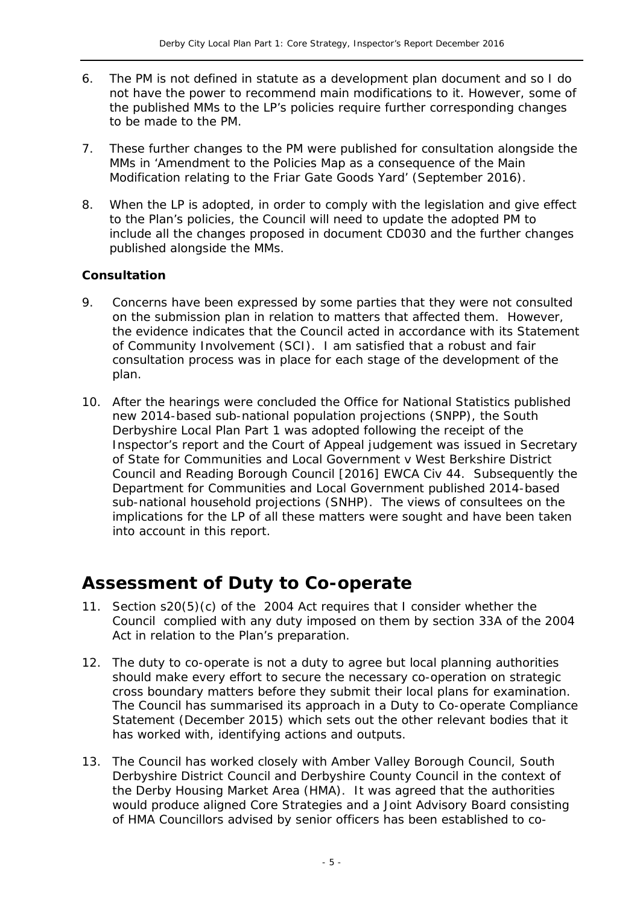6. The PM is not defined in statute as a development plan document and so I do not have the power to recommend main modifications to it. However, some of the published MMs to the LP's policies require further corresponding changes to be made to the PM.

7. These further changes to the PM were published for consultation alongside the MMs in 'Amendment to the Policies Map as a consequence of the Main Modification relating to the Friar Gate Goods Yard' (September 2016).

8. When the LP is adopted, in order to comply with the legislation and give effect to the Plan's policies, the Council will need to update the adopted PM to include all the changes proposed in document CD030 and the further changes published alongside the MMs.

### Consultation

9. Concerns have been expressed by some parties that they were not consulted on the submission plan in relation to matters that affected them. However, the evidence indicates that the Council acted in accordance with its Statement of Community Involvement (SCI). I am satisfied that a robust and fair consultation process was in place for each stage of the development of the plan.

10. After the hearings were concluded the Office for National Statistics published new 2014-based sub-national population projections (SNPP), the South Derbyshire Local Plan Part 1 was adopted following the receipt of the Inspector's report and the Court of Appeal judgement was issued in Secretary of State for Communities and Local Government v West Berkshire District Council and Reading Borough Council [2016] EWCA Civ 44. Subsequently the Department for Communities and Local Government published 2014-based sub-national household projections (SNHP). The views of consultees on the implications for the LP of all these matters were sought and have been taken into account in this report.

## Assessment of Duty to Co-operate

11. Section s20(5)(c) of the 2004 Act requires that I consider whether the Council complied with any duty imposed on them by section 33A of the 2004 Act in relation to the Plan's preparation.

12. The duty to co-operate is not a duty to agree but local planning authorities should make every effort to secure the necessary co-operation on strategic cross boundary matters before they submit their local plans for examination. The Council has summarised its approach in a Duty to Co-operate Compliance Statement (December 2015) which sets out the other relevant bodies that it has worked with, identifying actions and outputs.

13. The Council has worked closely with Amber Valley Borough Council, South Derbyshire District Council and Derbyshire County Council in the context of the Derby Housing Market Area (HMA). It was agreed that the authorities would produce aligned Core Strategies and a Joint Advisory Board consisting of HMA Councillors advised by senior officers has been established to co-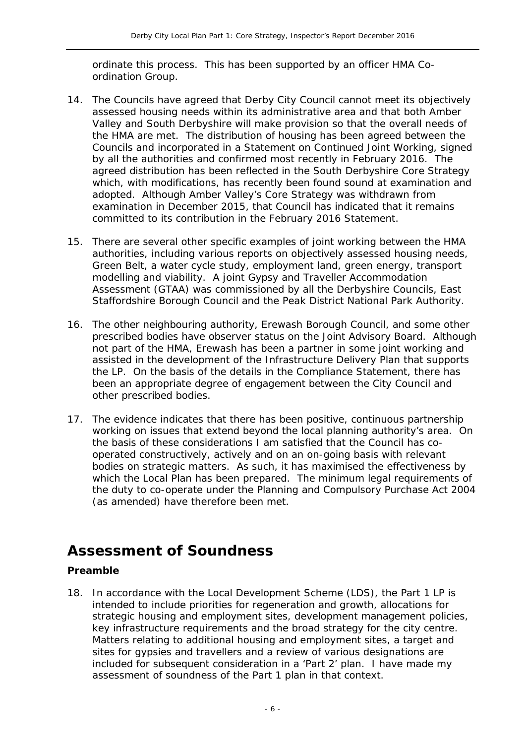ordinate this process. This has been supported by an officer HMA Co-ordination Group.

14. The Councils have agreed that Derby City Council cannot meet its objectively assessed housing needs within its administrative area and that both Amber Valley and South Derbyshire will make provision so that the overall needs of the HMA are met. The distribution of housing has been agreed between the Councils and incorporated in a Statement on Continued Joint Working, signed by all the authorities and confirmed most recently in February 2016. The agreed distribution has been reflected in the South Derbyshire Core Strategy which, with modifications, has recently been found sound at examination and adopted. Although Amber Valley's Core Strategy was withdrawn from examination in December 2015, that Council has indicated that it remains committed to its contribution in the February 2016 Statement.

15. There are several other specific examples of joint working between the HMA authorities, including various reports on objectively assessed housing needs, Green Belt, a water cycle study, employment land, green energy, transport modelling and viability. A joint Gypsy and Traveller Accommodation Assessment (GTAA) was commissioned by all the Derbyshire Councils, East Staffordshire Borough Council and the Peak District National Park Authority.

16. The other neighbouring authority, Erewash Borough Council, and some other prescribed bodies have observer status on the Joint Advisory Board. Although not part of the HMA, Erewash has been a partner in some joint working and assisted in the development of the Infrastructure Delivery Plan that supports the LP. On the basis of the details in the Compliance Statement, there has been an appropriate degree of engagement between the City Council and other prescribed bodies.

17. The evidence indicates that there has been positive, continuous partnership working on issues that extend beyond the local planning authority's area. On the basis of these considerations I am satisfied that the Council has co-operated constructively, actively and on an on-going basis with relevant bodies on strategic matters. As such, it has maximised the effectiveness by which the Local Plan has been prepared. The minimum legal requirements of the duty to co-operate under the Planning and Compulsory Purchase Act 2004 (as amended) have therefore been met.

# Assessment of Soundness

### Preamble

18. In accordance with the Local Development Scheme (LDS), the Part 1 LP is intended to include priorities for regeneration and growth, allocations for strategic housing and employment sites, development management policies, key infrastructure requirements and the broad strategy for the city centre. Matters relating to additional housing and employment sites, a target and sites for gypsies and travellers and a review of various designations are included for subsequent consideration in a 'Part 2' plan. I have made my assessment of soundness of the Part 1 plan in that context.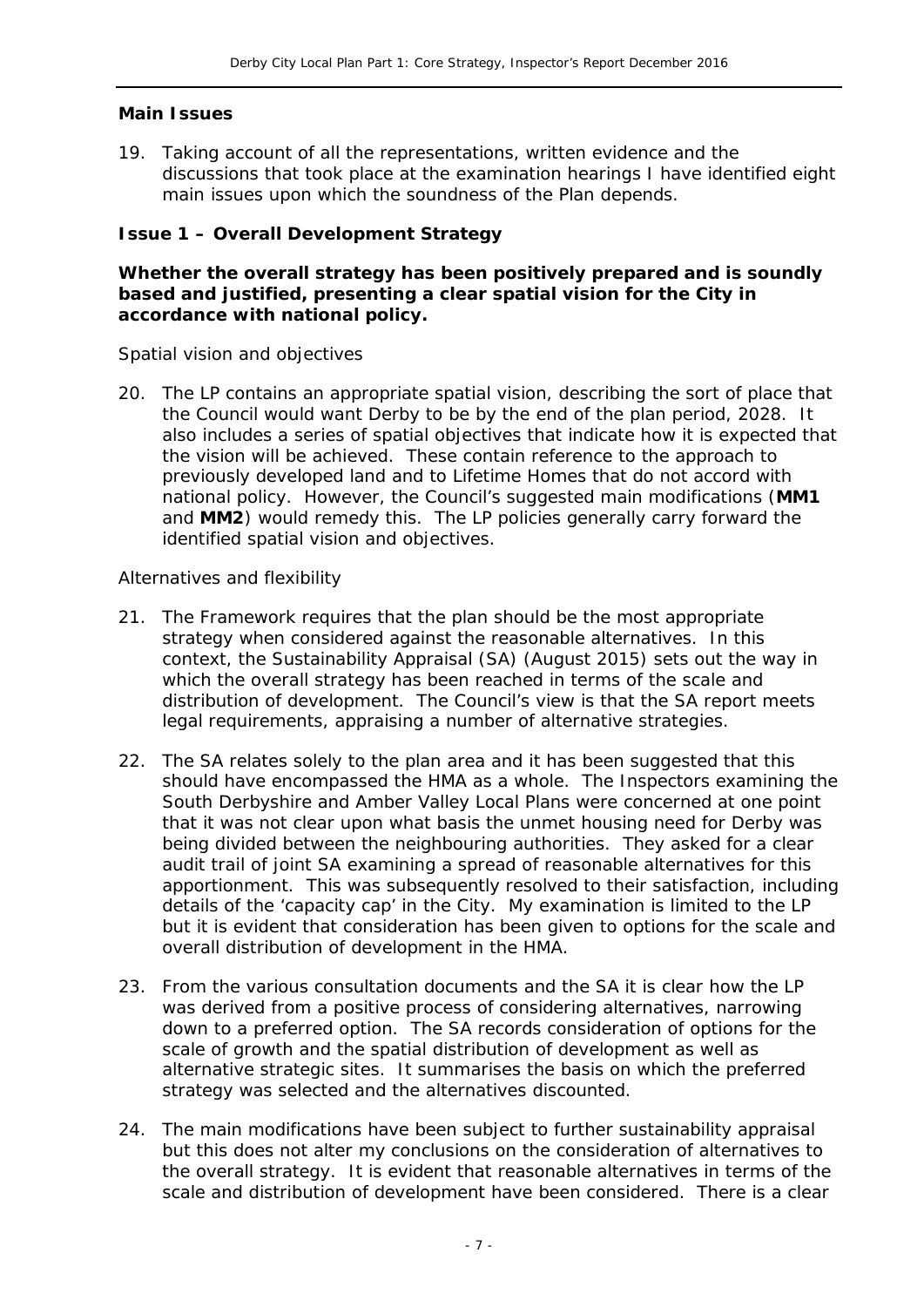## Main Issues

19. Taking account of all the representations, written evidence and the discussions that took place at the examination hearings I have identified eight main issues upon which the soundness of the Plan depends.

### Issue 1 – Overall Development Strategy

**Whether the overall strategy has been positively prepared and is soundly based and justified, presenting a clear spatial vision for the City in accordance with national policy.**

*Spatial vision and objectives*

20. The LP contains an appropriate spatial vision, describing the sort of place that the Council would want Derby to be by the end of the plan period, 2028. It also includes a series of spatial objectives that indicate how it is expected that the vision will be achieved. These contain reference to the approach to previously developed land and to Lifetime Homes that do not accord with national policy. However, the Council's suggested main modifications (**MM1** and **MM2**) would remedy this. The LP policies generally carry forward the identified spatial vision and objectives.

*Alternatives and flexibility*

21. The Framework requires that the plan should be the most appropriate strategy when considered against the reasonable alternatives. In this context, the Sustainability Appraisal (SA) (August 2015) sets out the way in which the overall strategy has been reached in terms of the scale and distribution of development. The Council's view is that the SA report meets legal requirements, appraising a number of alternative strategies.

22. The SA relates solely to the plan area and it has been suggested that this should have encompassed the HMA as a whole. The Inspectors examining the South Derbyshire and Amber Valley Local Plans were concerned at one point that it was not clear upon what basis the unmet housing need for Derby was being divided between the neighbouring authorities. They asked for a clear audit trail of joint SA examining a spread of reasonable alternatives for this apportionment. This was subsequently resolved to their satisfaction, including details of the 'capacity cap' in the City. My examination is limited to the LP but it is evident that consideration has been given to options for the scale and overall distribution of development in the HMA.

23. From the various consultation documents and the SA it is clear how the LP was derived from a positive process of considering alternatives, narrowing down to a preferred option. The SA records consideration of options for the scale of growth and the spatial distribution of development as well as alternative strategic sites. It summarises the basis on which the preferred strategy was selected and the alternatives discounted.

24. The main modifications have been subject to further sustainability appraisal but this does not alter my conclusions on the consideration of alternatives to the overall strategy. It is evident that reasonable alternatives in terms of the scale and distribution of development have been considered. There is a clear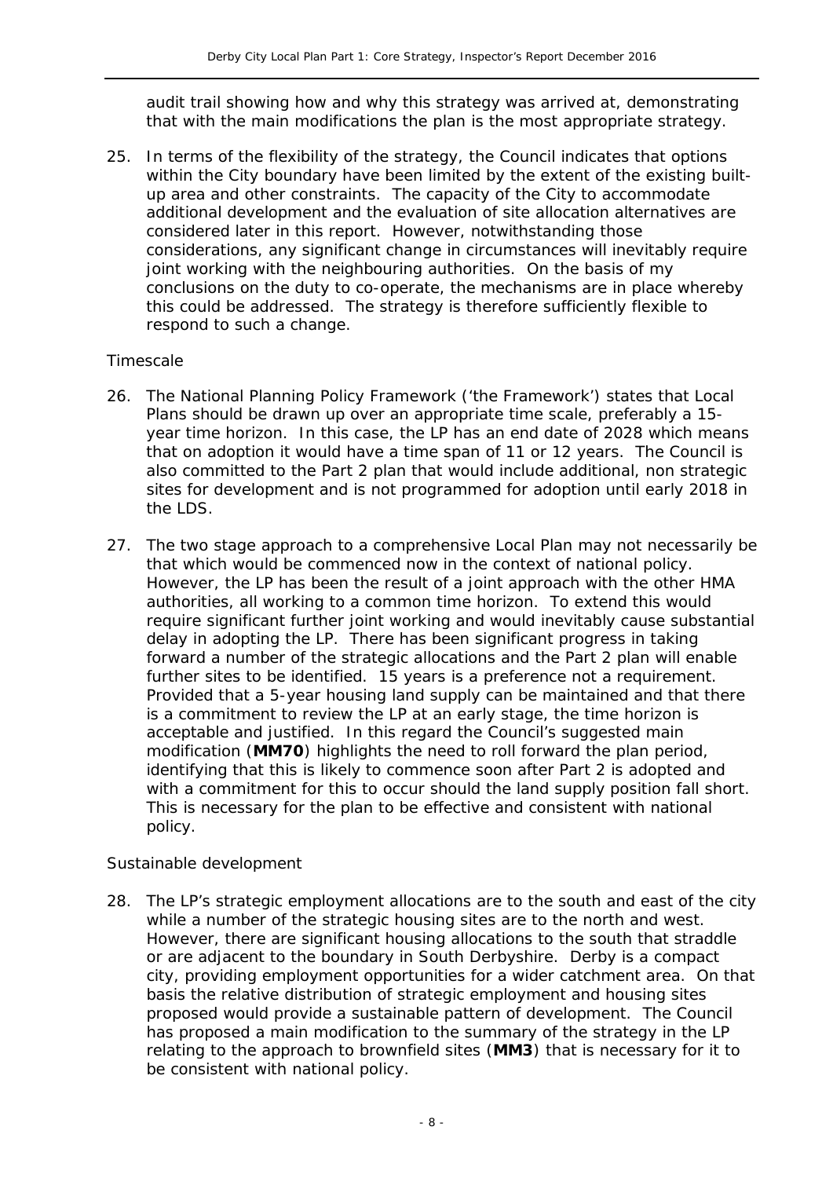audit trail showing how and why this strategy was arrived at, demonstrating that with the main modifications the plan is the most appropriate strategy.

25. In terms of the flexibility of the strategy, the Council indicates that options within the City boundary have been limited by the extent of the existing built-up area and other constraints. The capacity of the City to accommodate additional development and the evaluation of site allocation alternatives are considered later in this report. However, notwithstanding those considerations, any significant change in circumstances will inevitably require joint working with the neighbouring authorities. On the basis of my conclusions on the duty to co-operate, the mechanisms are in place whereby this could be addressed. The strategy is therefore sufficiently flexible to respond to such a change.

*Timescale*

26. The National Planning Policy Framework ('the Framework') states that Local Plans should be drawn up over an appropriate time scale, preferably a 15-year time horizon. In this case, the LP has an end date of 2028 which means that on adoption it would have a time span of 11 or 12 years. The Council is also committed to the Part 2 plan that would include additional, non strategic sites for development and is not programmed for adoption until early 2018 in the LDS.

27. The two stage approach to a comprehensive Local Plan may not necessarily be that which would be commenced now in the context of national policy. However, the LP has been the result of a joint approach with the other HMA authorities, all working to a common time horizon. To extend this would require significant further joint working and would inevitably cause substantial delay in adopting the LP. There has been significant progress in taking forward a number of the strategic allocations and the Part 2 plan will enable further sites to be identified. 15 years is a preference not a requirement. Provided that a 5-year housing land supply can be maintained and that there is a commitment to review the LP at an early stage, the time horizon is acceptable and justified. In this regard the Council's suggested main modification (**MM70**) highlights the need to roll forward the plan period, identifying that this is likely to commence soon after Part 2 is adopted and with a commitment for this to occur should the land supply position fall short. This is necessary for the plan to be effective and consistent with national policy.

*Sustainable development*

28. The LP's strategic employment allocations are to the south and east of the city while a number of the strategic housing sites are to the north and west. However, there are significant housing allocations to the south that straddle or are adjacent to the boundary in South Derbyshire. Derby is a compact city, providing employment opportunities for a wider catchment area. On that basis the relative distribution of strategic employment and housing sites proposed would provide a sustainable pattern of development. The Council has proposed a main modification to the summary of the strategy in the LP relating to the approach to brownfield sites (**MM3**) that is necessary for it to be consistent with national policy.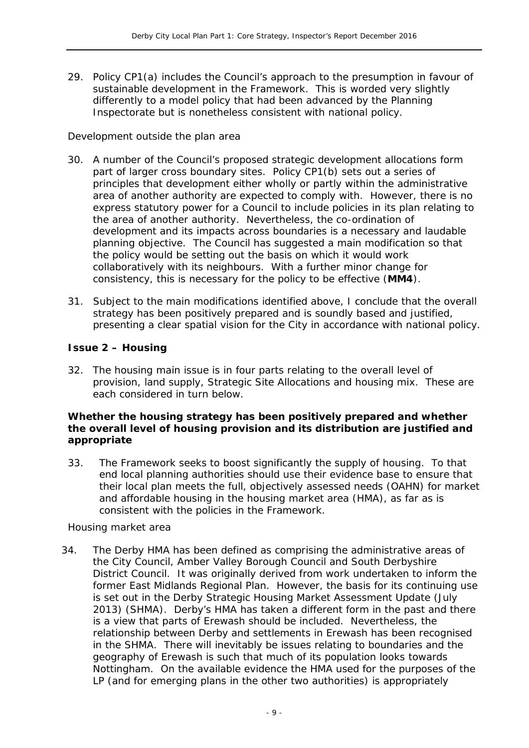29. Policy CP1(a) includes the Council's approach to the presumption in favour of sustainable development in the Framework. This is worded very slightly differently to a model policy that had been advanced by the Planning Inspectorate but is nonetheless consistent with national policy.

*Development outside the plan area*

30. A number of the Council's proposed strategic development allocations form part of larger cross boundary sites. Policy CP1(b) sets out a series of principles that development either wholly or partly within the administrative area of another authority are expected to comply with. However, there is no express statutory power for a Council to include policies in its plan relating to the area of another authority. Nevertheless, the co-ordination of development and its impacts across boundaries is a necessary and laudable planning objective. The Council has suggested a main modification so that the policy would be setting out the basis on which it would work collaboratively with its neighbours. With a further minor change for consistency, this is necessary for the policy to be effective (**MM4**).

31. Subject to the main modifications identified above, I conclude that the overall strategy has been positively prepared and is soundly based and justified, presenting a clear spatial vision for the City in accordance with national policy.

### Issue 2 – Housing

32. The housing main issue is in four parts relating to the overall level of provision, land supply, Strategic Site Allocations and housing mix. These are each considered in turn below.

**Whether the housing strategy has been positively prepared and whether the overall level of housing provision and its distribution are justified and appropriate**

33. The Framework seeks to boost significantly the supply of housing. To that end local planning authorities should use their evidence base to ensure that their local plan meets the full, objectively assessed needs (OAHN) for market and affordable housing in the housing market area (HMA), as far as is consistent with the policies in the Framework.

*Housing market area*

34. The Derby HMA has been defined as comprising the administrative areas of the City Council, Amber Valley Borough Council and South Derbyshire District Council. It was originally derived from work undertaken to inform the former East Midlands Regional Plan. However, the basis for its continuing use is set out in the Derby Strategic Housing Market Assessment Update (July 2013) (SHMA). Derby's HMA has taken a different form in the past and there is a view that parts of Erewash should be included. Nevertheless, the relationship between Derby and settlements in Erewash has been recognised in the SHMA. There will inevitably be issues relating to boundaries and the geography of Erewash is such that much of its population looks towards Nottingham. On the available evidence the HMA used for the purposes of the LP (and for emerging plans in the other two authorities) is appropriately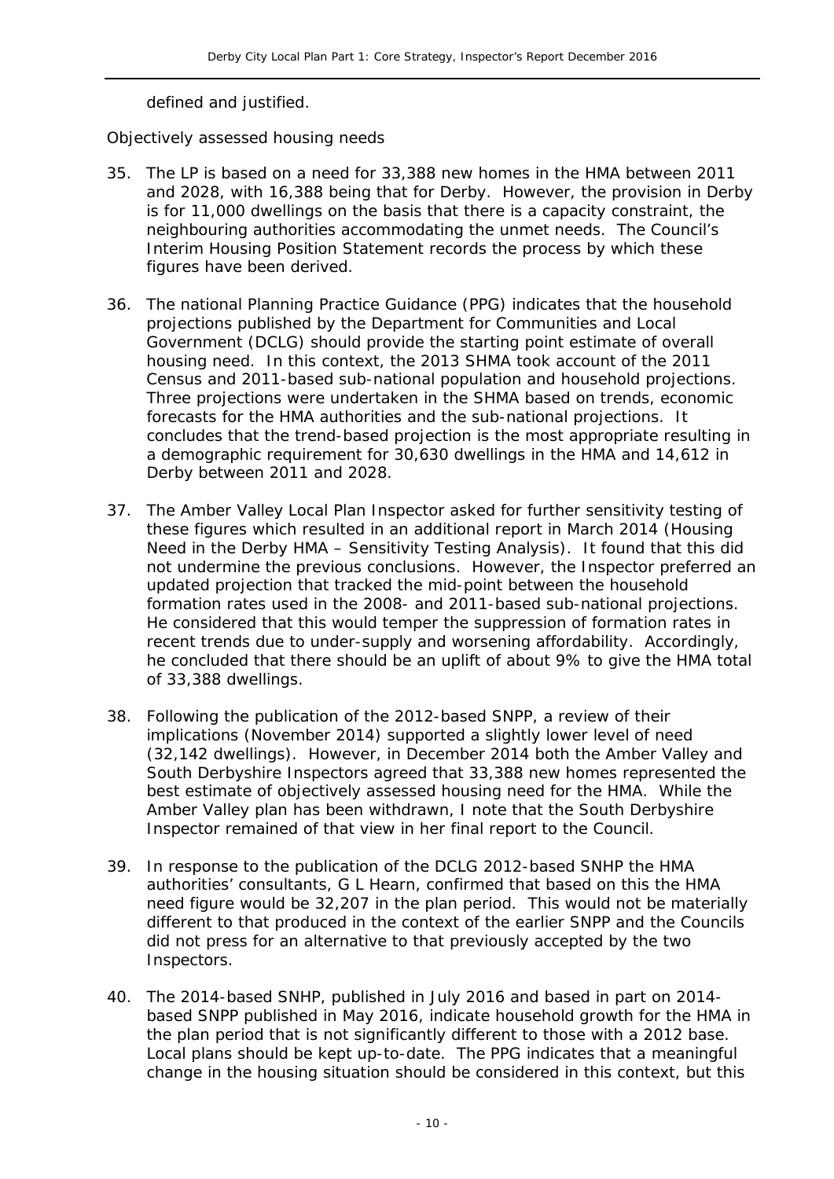defined and justified.

*Objectively assessed housing needs*

35. The LP is based on a need for 33,388 new homes in the HMA between 2011 and 2028, with 16,388 being that for Derby. However, the provision in Derby is for 11,000 dwellings on the basis that there is a capacity constraint, the neighbouring authorities accommodating the unmet needs. The Council's Interim Housing Position Statement records the process by which these figures have been derived.

36. The national Planning Practice Guidance (PPG) indicates that the household projections published by the Department for Communities and Local Government (DCLG) should provide the starting point estimate of overall housing need. In this context, the 2013 SHMA took account of the 2011 Census and 2011-based sub-national population and household projections. Three projections were undertaken in the SHMA based on trends, economic forecasts for the HMA authorities and the sub-national projections. It concludes that the trend-based projection is the most appropriate resulting in a demographic requirement for 30,630 dwellings in the HMA and 14,612 in Derby between 2011 and 2028.

37. The Amber Valley Local Plan Inspector asked for further sensitivity testing of these figures which resulted in an additional report in March 2014 (Housing Need in the Derby HMA – Sensitivity Testing Analysis). It found that this did not undermine the previous conclusions. However, the Inspector preferred an updated projection that tracked the mid-point between the household formation rates used in the 2008- and 2011-based sub-national projections. He considered that this would temper the suppression of formation rates in recent trends due to under-supply and worsening affordability. Accordingly, he concluded that there should be an uplift of about 9% to give the HMA total of 33,388 dwellings.

38. Following the publication of the 2012-based SNPP, a review of their implications (November 2014) supported a slightly lower level of need (32,142 dwellings). However, in December 2014 both the Amber Valley and South Derbyshire Inspectors agreed that 33,388 new homes represented the best estimate of objectively assessed housing need for the HMA. While the Amber Valley plan has been withdrawn, I note that the South Derbyshire Inspector remained of that view in her final report to the Council.

39. In response to the publication of the DCLG 2012-based SNHP the HMA authorities' consultants, G L Hearn, confirmed that based on this the HMA need figure would be 32,207 in the plan period. This would not be materially different to that produced in the context of the earlier SNPP and the Councils did not press for an alternative to that previously accepted by the two Inspectors.

40. The 2014-based SNHP, published in July 2016 and based in part on 2014-based SNPP published in May 2016, indicate household growth for the HMA in the plan period that is not significantly different to those with a 2012 base. Local plans should be kept up-to-date. The PPG indicates that a meaningful change in the housing situation should be considered in this context, but this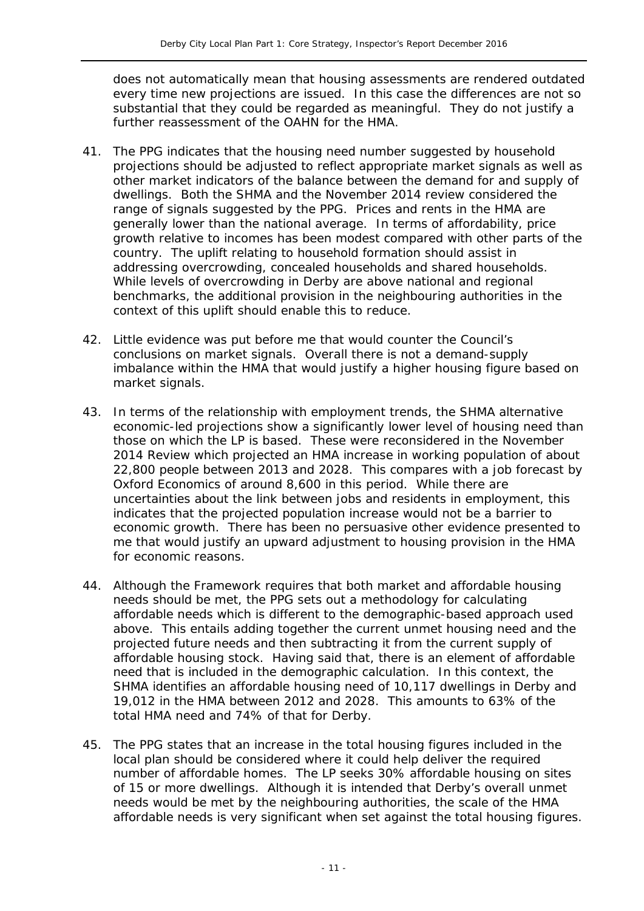does not automatically mean that housing assessments are rendered outdated every time new projections are issued. In this case the differences are not so substantial that they could be regarded as meaningful. They do not justify a further reassessment of the OAHN for the HMA.

41. The PPG indicates that the housing need number suggested by household projections should be adjusted to reflect appropriate market signals as well as other market indicators of the balance between the demand for and supply of dwellings. Both the SHMA and the November 2014 review considered the range of signals suggested by the PPG. Prices and rents in the HMA are generally lower than the national average. In terms of affordability, price growth relative to incomes has been modest compared with other parts of the country. The uplift relating to household formation should assist in addressing overcrowding, concealed households and shared households. While levels of overcrowding in Derby are above national and regional benchmarks, the additional provision in the neighbouring authorities in the context of this uplift should enable this to reduce.

42. Little evidence was put before me that would counter the Council's conclusions on market signals. Overall there is not a demand-supply imbalance within the HMA that would justify a higher housing figure based on market signals.

43. In terms of the relationship with employment trends, the SHMA alternative economic-led projections show a significantly lower level of housing need than those on which the LP is based. These were reconsidered in the November 2014 Review which projected an HMA increase in working population of about 22,800 people between 2013 and 2028. This compares with a job forecast by Oxford Economics of around 8,600 in this period. While there are uncertainties about the link between jobs and residents in employment, this indicates that the projected population increase would not be a barrier to economic growth. There has been no persuasive other evidence presented to me that would justify an upward adjustment to housing provision in the HMA for economic reasons.

44. Although the Framework requires that both market and affordable housing needs should be met, the PPG sets out a methodology for calculating affordable needs which is different to the demographic-based approach used above. This entails adding together the current unmet housing need and the projected future needs and then subtracting it from the current supply of affordable housing stock. Having said that, there is an element of affordable need that is included in the demographic calculation. In this context, the SHMA identifies an affordable housing need of 10,117 dwellings in Derby and 19,012 in the HMA between 2012 and 2028. This amounts to 63% of the total HMA need and 74% of that for Derby.

45. The PPG states that an increase in the total housing figures included in the local plan should be considered where it could help deliver the required number of affordable homes. The LP seeks 30% affordable housing on sites of 15 or more dwellings. Although it is intended that Derby's overall unmet needs would be met by the neighbouring authorities, the scale of the HMA affordable needs is very significant when set against the total housing figures.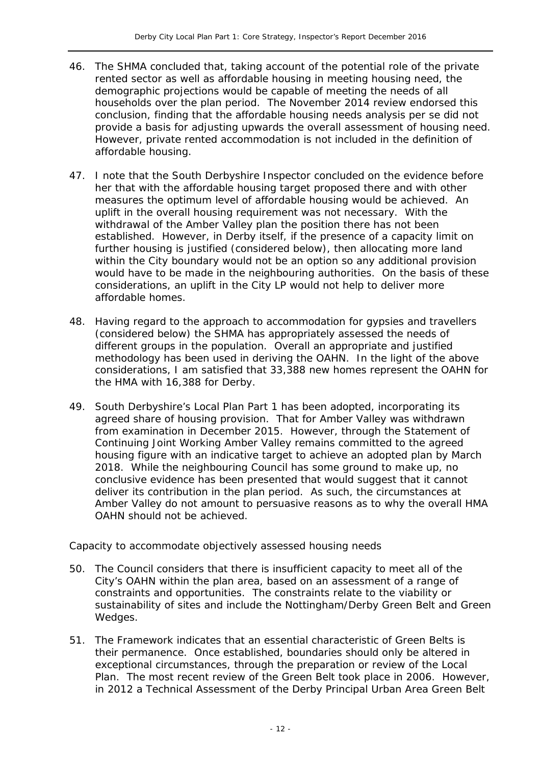46. The SHMA concluded that, taking account of the potential role of the private rented sector as well as affordable housing in meeting housing need, the demographic projections would be capable of meeting the needs of all households over the plan period. The November 2014 review endorsed this conclusion, finding that the affordable housing needs analysis per se did not provide a basis for adjusting upwards the overall assessment of housing need. However, private rented accommodation is not included in the definition of affordable housing.

47. I note that the South Derbyshire Inspector concluded on the evidence before her that with the affordable housing target proposed there and with other measures the optimum level of affordable housing would be achieved. An uplift in the overall housing requirement was not necessary. With the withdrawal of the Amber Valley plan the position there has not been established. However, in Derby itself, if the presence of a capacity limit on further housing is justified (considered below), then allocating more land within the City boundary would not be an option so any additional provision would have to be made in the neighbouring authorities. On the basis of these considerations, an uplift in the City LP would not help to deliver more affordable homes.

48. Having regard to the approach to accommodation for gypsies and travellers (considered below) the SHMA has appropriately assessed the needs of different groups in the population. Overall an appropriate and justified methodology has been used in deriving the OAHN. In the light of the above considerations, I am satisfied that 33,388 new homes represent the OAHN for the HMA with 16,388 for Derby.

49. South Derbyshire's Local Plan Part 1 has been adopted, incorporating its agreed share of housing provision. That for Amber Valley was withdrawn from examination in December 2015. However, through the Statement of Continuing Joint Working Amber Valley remains committed to the agreed housing figure with an indicative target to achieve an adopted plan by March 2018. While the neighbouring Council has some ground to make up, no conclusive evidence has been presented that would suggest that it cannot deliver its contribution in the plan period. As such, the circumstances at Amber Valley do not amount to persuasive reasons as to why the overall HMA OAHN should not be achieved.

*Capacity to accommodate objectively assessed housing needs*

50. The Council considers that there is insufficient capacity to meet all of the City's OAHN within the plan area, based on an assessment of a range of constraints and opportunities. The constraints relate to the viability or sustainability of sites and include the Nottingham/Derby Green Belt and Green Wedges.

51. The Framework indicates that an essential characteristic of Green Belts is their permanence. Once established, boundaries should only be altered in exceptional circumstances, through the preparation or review of the Local Plan. The most recent review of the Green Belt took place in 2006. However, in 2012 a Technical Assessment of the Derby Principal Urban Area Green Belt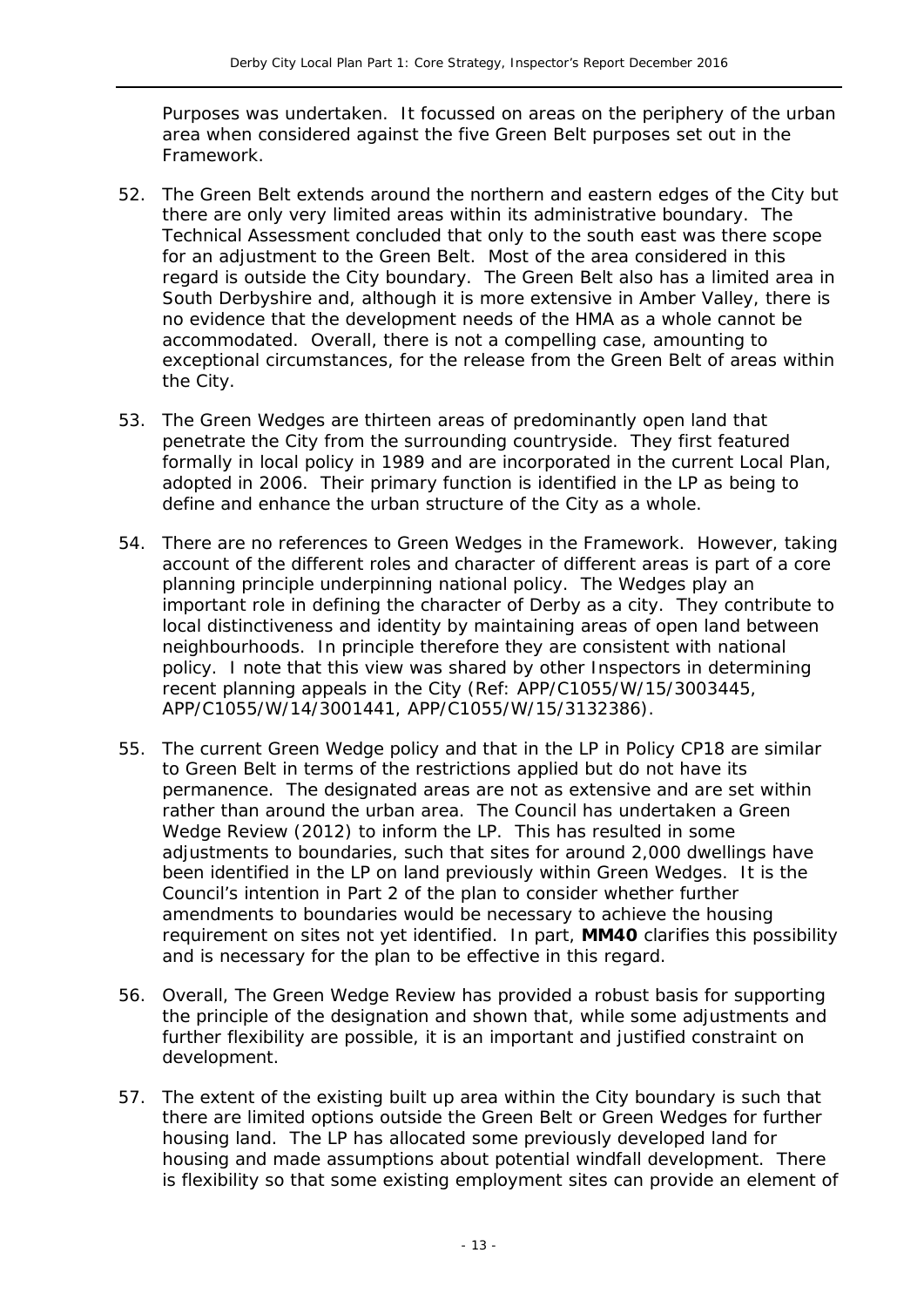Purposes was undertaken. It focussed on areas on the periphery of the urban area when considered against the five Green Belt purposes set out in the Framework.

52. The Green Belt extends around the northern and eastern edges of the City but there are only very limited areas within its administrative boundary. The Technical Assessment concluded that only to the south east was there scope for an adjustment to the Green Belt. Most of the area considered in this regard is outside the City boundary. The Green Belt also has a limited area in South Derbyshire and, although it is more extensive in Amber Valley, there is no evidence that the development needs of the HMA as a whole cannot be accommodated. Overall, there is not a compelling case, amounting to exceptional circumstances, for the release from the Green Belt of areas within the City.

53. The Green Wedges are thirteen areas of predominantly open land that penetrate the City from the surrounding countryside. They first featured formally in local policy in 1989 and are incorporated in the current Local Plan, adopted in 2006. Their primary function is identified in the LP as being to define and enhance the urban structure of the City as a whole.

54. There are no references to Green Wedges in the Framework. However, taking account of the different roles and character of different areas is part of a core planning principle underpinning national policy. The Wedges play an important role in defining the character of Derby as a city. They contribute to local distinctiveness and identity by maintaining areas of open land between neighbourhoods. In principle therefore they are consistent with national policy. I note that this view was shared by other Inspectors in determining recent planning appeals in the City (Ref: APP/C1055/W/15/3003445, APP/C1055/W/14/3001441, APP/C1055/W/15/3132386).

55. The current Green Wedge policy and that in the LP in Policy CP18 are similar to Green Belt in terms of the restrictions applied but do not have its permanence. The designated areas are not as extensive and are set within rather than around the urban area. The Council has undertaken a Green Wedge Review (2012) to inform the LP. This has resulted in some adjustments to boundaries, such that sites for around 2,000 dwellings have been identified in the LP on land previously within Green Wedges. It is the Council's intention in Part 2 of the plan to consider whether further amendments to boundaries would be necessary to achieve the housing requirement on sites not yet identified. In part, **MM40** clarifies this possibility and is necessary for the plan to be effective in this regard.

56. Overall, The Green Wedge Review has provided a robust basis for supporting the principle of the designation and shown that, while some adjustments and further flexibility are possible, it is an important and justified constraint on development.

57. The extent of the existing built up area within the City boundary is such that there are limited options outside the Green Belt or Green Wedges for further housing land. The LP has allocated some previously developed land for housing and made assumptions about potential windfall development. There is flexibility so that some existing employment sites can provide an element of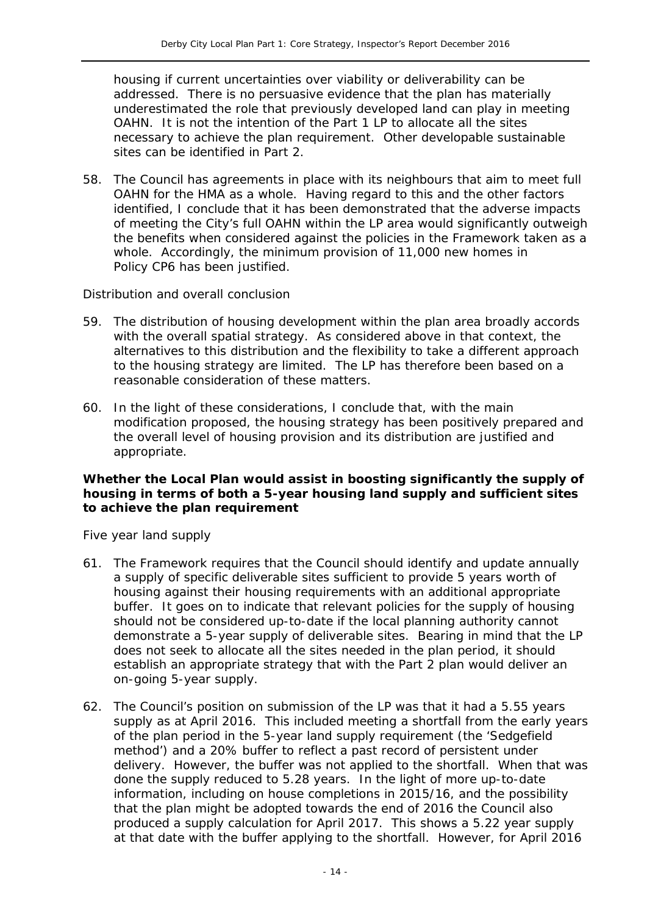housing if current uncertainties over viability or deliverability can be addressed. There is no persuasive evidence that the plan has materially underestimated the role that previously developed land can play in meeting OAHN. It is not the intention of the Part 1 LP to allocate all the sites necessary to achieve the plan requirement. Other developable sustainable sites can be identified in Part 2.

58. The Council has agreements in place with its neighbours that aim to meet full OAHN for the HMA as a whole. Having regard to this and the other factors identified, I conclude that it has been demonstrated that the adverse impacts of meeting the City's full OAHN within the LP area would significantly outweigh the benefits when considered against the policies in the Framework taken as a whole. Accordingly, the minimum provision of 11,000 new homes in Policy CP6 has been justified.

*Distribution and overall conclusion*

59. The distribution of housing development within the plan area broadly accords with the overall spatial strategy. As considered above in that context, the alternatives to this distribution and the flexibility to take a different approach to the housing strategy are limited. The LP has therefore been based on a reasonable consideration of these matters.

60. In the light of these considerations, I conclude that, with the main modification proposed, the housing strategy has been positively prepared and the overall level of housing provision and its distribution are justified and appropriate.

**Whether the Local Plan would assist in boosting significantly the supply of housing in terms of both a 5-year housing land supply and sufficient sites to achieve the plan requirement**

*Five year land supply*

61. The Framework requires that the Council should identify and update annually a supply of specific deliverable sites sufficient to provide 5 years worth of housing against their housing requirements with an additional appropriate buffer. It goes on to indicate that relevant policies for the supply of housing should not be considered up-to-date if the local planning authority cannot demonstrate a 5-year supply of deliverable sites. Bearing in mind that the LP does not seek to allocate all the sites needed in the plan period, it should establish an appropriate strategy that with the Part 2 plan would deliver an on-going 5-year supply.

62. The Council's position on submission of the LP was that it had a 5.55 years supply as at April 2016. This included meeting a shortfall from the early years of the plan period in the 5-year land supply requirement (the 'Sedgefield method') and a 20% buffer to reflect a past record of persistent under delivery. However, the buffer was not applied to the shortfall. When that was done the supply reduced to 5.28 years. In the light of more up-to-date information, including on house completions in 2015/16, and the possibility that the plan might be adopted towards the end of 2016 the Council also produced a supply calculation for April 2017. This shows a 5.22 year supply at that date with the buffer applying to the shortfall. However, for April 2016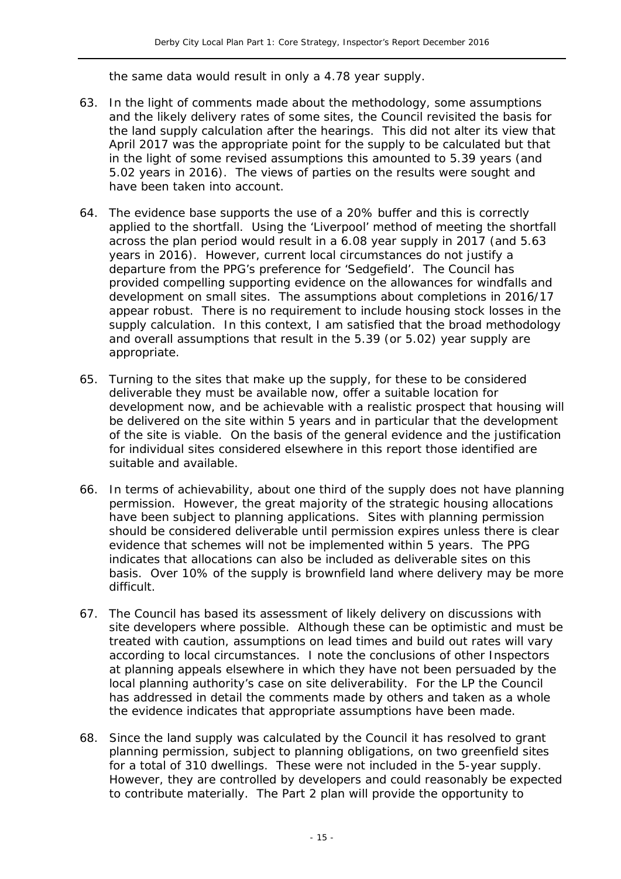the same data would result in only a 4.78 year supply.

63. In the light of comments made about the methodology, some assumptions and the likely delivery rates of some sites, the Council revisited the basis for the land supply calculation after the hearings. This did not alter its view that April 2017 was the appropriate point for the supply to be calculated but that in the light of some revised assumptions this amounted to 5.39 years (and 5.02 years in 2016). The views of parties on the results were sought and have been taken into account.

64. The evidence base supports the use of a 20% buffer and this is correctly applied to the shortfall. Using the 'Liverpool' method of meeting the shortfall across the plan period would result in a 6.08 year supply in 2017 (and 5.63 years in 2016). However, current local circumstances do not justify a departure from the PPG's preference for 'Sedgefield'. The Council has provided compelling supporting evidence on the allowances for windfalls and development on small sites. The assumptions about completions in 2016/17 appear robust. There is no requirement to include housing stock losses in the supply calculation. In this context, I am satisfied that the broad methodology and overall assumptions that result in the 5.39 (or 5.02) year supply are appropriate.

65. Turning to the sites that make up the supply, for these to be considered deliverable they must be available now, offer a suitable location for development now, and be achievable with a realistic prospect that housing will be delivered on the site within 5 years and in particular that the development of the site is viable. On the basis of the general evidence and the justification for individual sites considered elsewhere in this report those identified are suitable and available.

66. In terms of achievability, about one third of the supply does not have planning permission. However, the great majority of the strategic housing allocations have been subject to planning applications. Sites with planning permission should be considered deliverable until permission expires unless there is clear evidence that schemes will not be implemented within 5 years. The PPG indicates that allocations can also be included as deliverable sites on this basis. Over 10% of the supply is brownfield land where delivery may be more difficult.

67. The Council has based its assessment of likely delivery on discussions with site developers where possible. Although these can be optimistic and must be treated with caution, assumptions on lead times and build out rates will vary according to local circumstances. I note the conclusions of other Inspectors at planning appeals elsewhere in which they have not been persuaded by the local planning authority's case on site deliverability. For the LP the Council has addressed in detail the comments made by others and taken as a whole the evidence indicates that appropriate assumptions have been made.

68. Since the land supply was calculated by the Council it has resolved to grant planning permission, subject to planning obligations, on two greenfield sites for a total of 310 dwellings. These were not included in the 5-year supply. However, they are controlled by developers and could reasonably be expected to contribute materially. The Part 2 plan will provide the opportunity to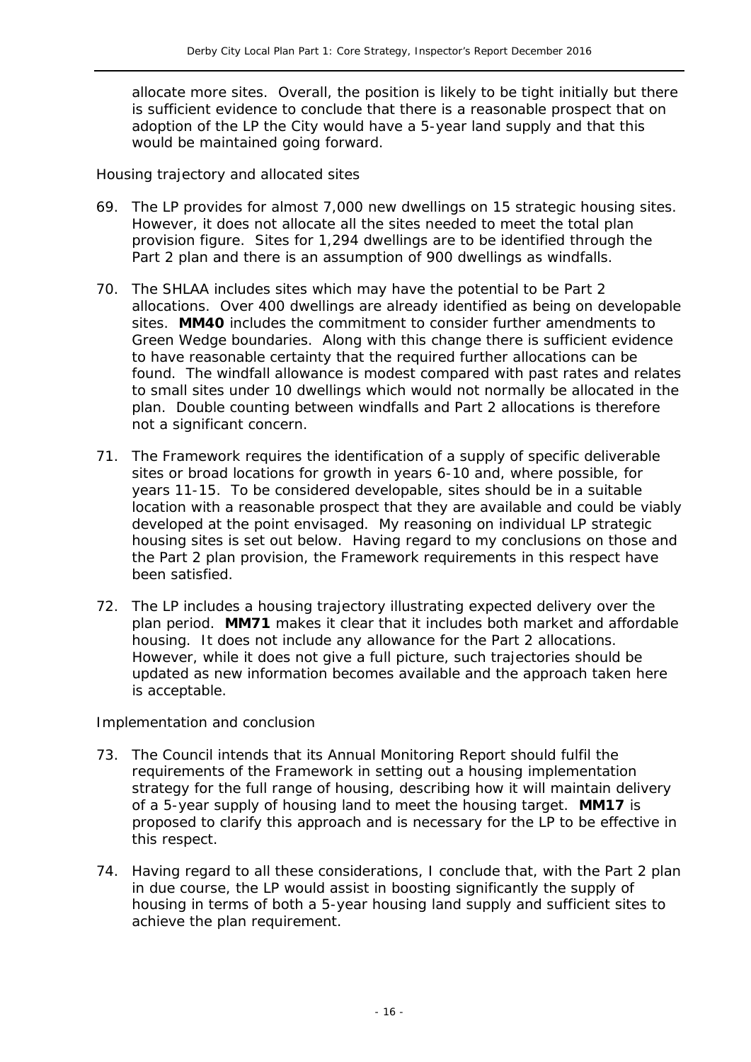allocate more sites. Overall, the position is likely to be tight initially but there is sufficient evidence to conclude that there is a reasonable prospect that on adoption of the LP the City would have a 5-year land supply and that this would be maintained going forward.

*Housing trajectory and allocated sites*

69. The LP provides for almost 7,000 new dwellings on 15 strategic housing sites. However, it does not allocate all the sites needed to meet the total plan provision figure. Sites for 1,294 dwellings are to be identified through the Part 2 plan and there is an assumption of 900 dwellings as windfalls.

70. The SHLAA includes sites which may have the potential to be Part 2 allocations. Over 400 dwellings are already identified as being on developable sites. **MM40** includes the commitment to consider further amendments to Green Wedge boundaries. Along with this change there is sufficient evidence to have reasonable certainty that the required further allocations can be found. The windfall allowance is modest compared with past rates and relates to small sites under 10 dwellings which would not normally be allocated in the plan. Double counting between windfalls and Part 2 allocations is therefore not a significant concern.

71. The Framework requires the identification of a supply of specific deliverable sites or broad locations for growth in years 6-10 and, where possible, for years 11-15. To be considered developable, sites should be in a suitable location with a reasonable prospect that they are available and could be viably developed at the point envisaged. My reasoning on individual LP strategic housing sites is set out below. Having regard to my conclusions on those and the Part 2 plan provision, the Framework requirements in this respect have been satisfied.

72. The LP includes a housing trajectory illustrating expected delivery over the plan period. **MM71** makes it clear that it includes both market and affordable housing. It does not include any allowance for the Part 2 allocations. However, while it does not give a full picture, such trajectories should be updated as new information becomes available and the approach taken here is acceptable.

*Implementation and conclusion*

73. The Council intends that its Annual Monitoring Report should fulfil the requirements of the Framework in setting out a housing implementation strategy for the full range of housing, describing how it will maintain delivery of a 5-year supply of housing land to meet the housing target. **MM17** is proposed to clarify this approach and is necessary for the LP to be effective in this respect.

74. Having regard to all these considerations, I conclude that, with the Part 2 plan in due course, the LP would assist in boosting significantly the supply of housing in terms of both a 5-year housing land supply and sufficient sites to achieve the plan requirement.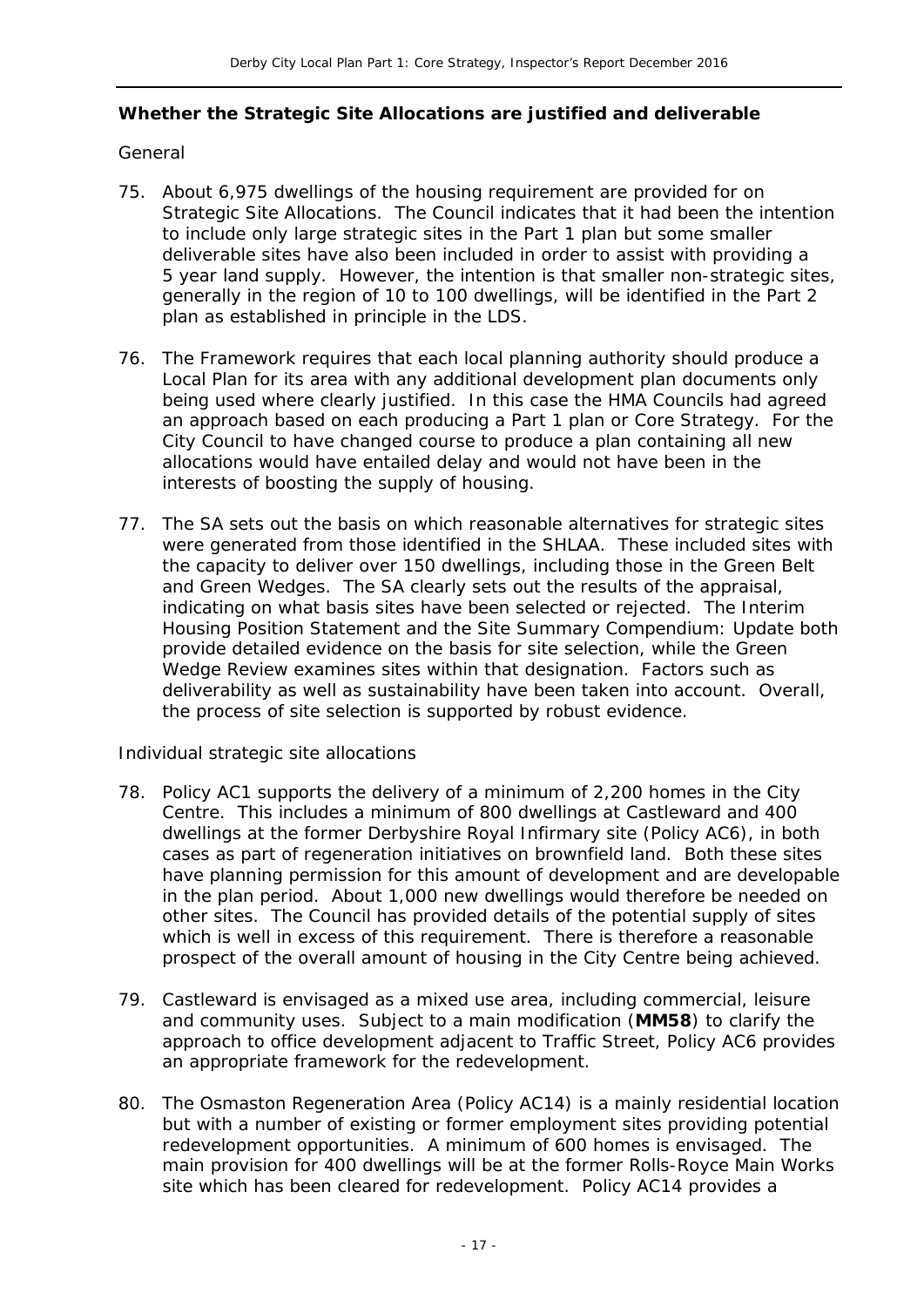**Whether the Strategic Site Allocations are justified and deliverable**

*General*

75. About 6,975 dwellings of the housing requirement are provided for on Strategic Site Allocations. The Council indicates that it had been the intention to include only large strategic sites in the Part 1 plan but some smaller deliverable sites have also been included in order to assist with providing a 5 year land supply. However, the intention is that smaller non-strategic sites, generally in the region of 10 to 100 dwellings, will be identified in the Part 2 plan as established in principle in the LDS.

76. The Framework requires that each local planning authority should produce a Local Plan for its area with any additional development plan documents only being used where clearly justified. In this case the HMA Councils had agreed an approach based on each producing a Part 1 plan or Core Strategy. For the City Council to have changed course to produce a plan containing all new allocations would have entailed delay and would not have been in the interests of boosting the supply of housing.

77. The SA sets out the basis on which reasonable alternatives for strategic sites were generated from those identified in the SHLAA. These included sites with the capacity to deliver over 150 dwellings, including those in the Green Belt and Green Wedges. The SA clearly sets out the results of the appraisal, indicating on what basis sites have been selected or rejected. The Interim Housing Position Statement and the Site Summary Compendium: Update both provide detailed evidence on the basis for site selection, while the Green Wedge Review examines sites within that designation. Factors such as deliverability as well as sustainability have been taken into account. Overall, the process of site selection is supported by robust evidence.

*Individual strategic site allocations*

78. Policy AC1 supports the delivery of a minimum of 2,200 homes in the City Centre. This includes a minimum of 800 dwellings at Castleward and 400 dwellings at the former Derbyshire Royal Infirmary site (Policy AC6), in both cases as part of regeneration initiatives on brownfield land. Both these sites have planning permission for this amount of development and are developable in the plan period. About 1,000 new dwellings would therefore be needed on other sites. The Council has provided details of the potential supply of sites which is well in excess of this requirement. There is therefore a reasonable prospect of the overall amount of housing in the City Centre being achieved.

79. Castleward is envisaged as a mixed use area, including commercial, leisure and community uses. Subject to a main modification (**MM58**) to clarify the approach to office development adjacent to Traffic Street, Policy AC6 provides an appropriate framework for the redevelopment.

80. The Osmaston Regeneration Area (Policy AC14) is a mainly residential location but with a number of existing or former employment sites providing potential redevelopment opportunities. A minimum of 600 homes is envisaged. The main provision for 400 dwellings will be at the former Rolls-Royce Main Works site which has been cleared for redevelopment. Policy AC14 provides a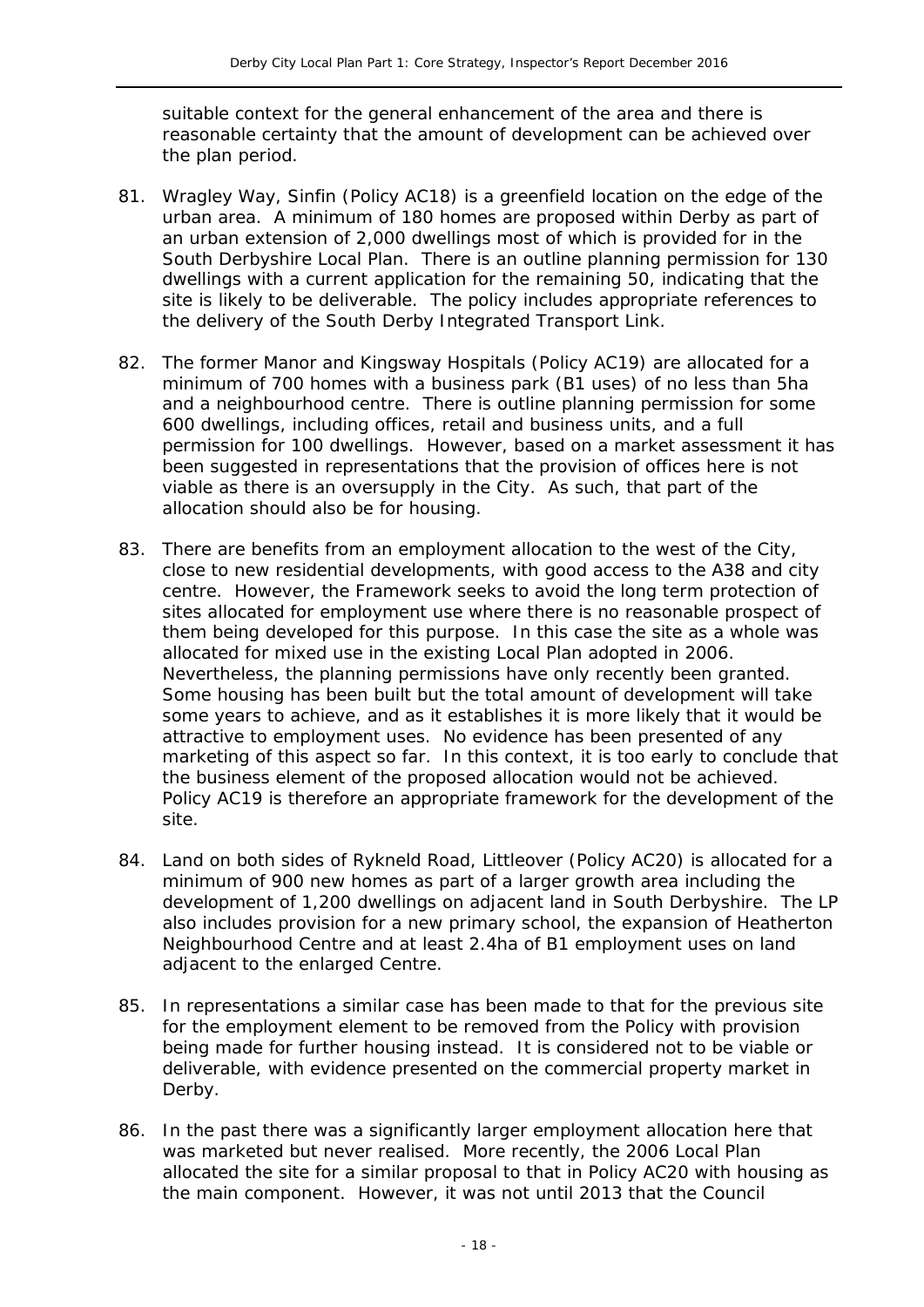suitable context for the general enhancement of the area and there is reasonable certainty that the amount of development can be achieved over the plan period.

81. Wragley Way, Sinfin (Policy AC18) is a greenfield location on the edge of the urban area. A minimum of 180 homes are proposed within Derby as part of an urban extension of 2,000 dwellings most of which is provided for in the South Derbyshire Local Plan. There is an outline planning permission for 130 dwellings with a current application for the remaining 50, indicating that the site is likely to be deliverable. The policy includes appropriate references to the delivery of the South Derby Integrated Transport Link.

82. The former Manor and Kingsway Hospitals (Policy AC19) are allocated for a minimum of 700 homes with a business park (B1 uses) of no less than 5ha and a neighbourhood centre. There is outline planning permission for some 600 dwellings, including offices, retail and business units, and a full permission for 100 dwellings. However, based on a market assessment it has been suggested in representations that the provision of offices here is not viable as there is an oversupply in the City. As such, that part of the allocation should also be for housing.

83. There are benefits from an employment allocation to the west of the City, close to new residential developments, with good access to the A38 and city centre. However, the Framework seeks to avoid the long term protection of sites allocated for employment use where there is no reasonable prospect of them being developed for this purpose. In this case the site as a whole was allocated for mixed use in the existing Local Plan adopted in 2006. Nevertheless, the planning permissions have only recently been granted. Some housing has been built but the total amount of development will take some years to achieve, and as it establishes it is more likely that it would be attractive to employment uses. No evidence has been presented of any marketing of this aspect so far. In this context, it is too early to conclude that the business element of the proposed allocation would not be achieved. Policy AC19 is therefore an appropriate framework for the development of the site.

84. Land on both sides of Rykneld Road, Littleover (Policy AC20) is allocated for a minimum of 900 new homes as part of a larger growth area including the development of 1,200 dwellings on adjacent land in South Derbyshire. The LP also includes provision for a new primary school, the expansion of Heatherton Neighbourhood Centre and at least 2.4ha of B1 employment uses on land adjacent to the enlarged Centre.

85. In representations a similar case has been made to that for the previous site for the employment element to be removed from the Policy with provision being made for further housing instead. It is considered not to be viable or deliverable, with evidence presented on the commercial property market in Derby.

86. In the past there was a significantly larger employment allocation here that was marketed but never realised. More recently, the 2006 Local Plan allocated the site for a similar proposal to that in Policy AC20 with housing as the main component. However, it was not until 2013 that the Council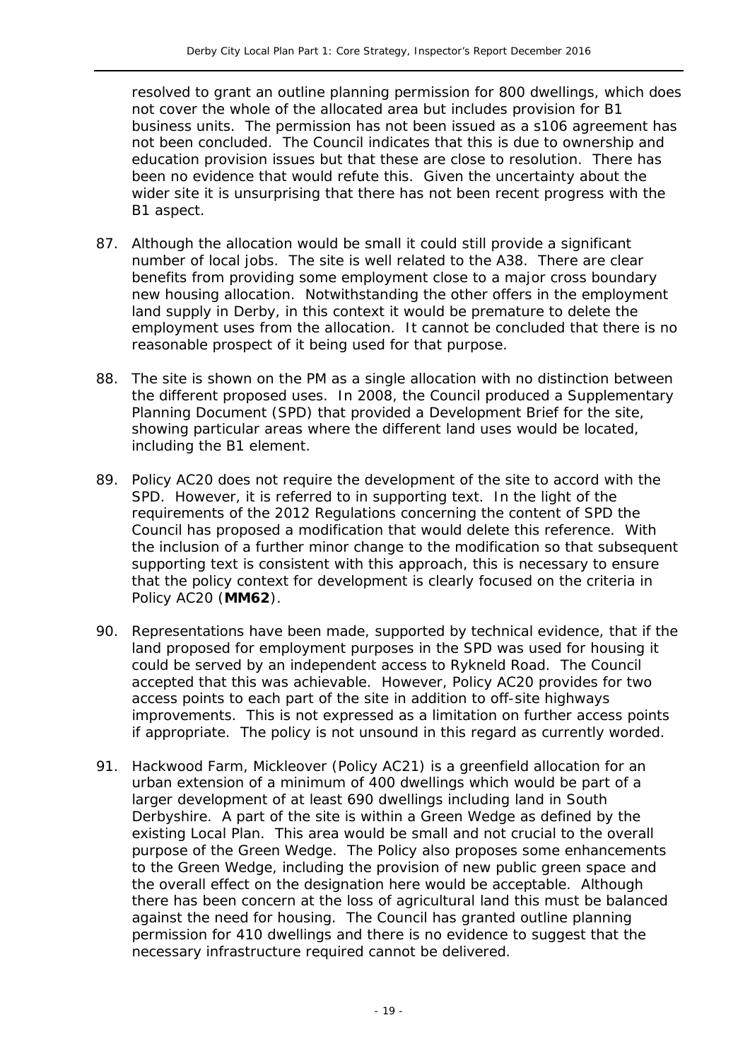resolved to grant an outline planning permission for 800 dwellings, which does not cover the whole of the allocated area but includes provision for B1 business units. The permission has not been issued as a s106 agreement has not been concluded. The Council indicates that this is due to ownership and education provision issues but that these are close to resolution. There has been no evidence that would refute this. Given the uncertainty about the wider site it is unsurprising that there has not been recent progress with the B1 aspect.

87. Although the allocation would be small it could still provide a significant number of local jobs. The site is well related to the A38. There are clear benefits from providing some employment close to a major cross boundary new housing allocation. Notwithstanding the other offers in the employment land supply in Derby, in this context it would be premature to delete the employment uses from the allocation. It cannot be concluded that there is no reasonable prospect of it being used for that purpose.

88. The site is shown on the PM as a single allocation with no distinction between the different proposed uses. In 2008, the Council produced a Supplementary Planning Document (SPD) that provided a Development Brief for the site, showing particular areas where the different land uses would be located, including the B1 element.

89. Policy AC20 does not require the development of the site to accord with the SPD. However, it is referred to in supporting text. In the light of the requirements of the 2012 Regulations concerning the content of SPD the Council has proposed a modification that would delete this reference. With the inclusion of a further minor change to the modification so that subsequent supporting text is consistent with this approach, this is necessary to ensure that the policy context for development is clearly focused on the criteria in Policy AC20 (**MM62**).

90. Representations have been made, supported by technical evidence, that if the land proposed for employment purposes in the SPD was used for housing it could be served by an independent access to Rykneld Road. The Council accepted that this was achievable. However, Policy AC20 provides for two access points to each part of the site in addition to off-site highways improvements. This is not expressed as a limitation on further access points if appropriate. The policy is not unsound in this regard as currently worded.

91. Hackwood Farm, Mickleover (Policy AC21) is a greenfield allocation for an urban extension of a minimum of 400 dwellings which would be part of a larger development of at least 690 dwellings including land in South Derbyshire. A part of the site is within a Green Wedge as defined by the existing Local Plan. This area would be small and not crucial to the overall purpose of the Green Wedge. The Policy also proposes some enhancements to the Green Wedge, including the provision of new public green space and the overall effect on the designation here would be acceptable. Although there has been concern at the loss of agricultural land this must be balanced against the need for housing. The Council has granted outline planning permission for 410 dwellings and there is no evidence to suggest that the necessary infrastructure required cannot be delivered.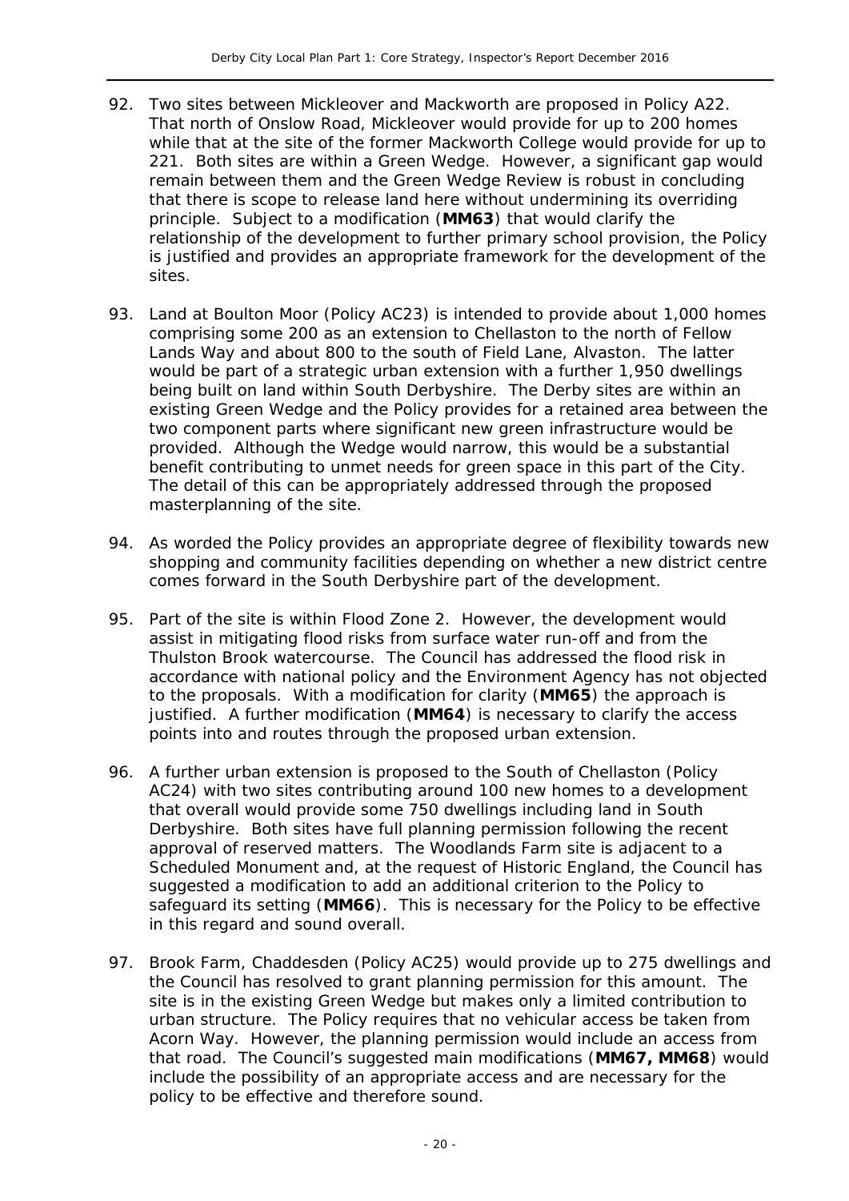92. Two sites between Mickleover and Mackworth are proposed in Policy A22. That north of Onslow Road, Mickleover would provide for up to 200 homes while that at the site of the former Mackworth College would provide for up to 221. Both sites are within a Green Wedge. However, a significant gap would remain between them and the Green Wedge Review is robust in concluding that there is scope to release land here without undermining its overriding principle. Subject to a modification (**MM63**) that would clarify the relationship of the development to further primary school provision, the Policy is justified and provides an appropriate framework for the development of the sites.

93. Land at Boulton Moor (Policy AC23) is intended to provide about 1,000 homes comprising some 200 as an extension to Chellaston to the north of Fellow Lands Way and about 800 to the south of Field Lane, Alvaston. The latter would be part of a strategic urban extension with a further 1,950 dwellings being built on land within South Derbyshire. The Derby sites are within an existing Green Wedge and the Policy provides for a retained area between the two component parts where significant new green infrastructure would be provided. Although the Wedge would narrow, this would be a substantial benefit contributing to unmet needs for green space in this part of the City. The detail of this can be appropriately addressed through the proposed masterplanning of the site.

94. As worded the Policy provides an appropriate degree of flexibility towards new shopping and community facilities depending on whether a new district centre comes forward in the South Derbyshire part of the development.

95. Part of the site is within Flood Zone 2. However, the development would assist in mitigating flood risks from surface water run-off and from the Thulston Brook watercourse. The Council has addressed the flood risk in accordance with national policy and the Environment Agency has not objected to the proposals. With a modification for clarity (**MM65**) the approach is justified. A further modification (**MM64**) is necessary to clarify the access points into and routes through the proposed urban extension.

96. A further urban extension is proposed to the South of Chellaston (Policy AC24) with two sites contributing around 100 new homes to a development that overall would provide some 750 dwellings including land in South Derbyshire. Both sites have full planning permission following the recent approval of reserved matters. The Woodlands Farm site is adjacent to a Scheduled Monument and, at the request of Historic England, the Council has suggested a modification to add an additional criterion to the Policy to safeguard its setting (**MM66**). This is necessary for the Policy to be effective in this regard and sound overall.

97. Brook Farm, Chaddesden (Policy AC25) would provide up to 275 dwellings and the Council has resolved to grant planning permission for this amount. The site is in the existing Green Wedge but makes only a limited contribution to urban structure. The Policy requires that no vehicular access be taken from Acorn Way. However, the planning permission would include an access from that road. The Council's suggested main modifications (**MM67, MM68**) would include the possibility of an appropriate access and are necessary for the policy to be effective and therefore sound.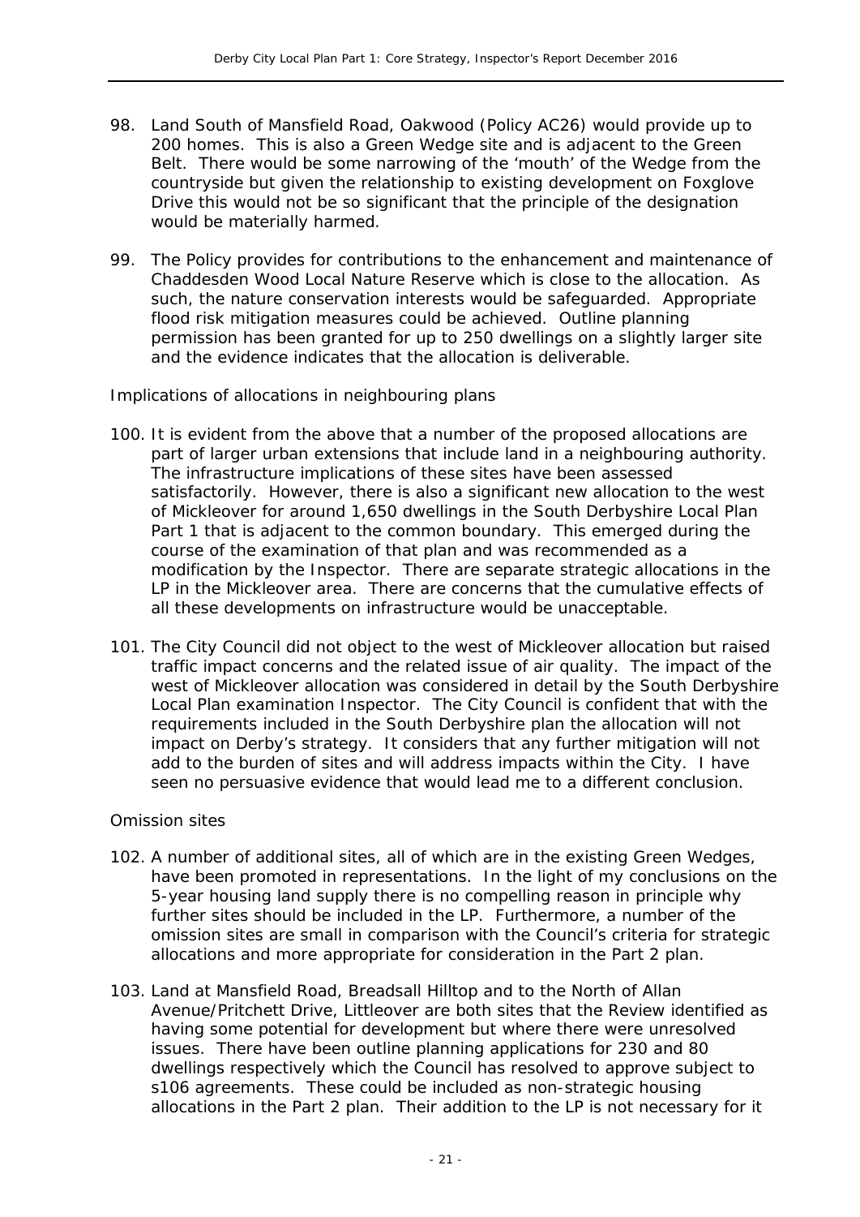98. Land South of Mansfield Road, Oakwood (Policy AC26) would provide up to 200 homes. This is also a Green Wedge site and is adjacent to the Green Belt. There would be some narrowing of the 'mouth' of the Wedge from the countryside but given the relationship to existing development on Foxglove Drive this would not be so significant that the principle of the designation would be materially harmed.

99. The Policy provides for contributions to the enhancement and maintenance of Chaddesden Wood Local Nature Reserve which is close to the allocation. As such, the nature conservation interests would be safeguarded. Appropriate flood risk mitigation measures could be achieved. Outline planning permission has been granted for up to 250 dwellings on a slightly larger site and the evidence indicates that the allocation is deliverable.

*Implications of allocations in neighbouring plans*

100. It is evident from the above that a number of the proposed allocations are part of larger urban extensions that include land in a neighbouring authority. The infrastructure implications of these sites have been assessed satisfactorily. However, there is also a significant new allocation to the west of Mickleover for around 1,650 dwellings in the South Derbyshire Local Plan Part 1 that is adjacent to the common boundary. This emerged during the course of the examination of that plan and was recommended as a modification by the Inspector. There are separate strategic allocations in the LP in the Mickleover area. There are concerns that the cumulative effects of all these developments on infrastructure would be unacceptable.

101. The City Council did not object to the west of Mickleover allocation but raised traffic impact concerns and the related issue of air quality. The impact of the west of Mickleover allocation was considered in detail by the South Derbyshire Local Plan examination Inspector. The City Council is confident that with the requirements included in the South Derbyshire plan the allocation will not impact on Derby's strategy. It considers that any further mitigation will not add to the burden of sites and will address impacts within the City. I have seen no persuasive evidence that would lead me to a different conclusion.

*Omission sites*

102. A number of additional sites, all of which are in the existing Green Wedges, have been promoted in representations. In the light of my conclusions on the 5-year housing land supply there is no compelling reason in principle why further sites should be included in the LP. Furthermore, a number of the omission sites are small in comparison with the Council's criteria for strategic allocations and more appropriate for consideration in the Part 2 plan.

103. Land at Mansfield Road, Breadsall Hilltop and to the North of Allan Avenue/Pritchett Drive, Littleover are both sites that the Review identified as having some potential for development but where there were unresolved issues. There have been outline planning applications for 230 and 80 dwellings respectively which the Council has resolved to approve subject to s106 agreements. These could be included as non-strategic housing allocations in the Part 2 plan. Their addition to the LP is not necessary for it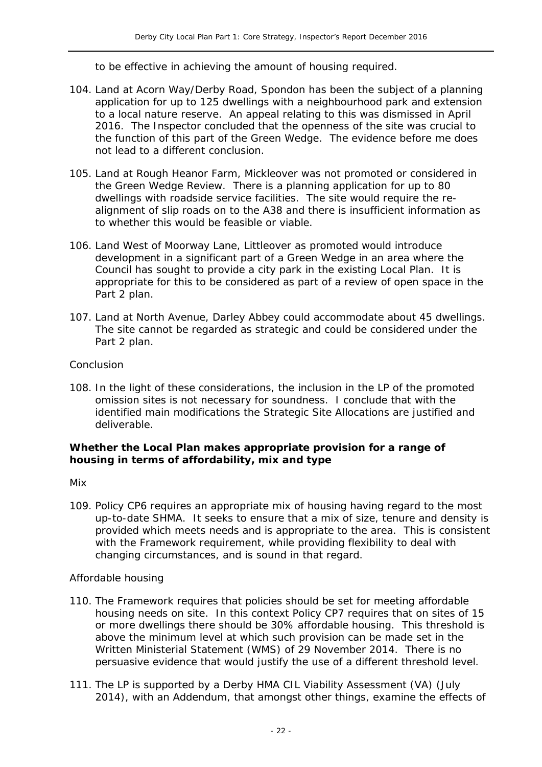to be effective in achieving the amount of housing required.

104. Land at Acorn Way/Derby Road, Spondon has been the subject of a planning application for up to 125 dwellings with a neighbourhood park and extension to a local nature reserve. An appeal relating to this was dismissed in April 2016. The Inspector concluded that the openness of the site was crucial to the function of this part of the Green Wedge. The evidence before me does not lead to a different conclusion.

105. Land at Rough Heanor Farm, Mickleover was not promoted or considered in the Green Wedge Review. There is a planning application for up to 80 dwellings with roadside service facilities. The site would require the re-alignment of slip roads on to the A38 and there is insufficient information as to whether this would be feasible or viable.

106. Land West of Moorway Lane, Littleover as promoted would introduce development in a significant part of a Green Wedge in an area where the Council has sought to provide a city park in the existing Local Plan. It is appropriate for this to be considered as part of a review of open space in the Part 2 plan.

107. Land at North Avenue, Darley Abbey could accommodate about 45 dwellings. The site cannot be regarded as strategic and could be considered under the Part 2 plan.

*Conclusion*

108. In the light of these considerations, the inclusion in the LP of the promoted omission sites is not necessary for soundness. I conclude that with the identified main modifications the Strategic Site Allocations are justified and deliverable.

**Whether the Local Plan makes appropriate provision for a range of housing in terms of affordability, mix and type**

*Mix*

109. Policy CP6 requires an appropriate mix of housing having regard to the most up-to-date SHMA. It seeks to ensure that a mix of size, tenure and density is provided which meets needs and is appropriate to the area. This is consistent with the Framework requirement, while providing flexibility to deal with changing circumstances, and is sound in that regard.

*Affordable housing*

110. The Framework requires that policies should be set for meeting affordable housing needs on site. In this context Policy CP7 requires that on sites of 15 or more dwellings there should be 30% affordable housing. This threshold is above the minimum level at which such provision can be made set in the Written Ministerial Statement (WMS) of 29 November 2014. There is no persuasive evidence that would justify the use of a different threshold level.

111. The LP is supported by a Derby HMA CIL Viability Assessment (VA) (July 2014), with an Addendum, that amongst other things, examine the effects of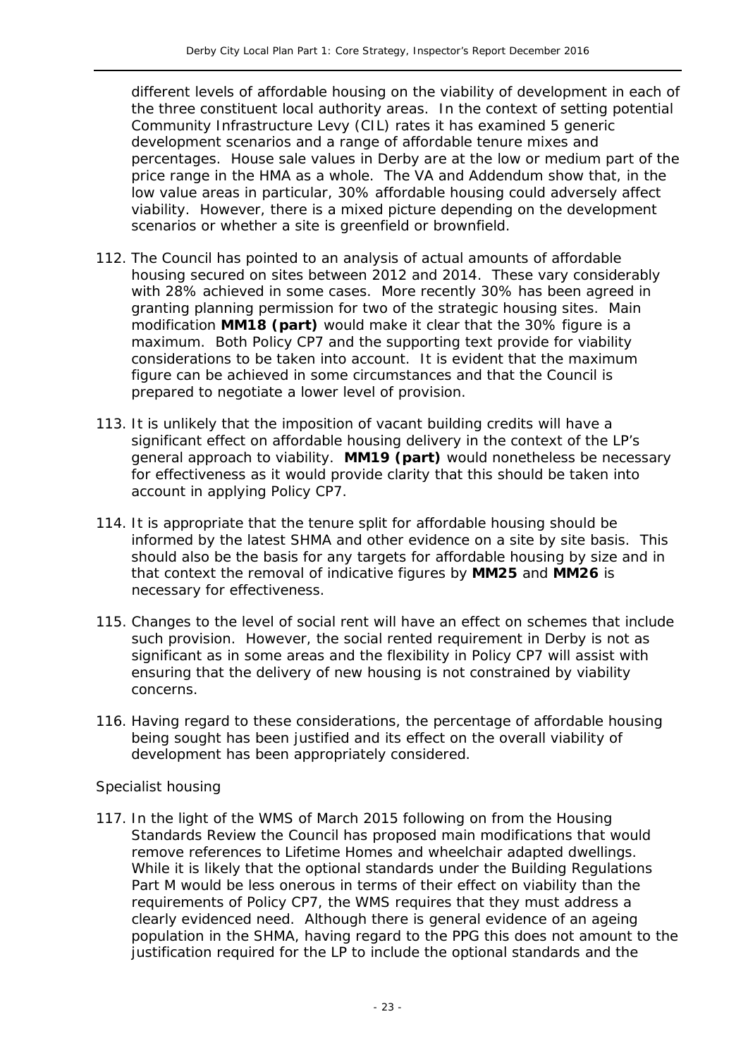different levels of affordable housing on the viability of development in each of the three constituent local authority areas. In the context of setting potential Community Infrastructure Levy (CIL) rates it has examined 5 generic development scenarios and a range of affordable tenure mixes and percentages. House sale values in Derby are at the low or medium part of the price range in the HMA as a whole. The VA and Addendum show that, in the low value areas in particular, 30% affordable housing could adversely affect viability. However, there is a mixed picture depending on the development scenarios or whether a site is greenfield or brownfield.

112. The Council has pointed to an analysis of actual amounts of affordable housing secured on sites between 2012 and 2014. These vary considerably with 28% achieved in some cases. More recently 30% has been agreed in granting planning permission for two of the strategic housing sites. Main modification **MM18 (part)** would make it clear that the 30% figure is a maximum. Both Policy CP7 and the supporting text provide for viability considerations to be taken into account. It is evident that the maximum figure can be achieved in some circumstances and that the Council is prepared to negotiate a lower level of provision.

113. It is unlikely that the imposition of vacant building credits will have a significant effect on affordable housing delivery in the context of the LP's general approach to viability. **MM19 (part)** would nonetheless be necessary for effectiveness as it would provide clarity that this should be taken into account in applying Policy CP7.

114. It is appropriate that the tenure split for affordable housing should be informed by the latest SHMA and other evidence on a site by site basis. This should also be the basis for any targets for affordable housing by size and in that context the removal of indicative figures by **MM25** and **MM26** is necessary for effectiveness.

115. Changes to the level of social rent will have an effect on schemes that include such provision. However, the social rented requirement in Derby is not as significant as in some areas and the flexibility in Policy CP7 will assist with ensuring that the delivery of new housing is not constrained by viability concerns.

116. Having regard to these considerations, the percentage of affordable housing being sought has been justified and its effect on the overall viability of development has been appropriately considered.

*Specialist housing*

117. In the light of the WMS of March 2015 following on from the Housing Standards Review the Council has proposed main modifications that would remove references to Lifetime Homes and wheelchair adapted dwellings. While it is likely that the optional standards under the Building Regulations Part M would be less onerous in terms of their effect on viability than the requirements of Policy CP7, the WMS requires that they must address a clearly evidenced need. Although there is general evidence of an ageing population in the SHMA, having regard to the PPG this does not amount to the justification required for the LP to include the optional standards and the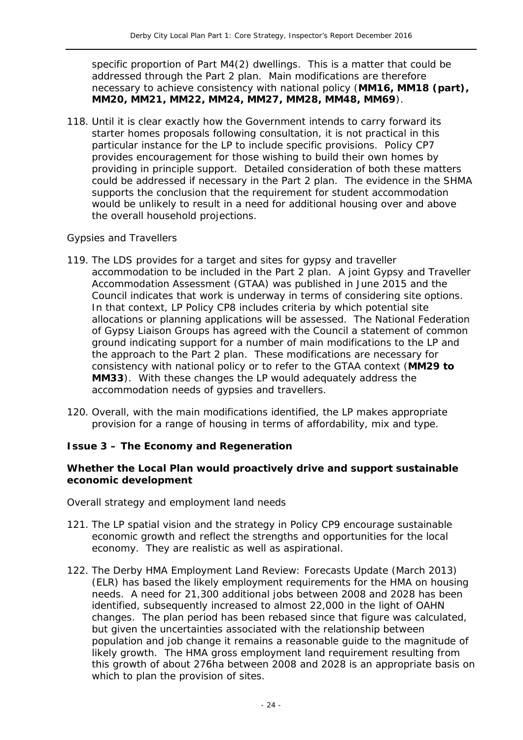specific proportion of Part M4(2) dwellings. This is a matter that could be addressed through the Part 2 plan. Main modifications are therefore necessary to achieve consistency with national policy (**MM16, MM18 (part), MM20, MM21, MM22, MM24, MM27, MM28, MM48, MM69**).

118. Until it is clear exactly how the Government intends to carry forward its starter homes proposals following consultation, it is not practical in this particular instance for the LP to include specific provisions. Policy CP7 provides encouragement for those wishing to build their own homes by providing in principle support. Detailed consideration of both these matters could be addressed if necessary in the Part 2 plan. The evidence in the SHMA supports the conclusion that the requirement for student accommodation would be unlikely to result in a need for additional housing over and above the overall household projections.

*Gypsies and Travellers*

119. The LDS provides for a target and sites for gypsy and traveller accommodation to be included in the Part 2 plan. A joint Gypsy and Traveller Accommodation Assessment (GTAA) was published in June 2015 and the Council indicates that work is underway in terms of considering site options. In that context, LP Policy CP8 includes criteria by which potential site allocations or planning applications will be assessed. The National Federation of Gypsy Liaison Groups has agreed with the Council a statement of common ground indicating support for a number of main modifications to the LP and the approach to the Part 2 plan. These modifications are necessary for consistency with national policy or to refer to the GTAA context (**MM29 to MM33**). With these changes the LP would adequately address the accommodation needs of gypsies and travellers.

120. Overall, with the main modifications identified, the LP makes appropriate provision for a range of housing in terms of affordability, mix and type.

**Issue 3 – The Economy and Regeneration**

**Whether the Local Plan would proactively drive and support sustainable economic development**

*Overall strategy and employment land needs*

121. The LP spatial vision and the strategy in Policy CP9 encourage sustainable economic growth and reflect the strengths and opportunities for the local economy. They are realistic as well as aspirational.

122. The Derby HMA Employment Land Review: Forecasts Update (March 2013) (ELR) has based the likely employment requirements for the HMA on housing needs. A need for 21,300 additional jobs between 2008 and 2028 has been identified, subsequently increased to almost 22,000 in the light of OAHN changes. The plan period has been rebased since that figure was calculated, but given the uncertainties associated with the relationship between population and job change it remains a reasonable guide to the magnitude of likely growth. The HMA gross employment land requirement resulting from this growth of about 276ha between 2008 and 2028 is an appropriate basis on which to plan the provision of sites.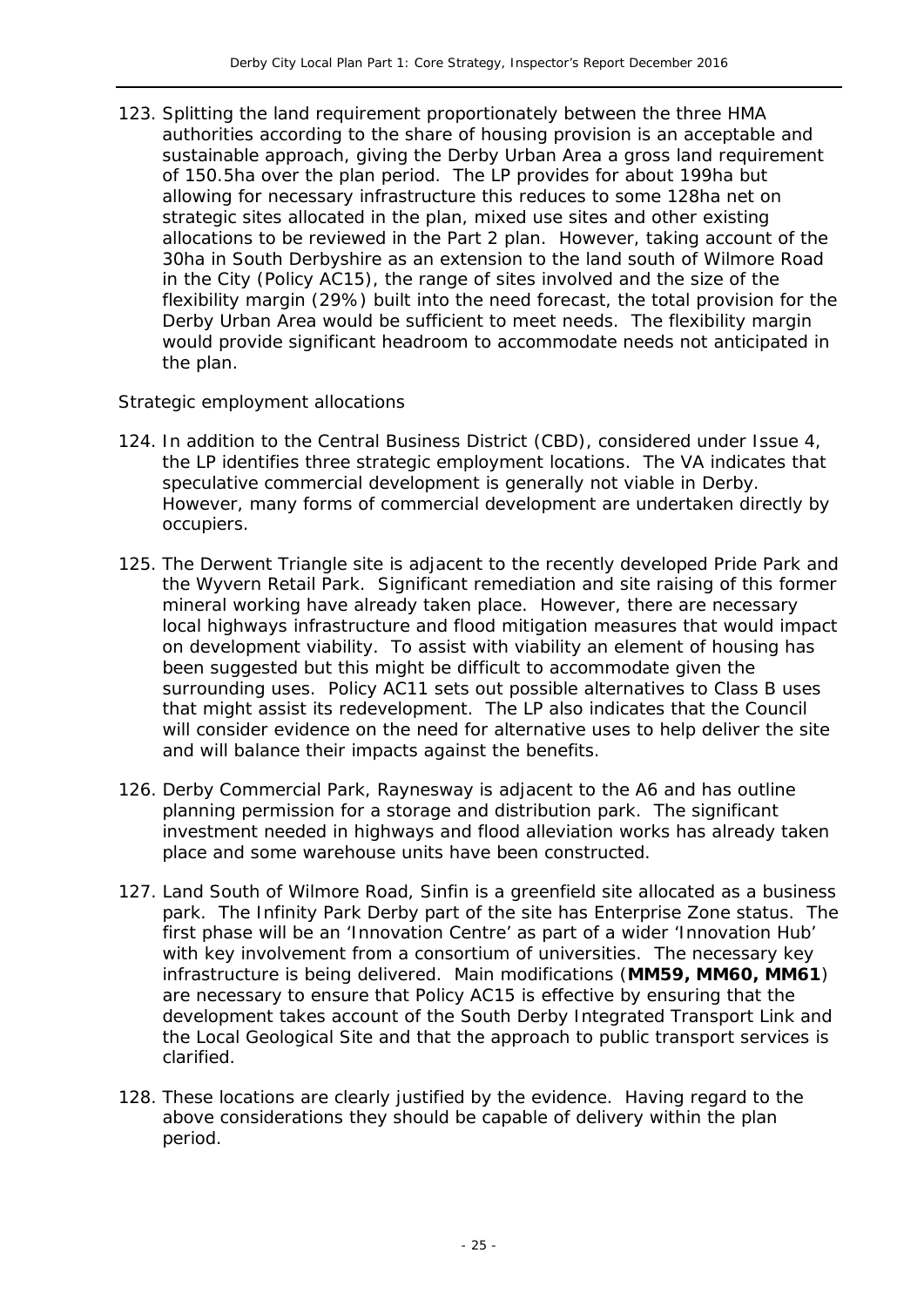123. Splitting the land requirement proportionately between the three HMA authorities according to the share of housing provision is an acceptable and sustainable approach, giving the Derby Urban Area a gross land requirement of 150.5ha over the plan period. The LP provides for about 199ha but allowing for necessary infrastructure this reduces to some 128ha net on strategic sites allocated in the plan, mixed use sites and other existing allocations to be reviewed in the Part 2 plan. However, taking account of the 30ha in South Derbyshire as an extension to the land south of Wilmore Road in the City (Policy AC15), the range of sites involved and the size of the flexibility margin (29%) built into the need forecast, the total provision for the Derby Urban Area would be sufficient to meet needs. The flexibility margin would provide significant headroom to accommodate needs not anticipated in the plan.

*Strategic employment allocations*

124. In addition to the Central Business District (CBD), considered under Issue 4, the LP identifies three strategic employment locations. The VA indicates that speculative commercial development is generally not viable in Derby. However, many forms of commercial development are undertaken directly by occupiers.

125. The Derwent Triangle site is adjacent to the recently developed Pride Park and the Wyvern Retail Park. Significant remediation and site raising of this former mineral working have already taken place. However, there are necessary local highways infrastructure and flood mitigation measures that would impact on development viability. To assist with viability an element of housing has been suggested but this might be difficult to accommodate given the surrounding uses. Policy AC11 sets out possible alternatives to Class B uses that might assist its redevelopment. The LP also indicates that the Council will consider evidence on the need for alternative uses to help deliver the site and will balance their impacts against the benefits.

126. Derby Commercial Park, Raynesway is adjacent to the A6 and has outline planning permission for a storage and distribution park. The significant investment needed in highways and flood alleviation works has already taken place and some warehouse units have been constructed.

127. Land South of Wilmore Road, Sinfin is a greenfield site allocated as a business park. The Infinity Park Derby part of the site has Enterprise Zone status. The first phase will be an 'Innovation Centre' as part of a wider 'Innovation Hub' with key involvement from a consortium of universities. The necessary key infrastructure is being delivered. Main modifications (**MM59, MM60, MM61**) are necessary to ensure that Policy AC15 is effective by ensuring that the development takes account of the South Derby Integrated Transport Link and the Local Geological Site and that the approach to public transport services is clarified.

128. These locations are clearly justified by the evidence. Having regard to the above considerations they should be capable of delivery within the plan period.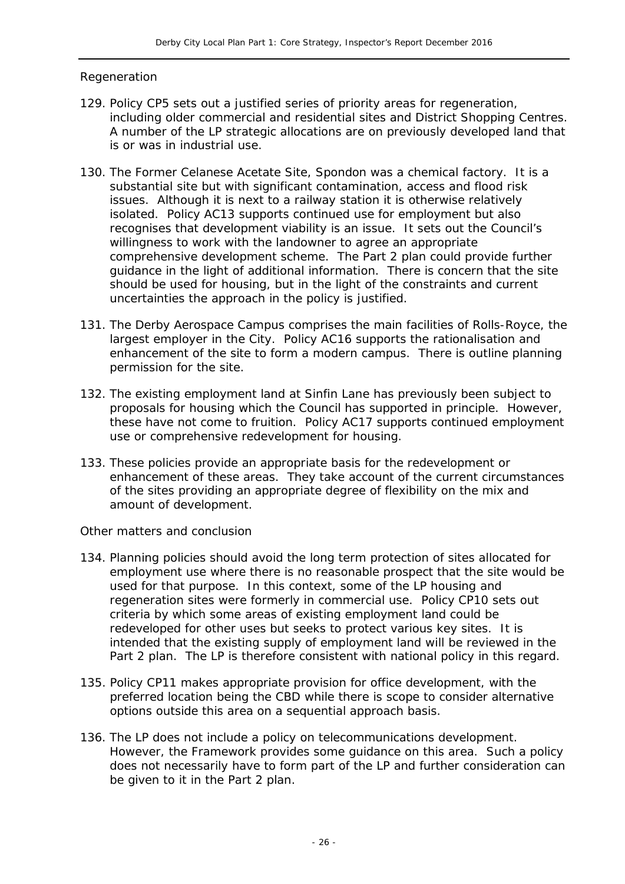### Regeneration

129. Policy CP5 sets out a justified series of priority areas for regeneration, including older commercial and residential sites and District Shopping Centres. A number of the LP strategic allocations are on previously developed land that is or was in industrial use.

130. The Former Celanese Acetate Site, Spondon was a chemical factory. It is a substantial site but with significant contamination, access and flood risk issues. Although it is next to a railway station it is otherwise relatively isolated. Policy AC13 supports continued use for employment but also recognises that development viability is an issue. It sets out the Council's willingness to work with the landowner to agree an appropriate comprehensive development scheme. The Part 2 plan could provide further guidance in the light of additional information. There is concern that the site should be used for housing, but in the light of the constraints and current uncertainties the approach in the policy is justified.

131. The Derby Aerospace Campus comprises the main facilities of Rolls-Royce, the largest employer in the City. Policy AC16 supports the rationalisation and enhancement of the site to form a modern campus. There is outline planning permission for the site.

132. The existing employment land at Sinfin Lane has previously been subject to proposals for housing which the Council has supported in principle. However, these have not come to fruition. Policy AC17 supports continued employment use or comprehensive redevelopment for housing.

133. These policies provide an appropriate basis for the redevelopment or enhancement of these areas. They take account of the current circumstances of the sites providing an appropriate degree of flexibility on the mix and amount of development.

### Other matters and conclusion

134. Planning policies should avoid the long term protection of sites allocated for employment use where there is no reasonable prospect that the site would be used for that purpose. In this context, some of the LP housing and regeneration sites were formerly in commercial use. Policy CP10 sets out criteria by which some areas of existing employment land could be redeveloped for other uses but seeks to protect various key sites. It is intended that the existing supply of employment land will be reviewed in the Part 2 plan. The LP is therefore consistent with national policy in this regard.

135. Policy CP11 makes appropriate provision for office development, with the preferred location being the CBD while there is scope to consider alternative options outside this area on a sequential approach basis.

136. The LP does not include a policy on telecommunications development. However, the Framework provides some guidance on this area. Such a policy does not necessarily have to form part of the LP and further consideration can be given to it in the Part 2 plan.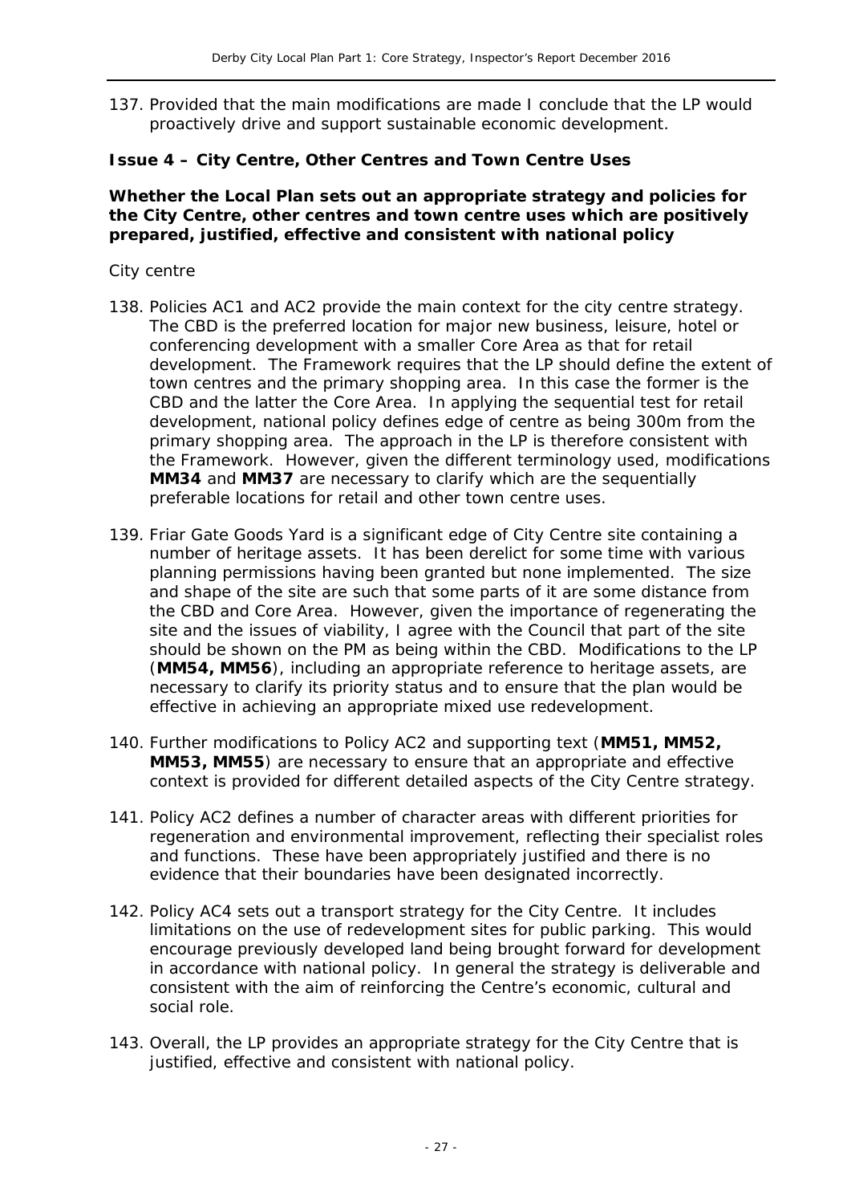137. Provided that the main modifications are made I conclude that the LP would proactively drive and support sustainable economic development.

### Issue 4 – City Centre, Other Centres and Town Centre Uses

**Whether the Local Plan sets out an appropriate strategy and policies for the City Centre, other centres and town centre uses which are positively prepared, justified, effective and consistent with national policy**

*City centre*

138. Policies AC1 and AC2 provide the main context for the city centre strategy. The CBD is the preferred location for major new business, leisure, hotel or conferencing development with a smaller Core Area as that for retail development. The Framework requires that the LP should define the extent of town centres and the primary shopping area. In this case the former is the CBD and the latter the Core Area. In applying the sequential test for retail development, national policy defines edge of centre as being 300m from the primary shopping area. The approach in the LP is therefore consistent with the Framework. However, given the different terminology used, modifications **MM34** and **MM37** are necessary to clarify which are the sequentially preferable locations for retail and other town centre uses.

139. Friar Gate Goods Yard is a significant edge of City Centre site containing a number of heritage assets. It has been derelict for some time with various planning permissions having been granted but none implemented. The size and shape of the site are such that some parts of it are some distance from the CBD and Core Area. However, given the importance of regenerating the site and the issues of viability, I agree with the Council that part of the site should be shown on the PM as being within the CBD. Modifications to the LP (**MM54, MM56**), including an appropriate reference to heritage assets, are necessary to clarify its priority status and to ensure that the plan would be effective in achieving an appropriate mixed use redevelopment.

140. Further modifications to Policy AC2 and supporting text (**MM51, MM52, MM53, MM55**) are necessary to ensure that an appropriate and effective context is provided for different detailed aspects of the City Centre strategy.

141. Policy AC2 defines a number of character areas with different priorities for regeneration and environmental improvement, reflecting their specialist roles and functions. These have been appropriately justified and there is no evidence that their boundaries have been designated incorrectly.

142. Policy AC4 sets out a transport strategy for the City Centre. It includes limitations on the use of redevelopment sites for public parking. This would encourage previously developed land being brought forward for development in accordance with national policy. In general the strategy is deliverable and consistent with the aim of reinforcing the Centre's economic, cultural and social role.

143. Overall, the LP provides an appropriate strategy for the City Centre that is justified, effective and consistent with national policy.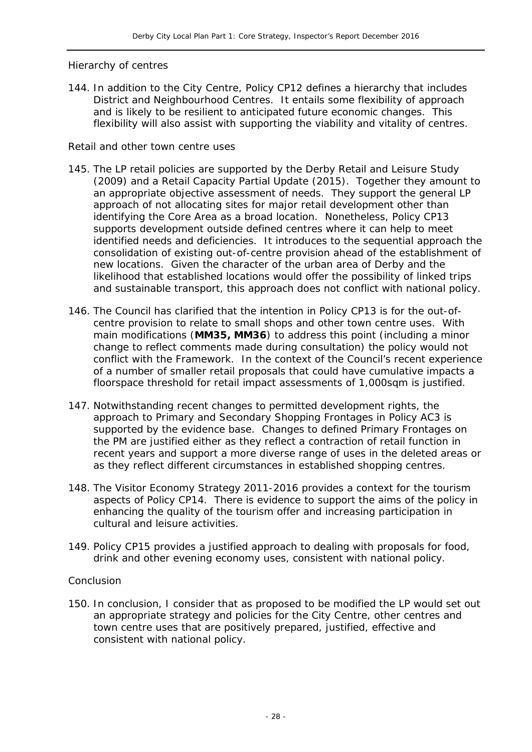### Hierarchy of centres

144. In addition to the City Centre, Policy CP12 defines a hierarchy that includes District and Neighbourhood Centres. It entails some flexibility of approach and is likely to be resilient to anticipated future economic changes. This flexibility will also assist with supporting the viability and vitality of centres.

### Retail and other town centre uses

145. The LP retail policies are supported by the Derby Retail and Leisure Study (2009) and a Retail Capacity Partial Update (2015). Together they amount to an appropriate objective assessment of needs. They support the general LP approach of not allocating sites for major retail development other than identifying the Core Area as a broad location. Nonetheless, Policy CP13 supports development outside defined centres where it can help to meet identified needs and deficiencies. It introduces to the sequential approach the consolidation of existing out-of-centre provision ahead of the establishment of new locations. Given the character of the urban area of Derby and the likelihood that established locations would offer the possibility of linked trips and sustainable transport, this approach does not conflict with national policy.

146. The Council has clarified that the intention in Policy CP13 is for the out-of-centre provision to relate to small shops and other town centre uses. With main modifications (**MM35, MM36**) to address this point (including a minor change to reflect comments made during consultation) the policy would not conflict with the Framework. In the context of the Council's recent experience of a number of smaller retail proposals that could have cumulative impacts a floorspace threshold for retail impact assessments of 1,000sqm is justified.

147. Notwithstanding recent changes to permitted development rights, the approach to Primary and Secondary Shopping Frontages in Policy AC3 is supported by the evidence base. Changes to defined Primary Frontages on the PM are justified either as they reflect a contraction of retail function in recent years and support a more diverse range of uses in the deleted areas or as they reflect different circumstances in established shopping centres.

148. The Visitor Economy Strategy 2011-2016 provides a context for the tourism aspects of Policy CP14. There is evidence to support the aims of the policy in enhancing the quality of the tourism offer and increasing participation in cultural and leisure activities.

149. Policy CP15 provides a justified approach to dealing with proposals for food, drink and other evening economy uses, consistent with national policy.

### Conclusion

150. In conclusion, I consider that as proposed to be modified the LP would set out an appropriate strategy and policies for the City Centre, other centres and town centre uses that are positively prepared, justified, effective and consistent with national policy.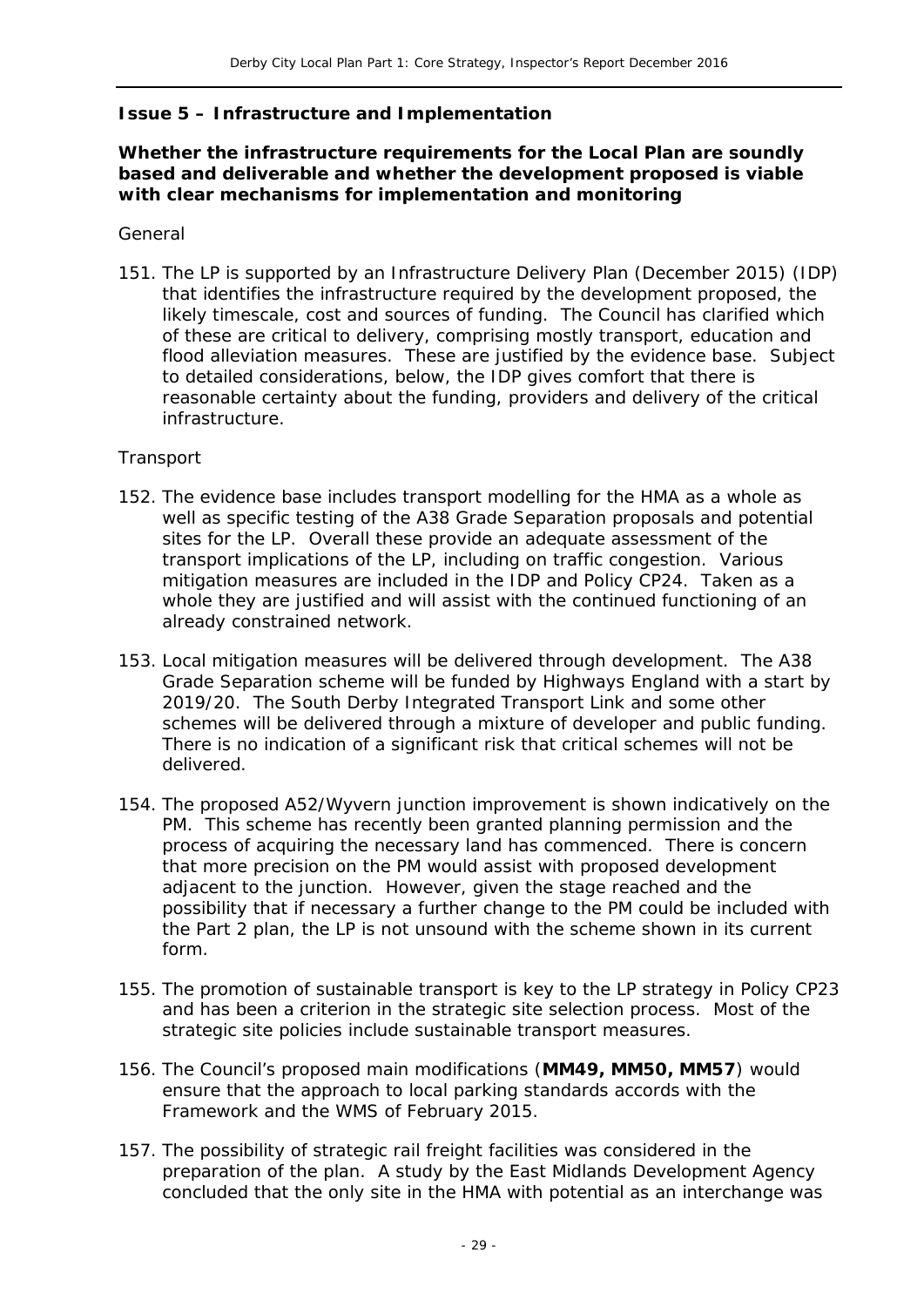### Issue 5 – Infrastructure and Implementation

**Whether the infrastructure requirements for the Local Plan are soundly based and deliverable and whether the development proposed is viable with clear mechanisms for implementation and monitoring**

*General*

151. The LP is supported by an Infrastructure Delivery Plan (December 2015) (IDP) that identifies the infrastructure required by the development proposed, the likely timescale, cost and sources of funding. The Council has clarified which of these are critical to delivery, comprising mostly transport, education and flood alleviation measures. These are justified by the evidence base. Subject to detailed considerations, below, the IDP gives comfort that there is reasonable certainty about the funding, providers and delivery of the critical infrastructure.

*Transport*

152. The evidence base includes transport modelling for the HMA as a whole as well as specific testing of the A38 Grade Separation proposals and potential sites for the LP. Overall these provide an adequate assessment of the transport implications of the LP, including on traffic congestion. Various mitigation measures are included in the IDP and Policy CP24. Taken as a whole they are justified and will assist with the continued functioning of an already constrained network.

153. Local mitigation measures will be delivered through development. The A38 Grade Separation scheme will be funded by Highways England with a start by 2019/20. The South Derby Integrated Transport Link and some other schemes will be delivered through a mixture of developer and public funding. There is no indication of a significant risk that critical schemes will not be delivered.

154. The proposed A52/Wyvern junction improvement is shown indicatively on the PM. This scheme has recently been granted planning permission and the process of acquiring the necessary land has commenced. There is concern that more precision on the PM would assist with proposed development adjacent to the junction. However, given the stage reached and the possibility that if necessary a further change to the PM could be included with the Part 2 plan, the LP is not unsound with the scheme shown in its current form.

155. The promotion of sustainable transport is key to the LP strategy in Policy CP23 and has been a criterion in the strategic site selection process. Most of the strategic site policies include sustainable transport measures.

156. The Council's proposed main modifications (**MM49, MM50, MM57**) would ensure that the approach to local parking standards accords with the Framework and the WMS of February 2015.

157. The possibility of strategic rail freight facilities was considered in the preparation of the plan. A study by the East Midlands Development Agency concluded that the only site in the HMA with potential as an interchange was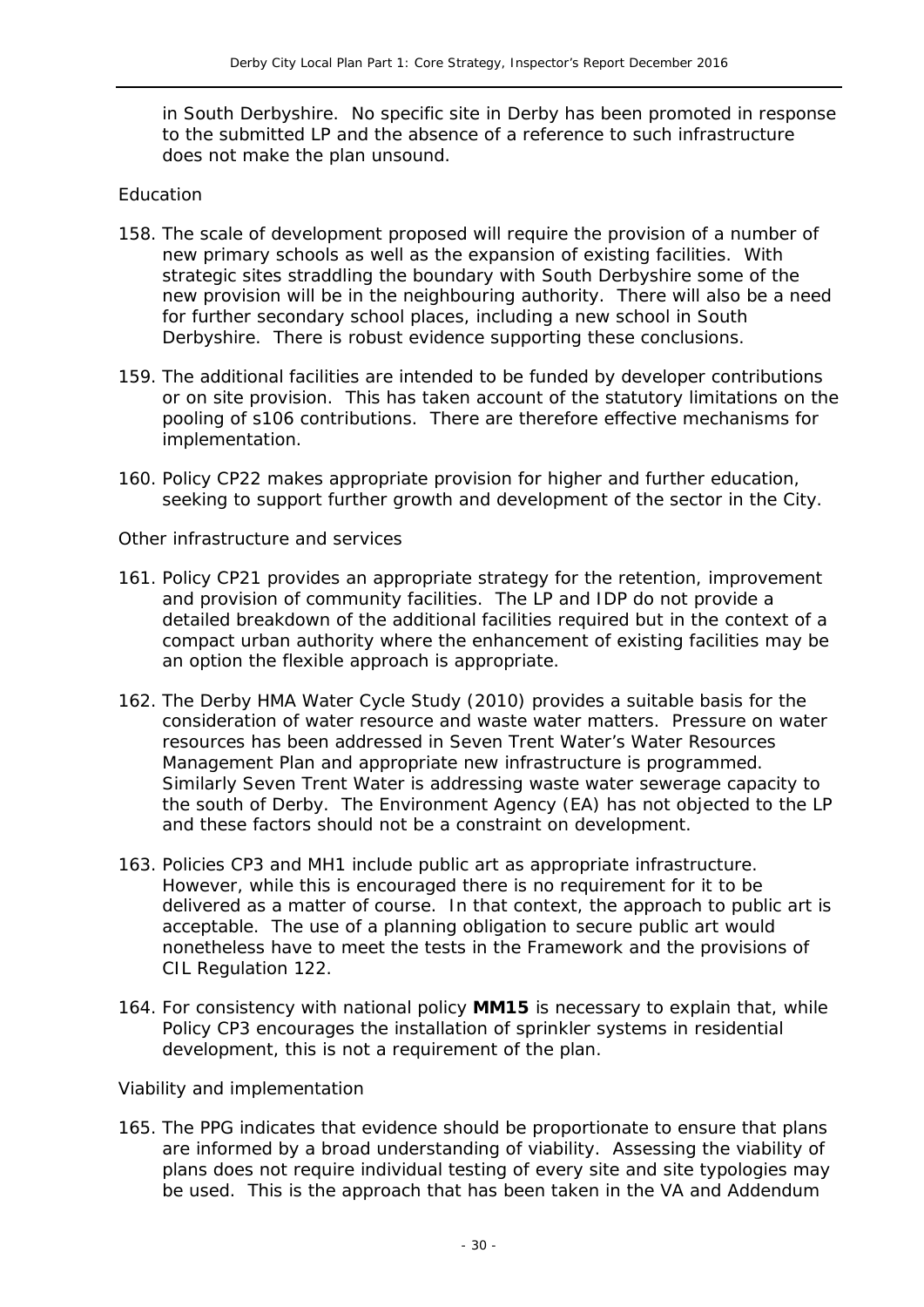in South Derbyshire. No specific site in Derby has been promoted in response to the submitted LP and the absence of a reference to such infrastructure does not make the plan unsound.

*Education*

158. The scale of development proposed will require the provision of a number of new primary schools as well as the expansion of existing facilities. With strategic sites straddling the boundary with South Derbyshire some of the new provision will be in the neighbouring authority. There will also be a need for further secondary school places, including a new school in South Derbyshire. There is robust evidence supporting these conclusions.

159. The additional facilities are intended to be funded by developer contributions or on site provision. This has taken account of the statutory limitations on the pooling of s106 contributions. There are therefore effective mechanisms for implementation.

160. Policy CP22 makes appropriate provision for higher and further education, seeking to support further growth and development of the sector in the City.

*Other infrastructure and services*

161. Policy CP21 provides an appropriate strategy for the retention, improvement and provision of community facilities. The LP and IDP do not provide a detailed breakdown of the additional facilities required but in the context of a compact urban authority where the enhancement of existing facilities may be an option the flexible approach is appropriate.

162. The Derby HMA Water Cycle Study (2010) provides a suitable basis for the consideration of water resource and waste water matters. Pressure on water resources has been addressed in Seven Trent Water's Water Resources Management Plan and appropriate new infrastructure is programmed. Similarly Seven Trent Water is addressing waste water sewerage capacity to the south of Derby. The Environment Agency (EA) has not objected to the LP and these factors should not be a constraint on development.

163. Policies CP3 and MH1 include public art as appropriate infrastructure. However, while this is encouraged there is no requirement for it to be delivered as a matter of course. In that context, the approach to public art is acceptable. The use of a planning obligation to secure public art would nonetheless have to meet the tests in the Framework and the provisions of CIL Regulation 122.

164. For consistency with national policy **MM15** is necessary to explain that, while Policy CP3 encourages the installation of sprinkler systems in residential development, this is not a requirement of the plan.

*Viability and implementation*

165. The PPG indicates that evidence should be proportionate to ensure that plans are informed by a broad understanding of viability. Assessing the viability of plans does not require individual testing of every site and site typologies may be used. This is the approach that has been taken in the VA and Addendum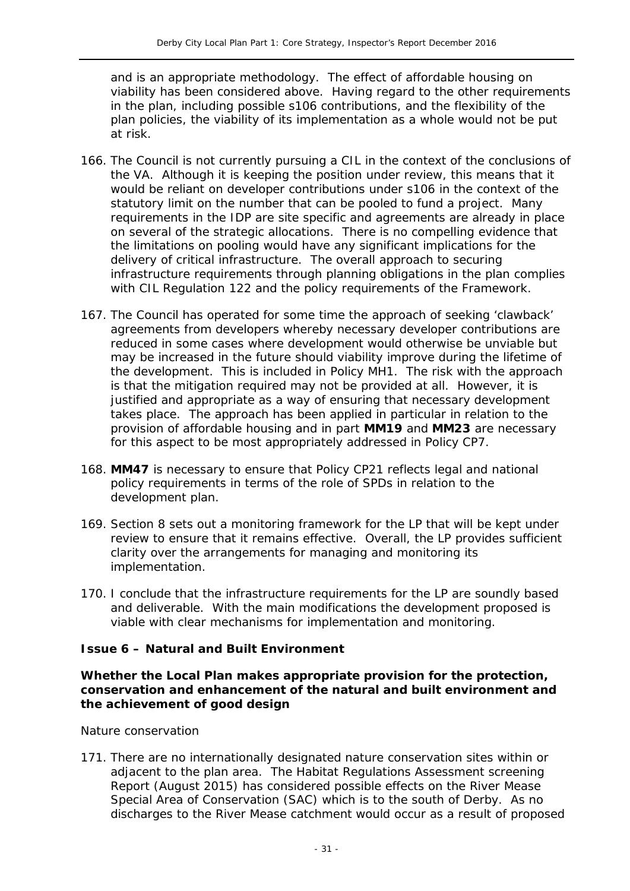and is an appropriate methodology. The effect of affordable housing on viability has been considered above. Having regard to the other requirements in the plan, including possible s106 contributions, and the flexibility of the plan policies, the viability of its implementation as a whole would not be put at risk.

166. The Council is not currently pursuing a CIL in the context of the conclusions of the VA. Although it is keeping the position under review, this means that it would be reliant on developer contributions under s106 in the context of the statutory limit on the number that can be pooled to fund a project. Many requirements in the IDP are site specific and agreements are already in place on several of the strategic allocations. There is no compelling evidence that the limitations on pooling would have any significant implications for the delivery of critical infrastructure. The overall approach to securing infrastructure requirements through planning obligations in the plan complies with CIL Regulation 122 and the policy requirements of the Framework.

167. The Council has operated for some time the approach of seeking 'clawback' agreements from developers whereby necessary developer contributions are reduced in some cases where development would otherwise be unviable but may be increased in the future should viability improve during the lifetime of the development. This is included in Policy MH1. The risk with the approach is that the mitigation required may not be provided at all. However, it is justified and appropriate as a way of ensuring that necessary development takes place. The approach has been applied in particular in relation to the provision of affordable housing and in part **MM19** and **MM23** are necessary for this aspect to be most appropriately addressed in Policy CP7.

168. **MM47** is necessary to ensure that Policy CP21 reflects legal and national policy requirements in terms of the role of SPDs in relation to the development plan.

169. Section 8 sets out a monitoring framework for the LP that will be kept under review to ensure that it remains effective. Overall, the LP provides sufficient clarity over the arrangements for managing and monitoring its implementation.

170. I conclude that the infrastructure requirements for the LP are soundly based and deliverable. With the main modifications the development proposed is viable with clear mechanisms for implementation and monitoring.

### Issue 6 – Natural and Built Environment

**Whether the Local Plan makes appropriate provision for the protection, conservation and enhancement of the natural and built environment and the achievement of good design**

*Nature conservation*

171. There are no internationally designated nature conservation sites within or adjacent to the plan area. The Habitat Regulations Assessment screening Report (August 2015) has considered possible effects on the River Mease Special Area of Conservation (SAC) which is to the south of Derby. As no discharges to the River Mease catchment would occur as a result of proposed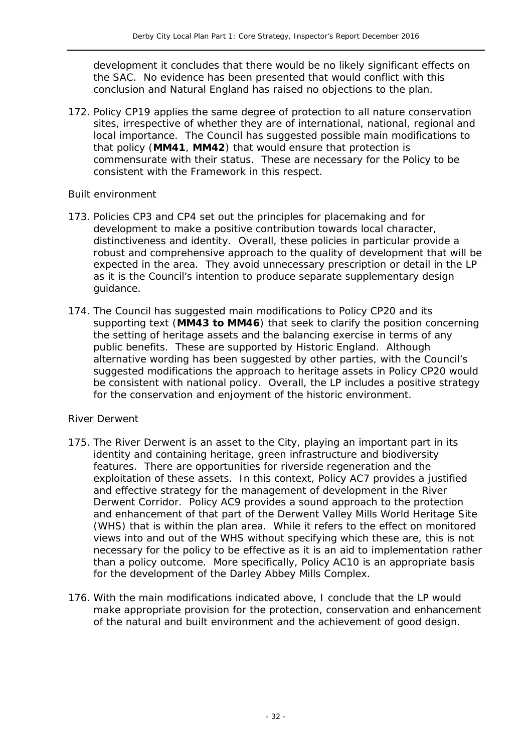development it concludes that there would be no likely significant effects on the SAC. No evidence has been presented that would conflict with this conclusion and Natural England has raised no objections to the plan.

172. Policy CP19 applies the same degree of protection to all nature conservation sites, irrespective of whether they are of international, national, regional and local importance. The Council has suggested possible main modifications to that policy (**MM41**, **MM42**) that would ensure that protection is commensurate with their status. These are necessary for the Policy to be consistent with the Framework in this respect.

*Built environment*

173. Policies CP3 and CP4 set out the principles for placemaking and for development to make a positive contribution towards local character, distinctiveness and identity. Overall, these policies in particular provide a robust and comprehensive approach to the quality of development that will be expected in the area. They avoid unnecessary prescription or detail in the LP as it is the Council's intention to produce separate supplementary design guidance.

174. The Council has suggested main modifications to Policy CP20 and its supporting text (**MM43 to MM46**) that seek to clarify the position concerning the setting of heritage assets and the balancing exercise in terms of any public benefits. These are supported by Historic England. Although alternative wording has been suggested by other parties, with the Council's suggested modifications the approach to heritage assets in Policy CP20 would be consistent with national policy. Overall, the LP includes a positive strategy for the conservation and enjoyment of the historic environment.

*River Derwent*

175. The River Derwent is an asset to the City, playing an important part in its identity and containing heritage, green infrastructure and biodiversity features. There are opportunities for riverside regeneration and the exploitation of these assets. In this context, Policy AC7 provides a justified and effective strategy for the management of development in the River Derwent Corridor. Policy AC9 provides a sound approach to the protection and enhancement of that part of the Derwent Valley Mills World Heritage Site (WHS) that is within the plan area. While it refers to the effect on monitored views into and out of the WHS without specifying which these are, this is not necessary for the policy to be effective as it is an aid to implementation rather than a policy outcome. More specifically, Policy AC10 is an appropriate basis for the development of the Darley Abbey Mills Complex.

176. With the main modifications indicated above, I conclude that the LP would make appropriate provision for the protection, conservation and enhancement of the natural and built environment and the achievement of good design.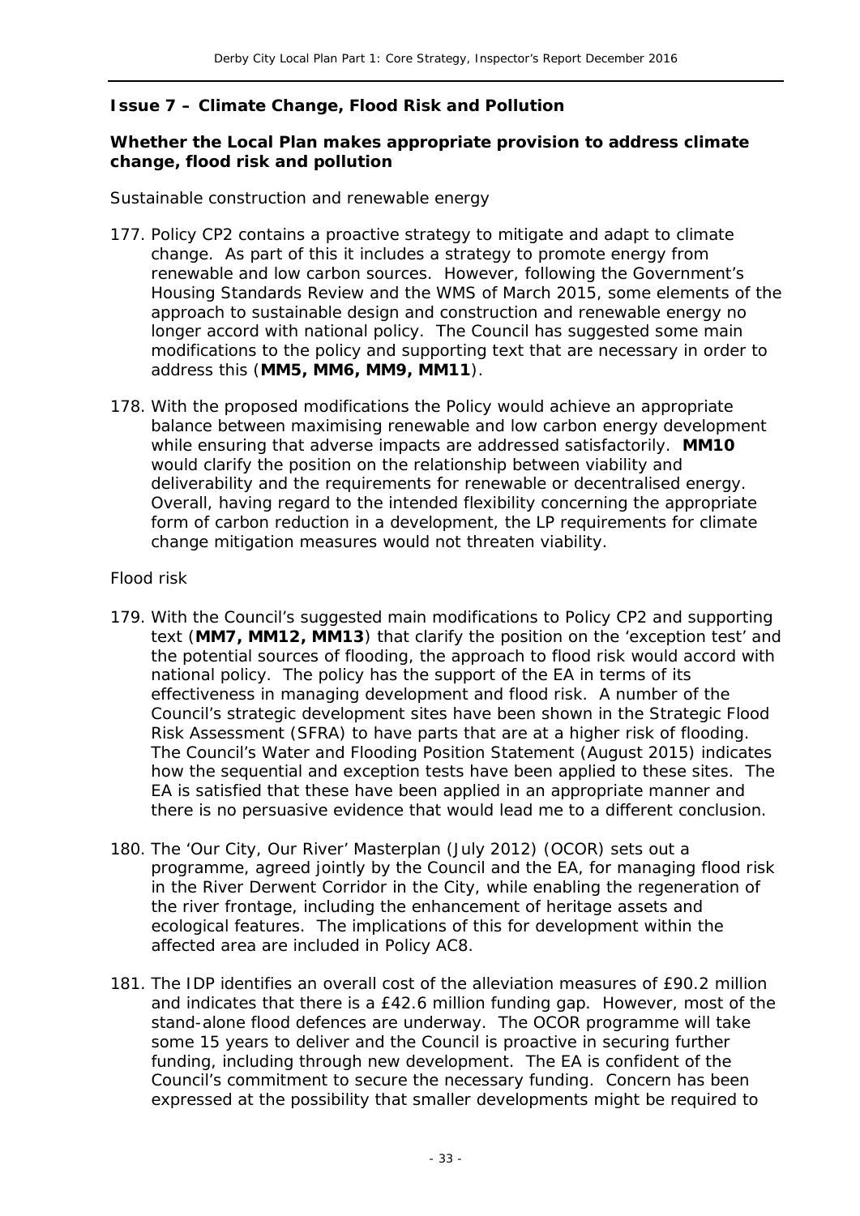### Issue 7 – Climate Change, Flood Risk and Pollution

**Whether the Local Plan makes appropriate provision to address climate change, flood risk and pollution**

*Sustainable construction and renewable energy*

177. Policy CP2 contains a proactive strategy to mitigate and adapt to climate change. As part of this it includes a strategy to promote energy from renewable and low carbon sources. However, following the Government's Housing Standards Review and the WMS of March 2015, some elements of the approach to sustainable design and construction and renewable energy no longer accord with national policy. The Council has suggested some main modifications to the policy and supporting text that are necessary in order to address this (**MM5, MM6, MM9, MM11**).

178. With the proposed modifications the Policy would achieve an appropriate balance between maximising renewable and low carbon energy development while ensuring that adverse impacts are addressed satisfactorily. **MM10** would clarify the position on the relationship between viability and deliverability and the requirements for renewable or decentralised energy. Overall, having regard to the intended flexibility concerning the appropriate form of carbon reduction in a development, the LP requirements for climate change mitigation measures would not threaten viability.

*Flood risk*

179. With the Council's suggested main modifications to Policy CP2 and supporting text (**MM7, MM12, MM13**) that clarify the position on the 'exception test' and the potential sources of flooding, the approach to flood risk would accord with national policy. The policy has the support of the EA in terms of its effectiveness in managing development and flood risk. A number of the Council's strategic development sites have been shown in the Strategic Flood Risk Assessment (SFRA) to have parts that are at a higher risk of flooding. The Council's Water and Flooding Position Statement (August 2015) indicates how the sequential and exception tests have been applied to these sites. The EA is satisfied that these have been applied in an appropriate manner and there is no persuasive evidence that would lead me to a different conclusion.

180. The 'Our City, Our River' Masterplan (July 2012) (OCOR) sets out a programme, agreed jointly by the Council and the EA, for managing flood risk in the River Derwent Corridor in the City, while enabling the regeneration of the river frontage, including the enhancement of heritage assets and ecological features. The implications of this for development within the affected area are included in Policy AC8.

181. The IDP identifies an overall cost of the alleviation measures of £90.2 million and indicates that there is a £42.6 million funding gap. However, most of the stand-alone flood defences are underway. The OCOR programme will take some 15 years to deliver and the Council is proactive in securing further funding, including through new development. The EA is confident of the Council's commitment to secure the necessary funding. Concern has been expressed at the possibility that smaller developments might be required to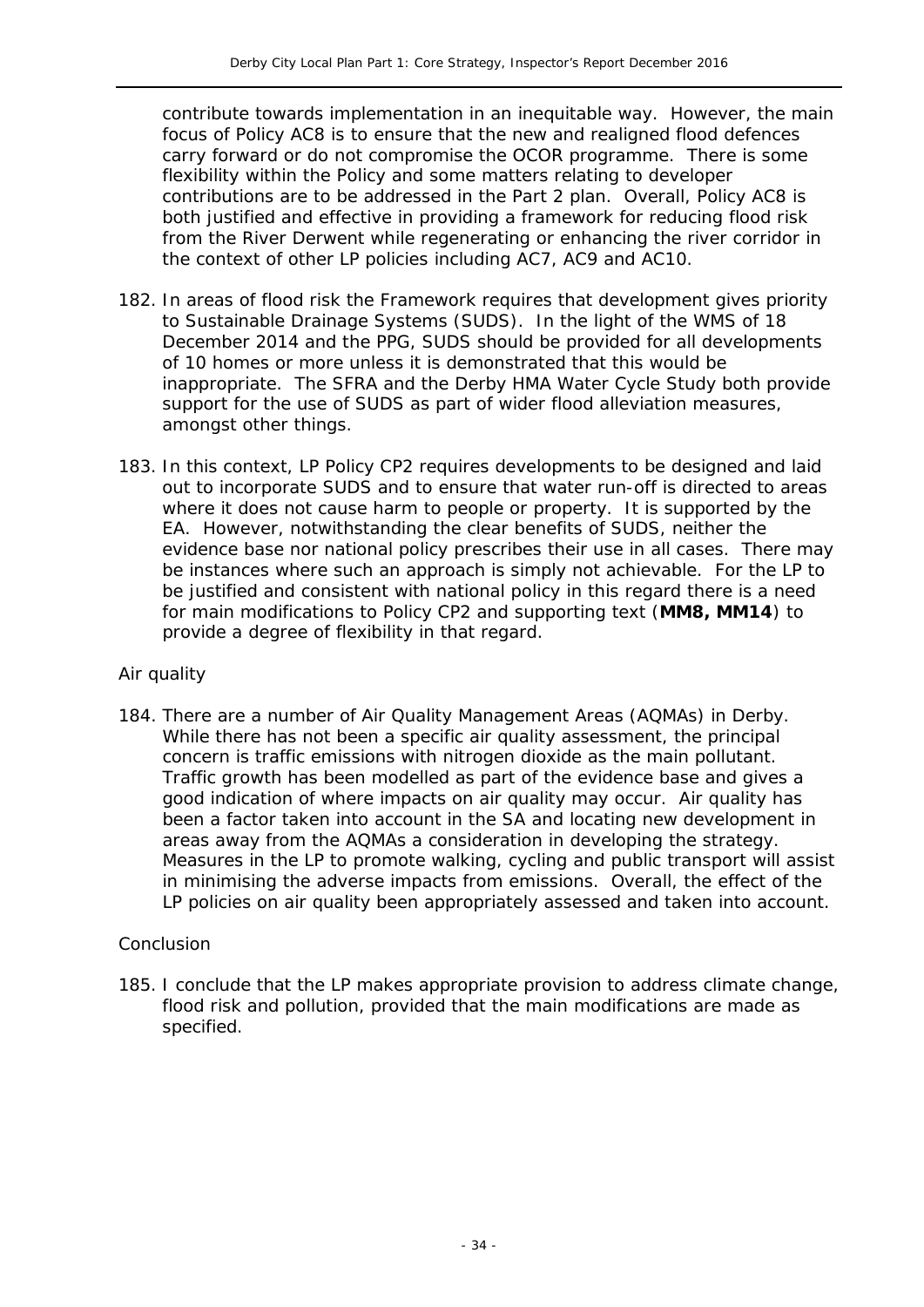contribute towards implementation in an inequitable way. However, the main focus of Policy AC8 is to ensure that the new and realigned flood defences carry forward or do not compromise the OCOR programme. There is some flexibility within the Policy and some matters relating to developer contributions are to be addressed in the Part 2 plan. Overall, Policy AC8 is both justified and effective in providing a framework for reducing flood risk from the River Derwent while regenerating or enhancing the river corridor in the context of other LP policies including AC7, AC9 and AC10.

182. In areas of flood risk the Framework requires that development gives priority to Sustainable Drainage Systems (SUDS). In the light of the WMS of 18 December 2014 and the PPG, SUDS should be provided for all developments of 10 homes or more unless it is demonstrated that this would be inappropriate. The SFRA and the Derby HMA Water Cycle Study both provide support for the use of SUDS as part of wider flood alleviation measures, amongst other things.

183. In this context, LP Policy CP2 requires developments to be designed and laid out to incorporate SUDS and to ensure that water run-off is directed to areas where it does not cause harm to people or property. It is supported by the EA. However, notwithstanding the clear benefits of SUDS, neither the evidence base nor national policy prescribes their use in all cases. There may be instances where such an approach is simply not achievable. For the LP to be justified and consistent with national policy in this regard there is a need for main modifications to Policy CP2 and supporting text (**MM8, MM14**) to provide a degree of flexibility in that regard.

*Air quality*

184. There are a number of Air Quality Management Areas (AQMAs) in Derby. While there has not been a specific air quality assessment, the principal concern is traffic emissions with nitrogen dioxide as the main pollutant. Traffic growth has been modelled as part of the evidence base and gives a good indication of where impacts on air quality may occur. Air quality has been a factor taken into account in the SA and locating new development in areas away from the AQMAs a consideration in developing the strategy. Measures in the LP to promote walking, cycling and public transport will assist in minimising the adverse impacts from emissions. Overall, the effect of the LP policies on air quality been appropriately assessed and taken into account.

*Conclusion*

185. I conclude that the LP makes appropriate provision to address climate change, flood risk and pollution, provided that the main modifications are made as specified.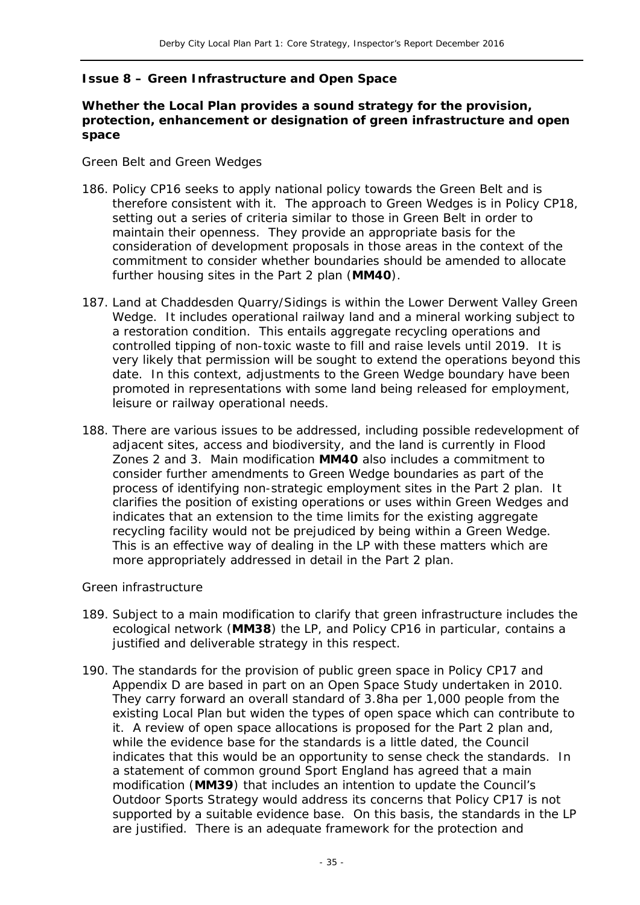**Issue 8 – Green Infrastructure and Open Space**

**Whether the Local Plan provides a sound strategy for the provision, protection, enhancement or designation of green infrastructure and open space**

*Green Belt and Green Wedges*

186. Policy CP16 seeks to apply national policy towards the Green Belt and is therefore consistent with it. The approach to Green Wedges is in Policy CP18, setting out a series of criteria similar to those in Green Belt in order to maintain their openness. They provide an appropriate basis for the consideration of development proposals in those areas in the context of the commitment to consider whether boundaries should be amended to allocate further housing sites in the Part 2 plan (**MM40**).

187. Land at Chaddesden Quarry/Sidings is within the Lower Derwent Valley Green Wedge. It includes operational railway land and a mineral working subject to a restoration condition. This entails aggregate recycling operations and controlled tipping of non-toxic waste to fill and raise levels until 2019. It is very likely that permission will be sought to extend the operations beyond this date. In this context, adjustments to the Green Wedge boundary have been promoted in representations with some land being released for employment, leisure or railway operational needs.

188. There are various issues to be addressed, including possible redevelopment of adjacent sites, access and biodiversity, and the land is currently in Flood Zones 2 and 3. Main modification **MM40** also includes a commitment to consider further amendments to Green Wedge boundaries as part of the process of identifying non-strategic employment sites in the Part 2 plan. It clarifies the position of existing operations or uses within Green Wedges and indicates that an extension to the time limits for the existing aggregate recycling facility would not be prejudiced by being within a Green Wedge. This is an effective way of dealing in the LP with these matters which are more appropriately addressed in detail in the Part 2 plan.

*Green infrastructure*

189. Subject to a main modification to clarify that green infrastructure includes the ecological network (**MM38**) the LP, and Policy CP16 in particular, contains a justified and deliverable strategy in this respect.

190. The standards for the provision of public green space in Policy CP17 and Appendix D are based in part on an Open Space Study undertaken in 2010. They carry forward an overall standard of 3.8ha per 1,000 people from the existing Local Plan but widen the types of open space which can contribute to it. A review of open space allocations is proposed for the Part 2 plan and, while the evidence base for the standards is a little dated, the Council indicates that this would be an opportunity to sense check the standards. In a statement of common ground Sport England has agreed that a main modification (**MM39**) that includes an intention to update the Council's Outdoor Sports Strategy would address its concerns that Policy CP17 is not supported by a suitable evidence base. On this basis, the standards in the LP are justified. There is an adequate framework for the protection and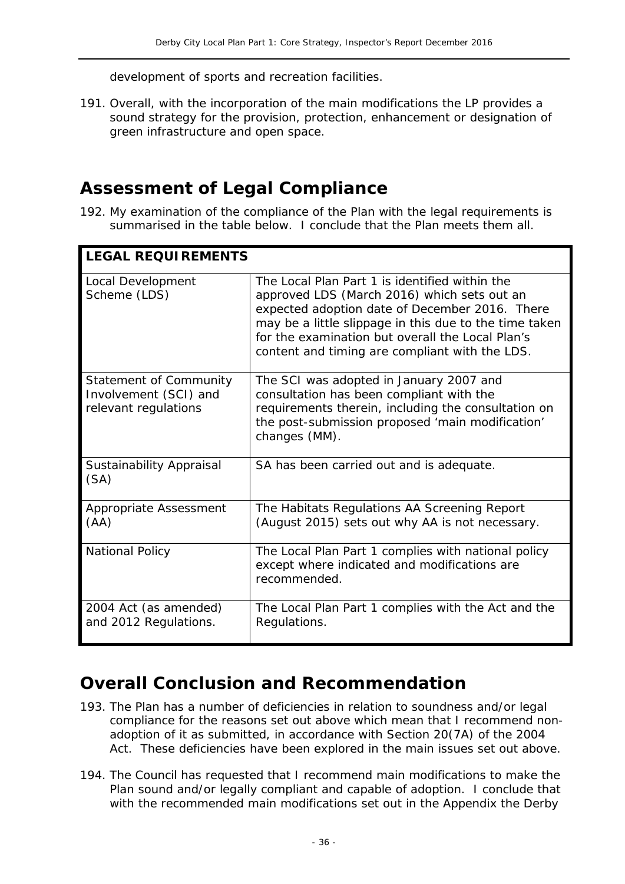development of sports and recreation facilities.

191. Overall, with the incorporation of the main modifications the LP provides a sound strategy for the provision, protection, enhancement or designation of green infrastructure and open space.

## Assessment of Legal Compliance

192. My examination of the compliance of the Plan with the legal requirements is summarised in the table below. I conclude that the Plan meets them all.

| LEGAL REQUIREMENTS | |
|---|---|
| Local Development Scheme (LDS) | The Local Plan Part 1 is identified within the approved LDS (March 2016) which sets out an expected adoption date of December 2016. There may be a little slippage in this due to the time taken for the examination but overall the Local Plan's content and timing are compliant with the LDS. |
| Statement of Community Involvement (SCI) and relevant regulations | The SCI was adopted in January 2007 and consultation has been compliant with the requirements therein, including the consultation on the post-submission proposed 'main modification' changes (MM). |
| Sustainability Appraisal (SA) | SA has been carried out and is adequate. |
| Appropriate Assessment (AA) | The Habitats Regulations AA Screening Report (August 2015) sets out why AA is not necessary. |
| National Policy | The Local Plan Part 1 complies with national policy except where indicated and modifications are recommended. |
| 2004 Act (as amended) and 2012 Regulations. | The Local Plan Part 1 complies with the Act and the Regulations. |

## Overall Conclusion and Recommendation

193. The Plan has a number of deficiencies in relation to soundness and/or legal compliance for the reasons set out above which mean that I recommend non-adoption of it as submitted, in accordance with Section 20(7A) of the 2004 Act. These deficiencies have been explored in the main issues set out above.

194. The Council has requested that I recommend main modifications to make the Plan sound and/or legally compliant and capable of adoption. I conclude that with the recommended main modifications set out in the Appendix the Derby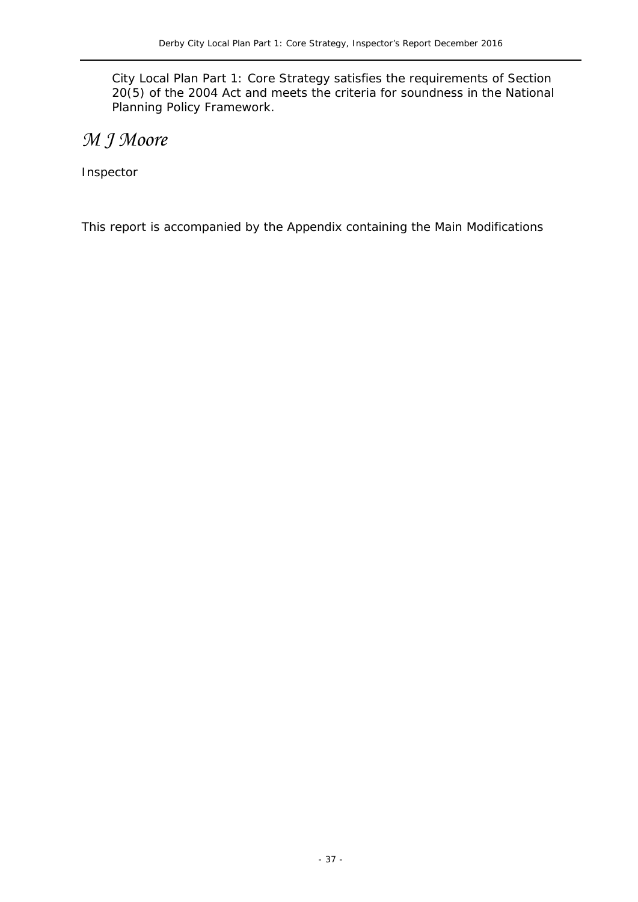City Local Plan Part 1: Core Strategy satisfies the requirements of Section 20(5) of the 2004 Act and meets the criteria for soundness in the National Planning Policy Framework.

*M J Moore*

Inspector

This report is accompanied by the Appendix containing the Main Modifications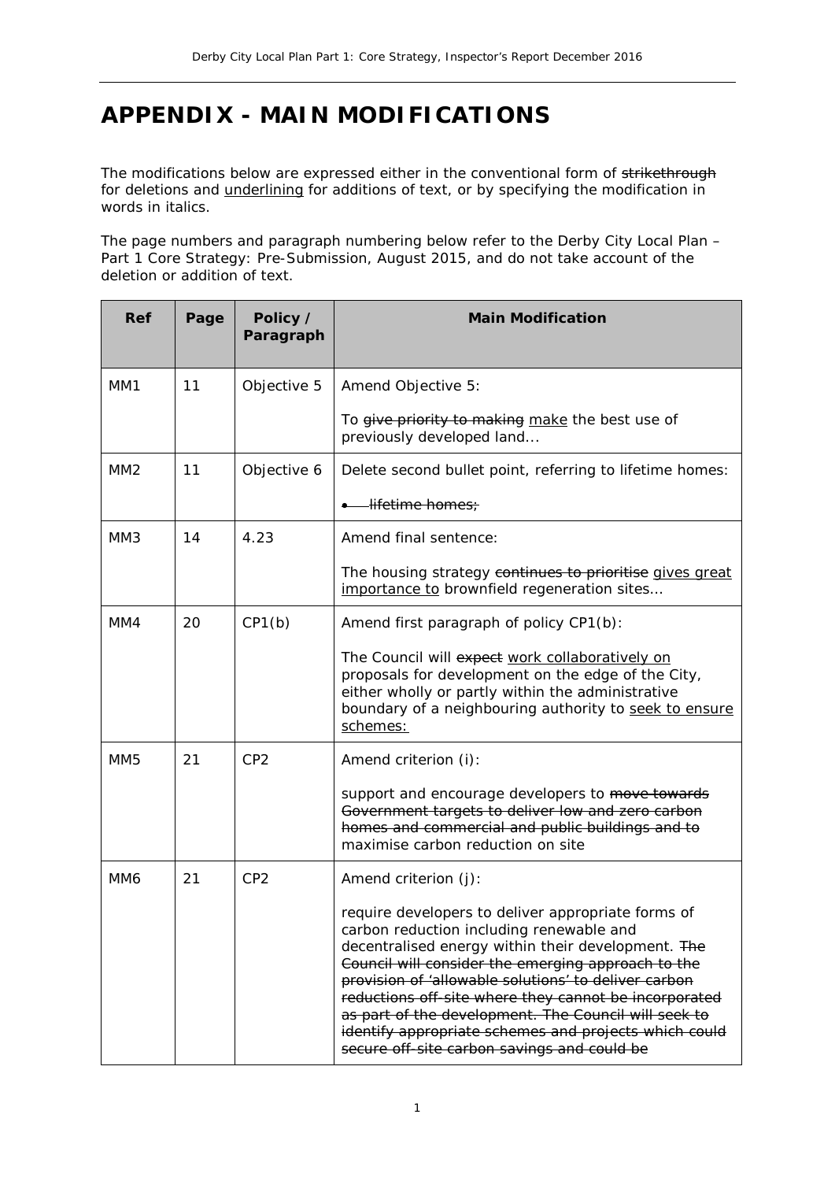# APPENDIX - MAIN MODIFICATIONS

The modifications below are expressed either in the conventional form of ~~strikethrough~~ for deletions and <u>underlining</u> for additions of text, or by specifying the modification in words in italics.

The page numbers and paragraph numbering below refer to the Derby City Local Plan – Part 1 Core Strategy: Pre-Submission, August 2015, and do not take account of the deletion or addition of text.

| Ref | Page | Policy / Paragraph | Main Modification |
|---|---|---|---|
| MM1 | 11 | Objective 5 | Amend Objective 5:<br><br>To ~~give priority to making~~ <u>make</u> the best use of previously developed land... |
| MM2 | 11 | Objective 6 | Delete second bullet point, referring to lifetime homes:<br><br>• ~~lifetime homes;~~ |
| MM3 | 14 | 4.23 | Amend final sentence:<br><br>The housing strategy ~~continues to prioritise~~ <u>gives great importance to</u> brownfield regeneration sites... |
| MM4 | 20 | CP1(b) | Amend first paragraph of policy CP1(b):<br><br>The Council will ~~expect~~ <u>work collaboratively on</u> proposals for development on the edge of the City, either wholly or partly within the administrative boundary of a neighbouring authority to <u>seek to ensure schemes:</u> |
| MM5 | 21 | CP2 | Amend criterion (i):<br><br>support and encourage developers to ~~move towards Government targets to deliver low and zero carbon homes and commercial and public buildings and to~~ maximise carbon reduction on site |
| MM6 | 21 | CP2 | Amend criterion (j):<br><br>require developers to deliver appropriate forms of carbon reduction including renewable and decentralised energy within their development. ~~The Council will consider the emerging approach to the provision of 'allowable solutions' to deliver carbon reductions off-site where they cannot be incorporated as part of the development. The Council will seek to identify appropriate schemes and projects which could secure off-site carbon savings and could be~~ |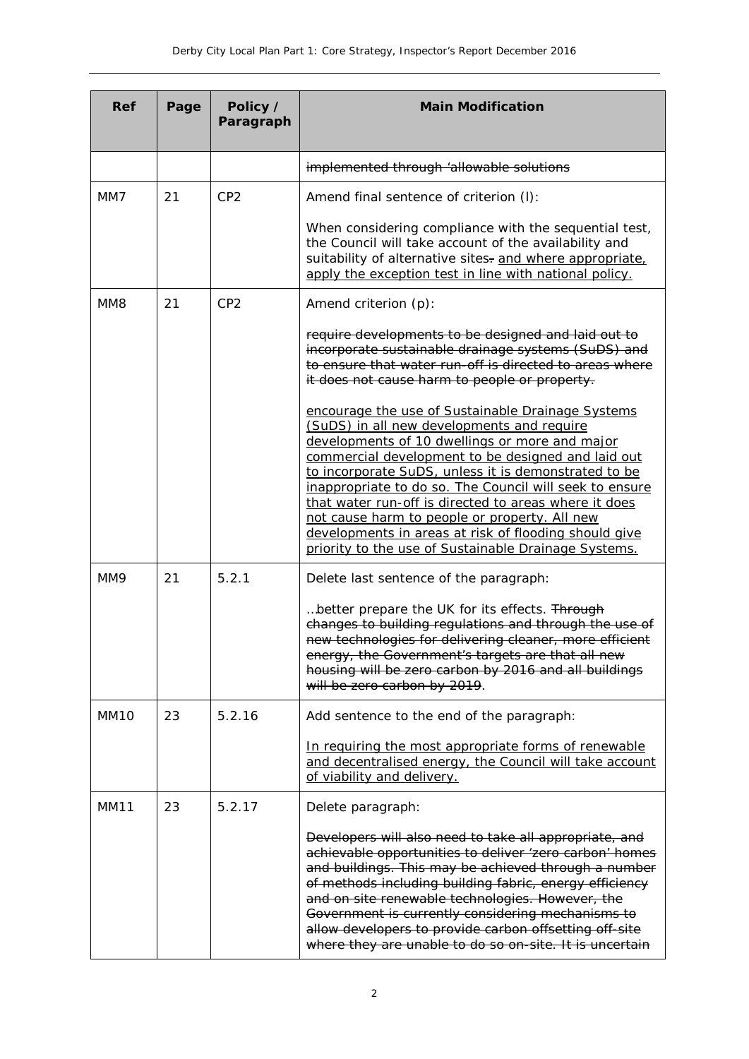| Ref | Page | Policy / Paragraph | Main Modification |
|---|---|---|---|
| | | | ~~implemented through 'allowable solutions~~ |
| MM7 | 21 | CP2 | Amend final sentence of criterion (l):<br><br>When considering compliance with the sequential test, the Council will take account of the availability and suitability of alternative sites~~.~~ <u>and where appropriate, apply the exception test in line with national policy.</u> |
| MM8 | 21 | CP2 | Amend criterion (p):<br><br>~~require developments to be designed and laid out to incorporate sustainable drainage systems (SuDS) and to ensure that water run-off is directed to areas where it does not cause harm to people or property.~~<br><br><u>encourage the use of Sustainable Drainage Systems (SuDS) in all new developments and require developments of 10 dwellings or more and major commercial development to be designed and laid out to incorporate SuDS, unless it is demonstrated to be inappropriate to do so. The Council will seek to ensure that water run-off is directed to areas where it does not cause harm to people or property. All new developments in areas at risk of flooding should give priority to the use of Sustainable Drainage Systems.</u> |
| MM9 | 21 | 5.2.1 | Delete last sentence of the paragraph:<br><br>…better prepare the UK for its effects. ~~Through changes to building regulations and through the use of new technologies for delivering cleaner, more efficient energy, the Government's targets are that all new housing will be zero carbon by 2016 and all buildings will be zero carbon by 2019~~. |
| MM10 | 23 | 5.2.16 | Add sentence to the end of the paragraph:<br><br><u>In requiring the most appropriate forms of renewable and decentralised energy, the Council will take account of viability and delivery.</u> |
| MM11 | 23 | 5.2.17 | Delete paragraph:<br><br>~~Developers will also need to take all appropriate, and achievable opportunities to deliver 'zero carbon' homes and buildings. This may be achieved through a number of methods including building fabric, energy efficiency and on site renewable technologies. However, the Government is currently considering mechanisms to allow developers to provide carbon offsetting off-site where they are unable to do so on-site. It is uncertain~~ |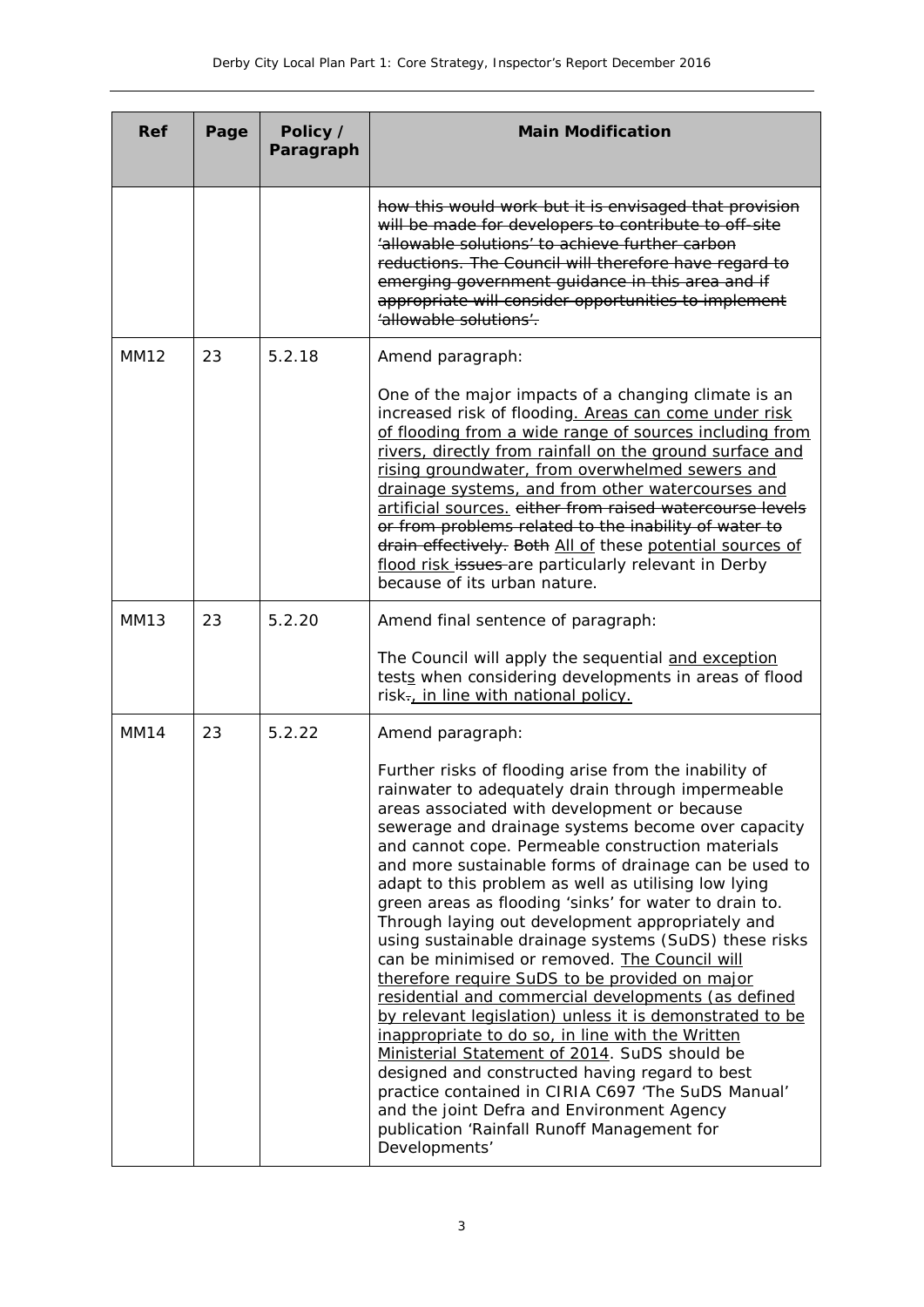| Ref | Page | Policy / Paragraph | Main Modification |
|---|---|---|---|
| | | | ~~how this would work but it is envisaged that provision will be made for developers to contribute to off-site 'allowable solutions' to achieve further carbon reductions. The Council will therefore have regard to emerging government guidance in this area and if appropriate will consider opportunities to implement 'allowable solutions'.~~ |
| MM12 | 23 | 5.2.18 | Amend paragraph:<br><br>One of the major impacts of a changing climate is an increased risk of flooding<u>. Areas can come under risk of flooding from a wide range of sources including from rivers, directly from rainfall on the ground surface and rising groundwater, from overwhelmed sewers and drainage systems, and from other watercourses and artificial sources.</u> ~~either from raised watercourse levels or from problems related to the inability of water to drain effectively. Both~~ <u>All of</u> these <u>potential sources of flood risk</u> ~~issues~~ are particularly relevant in Derby because of its urban nature. |
| MM13 | 23 | 5.2.20 | Amend final sentence of paragraph:<br><br>The Council will apply the sequential <u>and exception</u> test<u>s</u> when considering developments in areas of flood risk~~.~~<u>, in line with national policy.</u> |
| MM14 | 23 | 5.2.22 | Amend paragraph:<br><br>Further risks of flooding arise from the inability of rainwater to adequately drain through impermeable areas associated with development or because sewerage and drainage systems become over capacity and cannot cope. Permeable construction materials and more sustainable forms of drainage can be used to adapt to this problem as well as utilising low lying green areas as flooding 'sinks' for water to drain to. Through laying out development appropriately and using sustainable drainage systems (SuDS) these risks can be minimised or removed. <u>The Council will therefore require SuDS to be provided on major residential and commercial developments (as defined by relevant legislation) unless it is demonstrated to be inappropriate to do so, in line with the Written Ministerial Statement of 2014</u>. SuDS should be designed and constructed having regard to best practice contained in CIRIA C697 'The SuDS Manual' and the joint Defra and Environment Agency publication 'Rainfall Runoff Management for Developments' |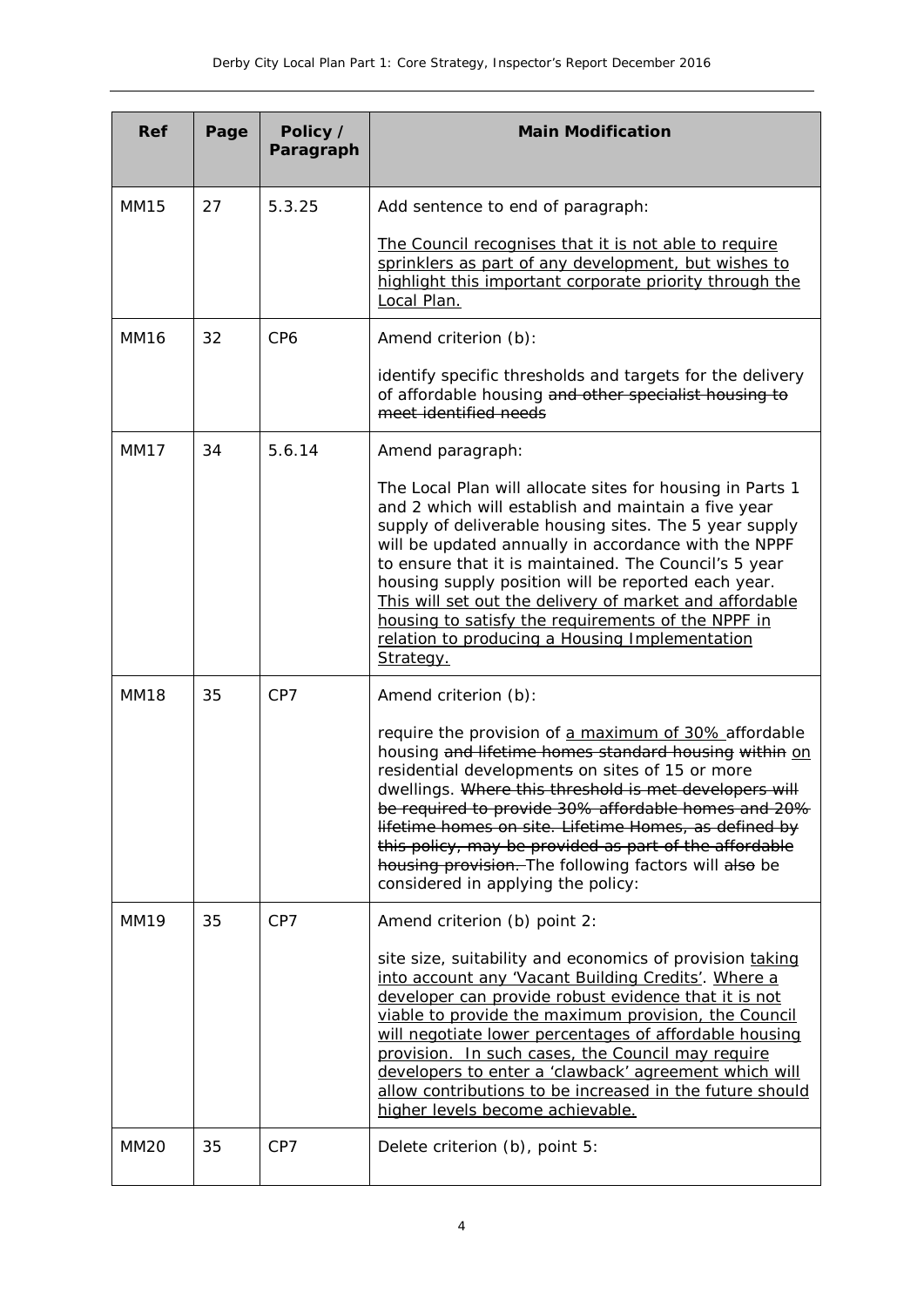| Ref | Page | Policy / Paragraph | Main Modification |
| --- | --- | --- | --- |
| MM15 | 27 | 5.3.25 | Add sentence to end of paragraph:<br><br><u>The Council recognises that it is not able to require sprinklers as part of any development, but wishes to highlight this important corporate priority through the Local Plan.</u> |
| MM16 | 32 | CP6 | Amend criterion (b):<br><br>identify specific thresholds and targets for the delivery of affordable housing ~~and other specialist housing to meet identified needs~~ |
| MM17 | 34 | 5.6.14 | Amend paragraph:<br><br>The Local Plan will allocate sites for housing in Parts 1 and 2 which will establish and maintain a five year supply of deliverable housing sites. The 5 year supply will be updated annually in accordance with the NPPF to ensure that it is maintained. The Council's 5 year housing supply position will be reported each year. <u>This will set out the delivery of market and affordable housing to satisfy the requirements of the NPPF in relation to producing a Housing Implementation Strategy.</u> |
| MM18 | 35 | CP7 | Amend criterion (b):<br><br>require the provision of <u>a maximum of 30%</u> affordable housing ~~and lifetime homes standard housing~~ ~~within~~ <u>on</u> residential development~~s~~ on sites of 15 or more dwellings. ~~Where this threshold is met developers will be required to provide 30% affordable homes and 20% lifetime homes on site. Lifetime Homes, as defined by this policy, may be provided as part of the affordable housing provision.~~ The following factors will ~~also~~ be considered in applying the policy: |
| MM19 | 35 | CP7 | Amend criterion (b) point 2:<br><br>site size, suitability and economics of provision <u>taking into account any 'Vacant Building Credits'</u>. <u>Where a developer can provide robust evidence that it is not viable to provide the maximum provision, the Council will negotiate lower percentages of affordable housing provision. In such cases, the Council may require developers to enter a 'clawback' agreement which will allow contributions to be increased in the future should higher levels become achievable.</u> |
| MM20 | 35 | CP7 | Delete criterion (b), point 5: |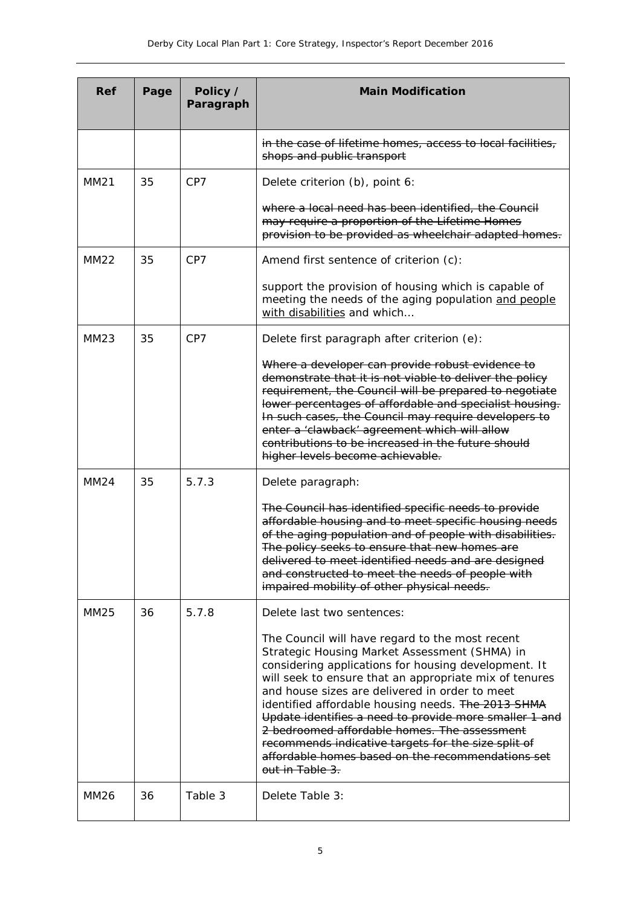| Ref | Page | Policy / Paragraph | Main Modification |
|---|---|---|---|
| | | | ~~in the case of lifetime homes, access to local facilities, shops and public transport~~ |
| MM21 | 35 | CP7 | Delete criterion (b), point 6:<br><br>~~where a local need has been identified, the Council may require a proportion of the Lifetime Homes provision to be provided as wheelchair adapted homes.~~ |
| MM22 | 35 | CP7 | Amend first sentence of criterion (c):<br><br>support the provision of housing which is capable of meeting the needs of the aging population <u>and people with disabilities</u> and which… |
| MM23 | 35 | CP7 | Delete first paragraph after criterion (e):<br><br>~~Where a developer can provide robust evidence to demonstrate that it is not viable to deliver the policy requirement, the Council will be prepared to negotiate lower percentages of affordable and specialist housing. In such cases, the Council may require developers to enter a 'clawback' agreement which will allow contributions to be increased in the future should higher levels become achievable.~~ |
| MM24 | 35 | 5.7.3 | Delete paragraph:<br><br>~~The Council has identified specific needs to provide affordable housing and to meet specific housing needs of the aging population and of people with disabilities. The policy seeks to ensure that new homes are delivered to meet identified needs and are designed and constructed to meet the needs of people with impaired mobility of other physical needs.~~ |
| MM25 | 36 | 5.7.8 | Delete last two sentences:<br><br>The Council will have regard to the most recent Strategic Housing Market Assessment (SHMA) in considering applications for housing development. It will seek to ensure that an appropriate mix of tenures and house sizes are delivered in order to meet identified affordable housing needs. ~~The 2013 SHMA Update identifies a need to provide more smaller 1 and 2 bedroomed affordable homes. The assessment recommends indicative targets for the size split of affordable homes based on the recommendations set out in Table 3.~~ |
| MM26 | 36 | Table 3 | Delete Table 3: |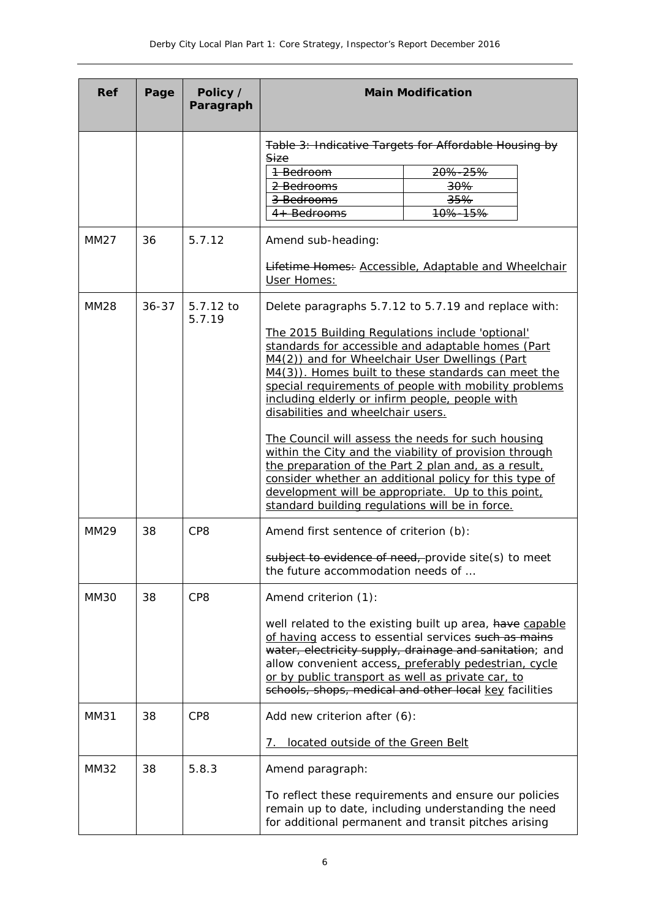| Ref | Page | Policy / Paragraph | Main Modification |
|---|---|---|---|
| | | | ~~Table 3: Indicative Targets for Affordable Housing by Size~~<br>~~1 Bedroom: 20%-25%~~<br>~~2 Bedrooms: 30%~~<br>~~3 Bedrooms: 35%~~<br>~~4+ Bedrooms: 10%-15%~~ |
| MM27 | 36 | 5.7.12 | Amend sub-heading:<br><br>~~Lifetime Homes:~~ <u>Accessible, Adaptable and Wheelchair User Homes:</u> |
| MM28 | 36-37 | 5.7.12 to 5.7.19 | Delete paragraphs 5.7.12 to 5.7.19 and replace with:<br><br><u>The 2015 Building Regulations include 'optional' standards for accessible and adaptable homes (Part M4(2)) and for Wheelchair User Dwellings (Part M4(3)). Homes built to these standards can meet the special requirements of people with mobility problems including elderly or infirm people, people with disabilities and wheelchair users.</u><br><br><u>The Council will assess the needs for such housing within the City and the viability of provision through the preparation of the Part 2 plan and, as a result, consider whether an additional policy for this type of development will be appropriate. Up to this point, standard building regulations will be in force.</u> |
| MM29 | 38 | CP8 | Amend first sentence of criterion (b):<br><br>~~subject to evidence of need,~~ provide site(s) to meet the future accommodation needs of … |
| MM30 | 38 | CP8 | Amend criterion (1):<br><br>well related to the existing built up area, ~~have~~ <u>capable of having</u> access to essential services ~~such as mains water, electricity supply, drainage and sanitation~~; and allow convenient access<u>, preferably pedestrian, cycle or by public transport as well as private car, to</u> ~~schools, shops, medical and other local~~ <u>key</u> facilities |
| MM31 | 38 | CP8 | Add new criterion after (6):<br><br><u>7. located outside of the Green Belt</u> |
| MM32 | 38 | 5.8.3 | Amend paragraph:<br><br>To reflect these requirements and ensure our policies remain up to date, including understanding the need for additional permanent and transit pitches arising |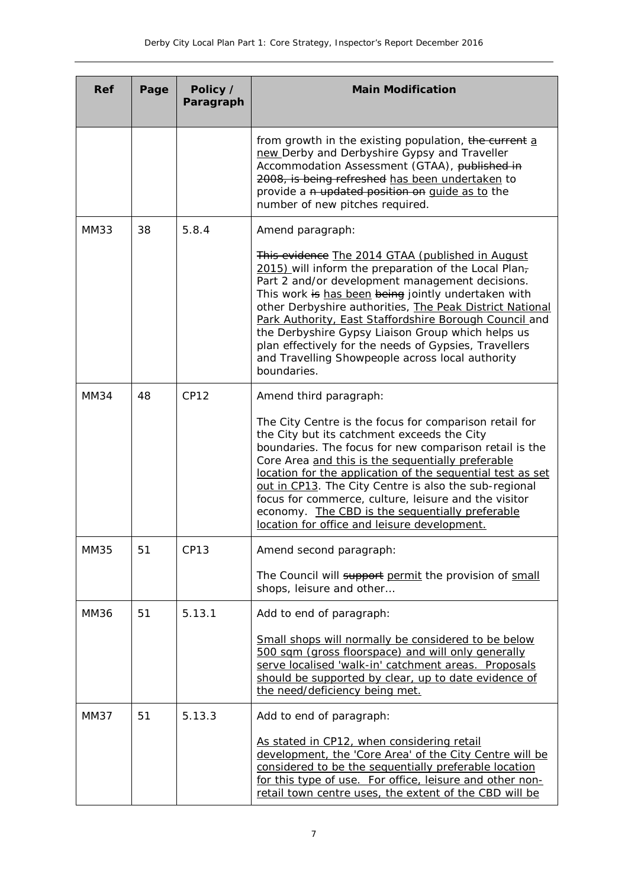| Ref | Page | Policy / Paragraph | Main Modification |
|---|---|---|---|
| | | | from growth in the existing population, ~~the current~~ a new Derby and Derbyshire Gypsy and Traveller Accommodation Assessment (GTAA), ~~published in 2008, is being refreshed~~ has been undertaken to provide a ~~n updated position on~~ guide as to the number of new pitches required. |
| MM33 | 38 | 5.8.4 | Amend paragraph:<br><br>~~This evidence~~ The 2014 GTAA (published in August 2015) will inform the preparation of the Local Plan~~,~~ Part 2 and/or development management decisions. This work ~~is~~ has been ~~being~~ jointly undertaken with other Derbyshire authorities, The Peak District National Park Authority, East Staffordshire Borough Council and the Derbyshire Gypsy Liaison Group which helps us plan effectively for the needs of Gypsies, Travellers and Travelling Showpeople across local authority boundaries. |
| MM34 | 48 | CP12 | Amend third paragraph:<br><br>The City Centre is the focus for comparison retail for the City but its catchment exceeds the City boundaries. The focus for new comparison retail is the Core Area and this is the sequentially preferable location for the application of the sequential test as set out in CP13. The City Centre is also the sub-regional focus for commerce, culture, leisure and the visitor economy. The CBD is the sequentially preferable location for office and leisure development. |
| MM35 | 51 | CP13 | Amend second paragraph:<br><br>The Council will ~~support~~ permit the provision of small shops, leisure and other… |
| MM36 | 51 | 5.13.1 | Add to end of paragraph:<br><br>Small shops will normally be considered to be below 500 sqm (gross floorspace) and will only generally serve localised 'walk-in' catchment areas. Proposals should be supported by clear, up to date evidence of the need/deficiency being met. |
| MM37 | 51 | 5.13.3 | Add to end of paragraph:<br><br>As stated in CP12, when considering retail development, the 'Core Area' of the City Centre will be considered to be the sequentially preferable location for this type of use. For office, leisure and other non-retail town centre uses, the extent of the CBD will be |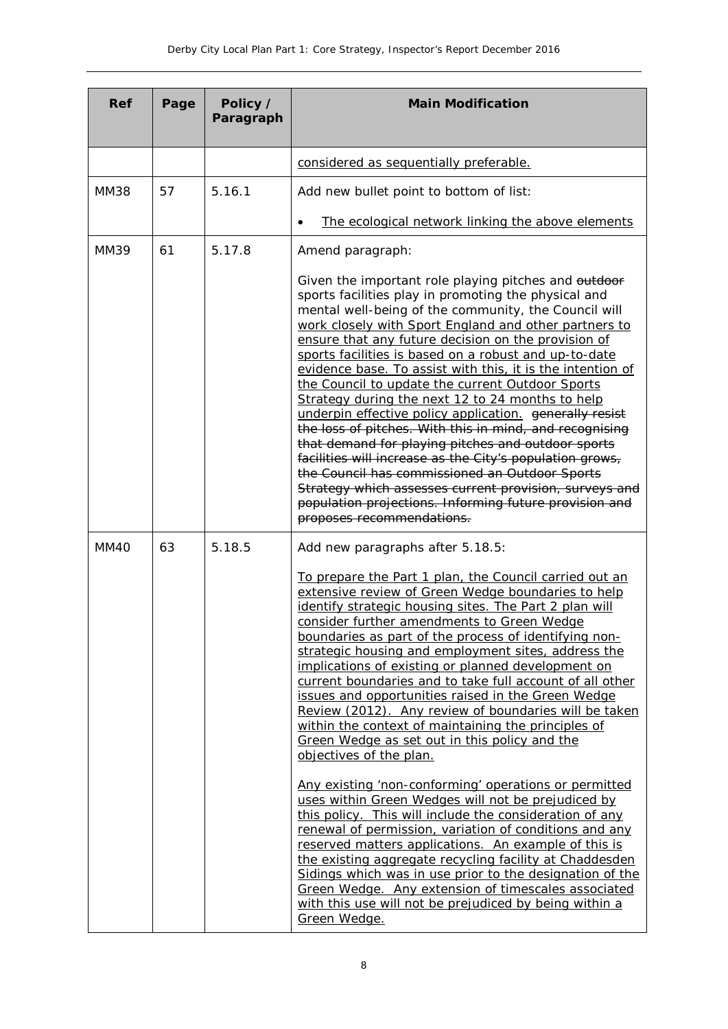| Ref | Page | Policy / Paragraph | Main Modification |
|---|---|---|---|
| | | | <u>considered as sequentially preferable.</u> |
| MM38 | 57 | 5.16.1 | Add new bullet point to bottom of list:<br><br>• <u>The ecological network linking the above elements</u> |
| MM39 | 61 | 5.17.8 | Amend paragraph:<br><br>Given the important role playing pitches and ~~outdoor~~ sports facilities play in promoting the physical and mental well-being of the community, the Council will <u>work closely with Sport England and other partners to ensure that any future decision on the provision of sports facilities is based on a robust and up-to-date evidence base. To assist with this, it is the intention of the Council to update the current Outdoor Sports Strategy during the next 12 to 24 months to help underpin effective policy application.</u> ~~generally resist the loss of pitches. With this in mind, and recognising that demand for playing pitches and outdoor sports facilities will increase as the City's population grows, the Council has commissioned an Outdoor Sports Strategy which assesses current provision, surveys and population projections. Informing future provision and proposes recommendations.~~ |
| MM40 | 63 | 5.18.5 | Add new paragraphs after 5.18.5:<br><br><u>To prepare the Part 1 plan, the Council carried out an extensive review of Green Wedge boundaries to help identify strategic housing sites. The Part 2 plan will consider further amendments to Green Wedge boundaries as part of the process of identifying non-strategic housing and employment sites, address the implications of existing or planned development on current boundaries and to take full account of all other issues and opportunities raised in the Green Wedge Review (2012). Any review of boundaries will be taken within the context of maintaining the principles of Green Wedge as set out in this policy and the objectives of the plan.</u><br><br><u>Any existing 'non-conforming' operations or permitted uses within Green Wedges will not be prejudiced by this policy. This will include the consideration of any renewal of permission, variation of conditions and any reserved matters applications. An example of this is the existing aggregate recycling facility at Chaddesden Sidings which was in use prior to the designation of the Green Wedge. Any extension of timescales associated with this use will not be prejudiced by being within a Green Wedge.</u> |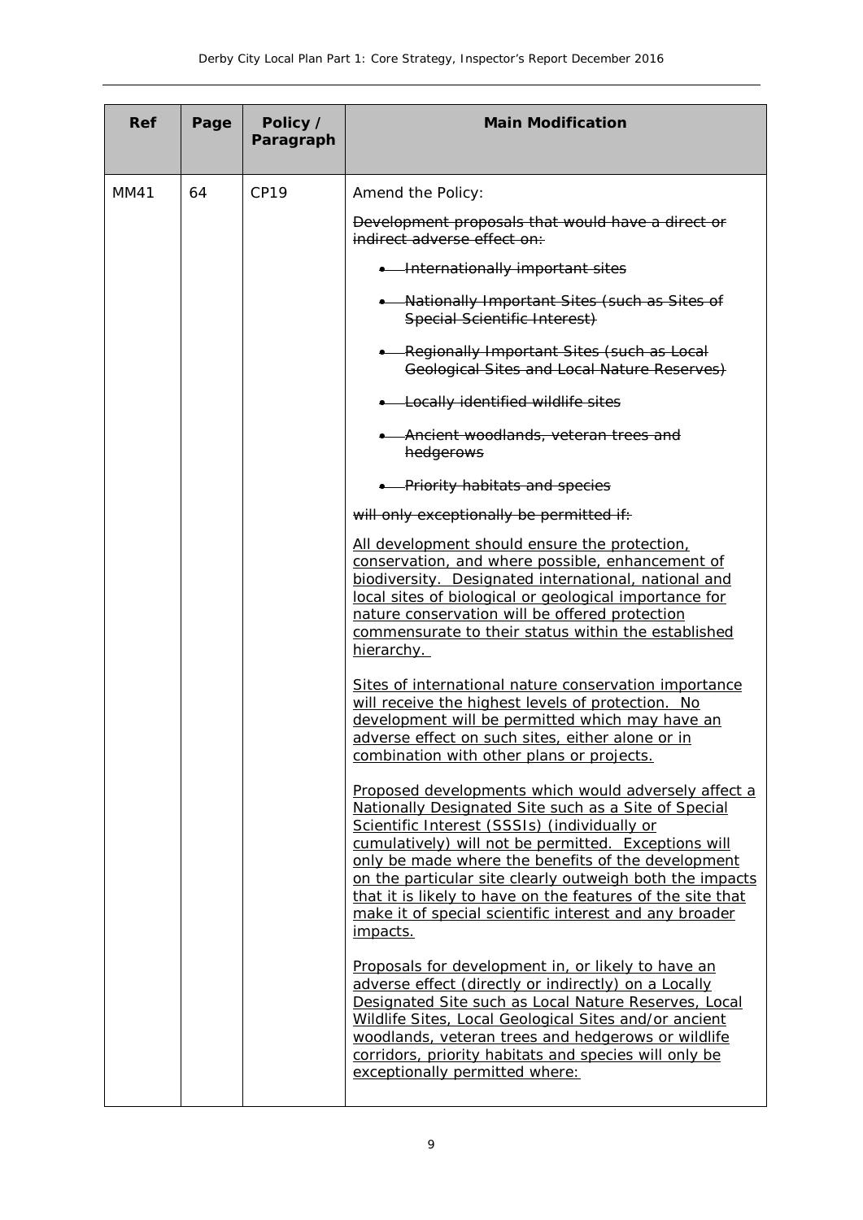| Ref | Page | Policy / Paragraph | Main Modification |
| --- | --- | --- | --- |
| MM41 | 64 | CP19 | Amend the Policy:<br><br>~~Development proposals that would have a direct or indirect adverse effect on:~~<br><br>• ~~Internationally important sites~~<br>• ~~Nationally Important Sites (such as Sites of Special Scientific Interest)~~<br>• ~~Regionally Important Sites (such as Local Geological Sites and Local Nature Reserves)~~<br>• ~~Locally identified wildlife sites~~<br>• ~~Ancient woodlands, veteran trees and hedgerows~~<br>• ~~Priority habitats and species~~<br><br>~~will only exceptionally be permitted if:~~<br><br><u>All development should ensure the protection, conservation, and where possible, enhancement of biodiversity. Designated international, national and local sites of biological or geological importance for nature conservation will be offered protection commensurate to their status within the established hierarchy.</u><br><br><u>Sites of international nature conservation importance will receive the highest levels of protection. No development will be permitted which may have an adverse effect on such sites, either alone or in combination with other plans or projects.</u><br><br><u>Proposed developments which would adversely affect a Nationally Designated Site such as a Site of Special Scientific Interest (SSSIs) (individually or cumulatively) will not be permitted. Exceptions will only be made where the benefits of the development on the particular site clearly outweigh both the impacts that it is likely to have on the features of the site that make it of special scientific interest and any broader impacts.</u><br><br><u>Proposals for development in, or likely to have an adverse effect (directly or indirectly) on a Locally Designated Site such as Local Nature Reserves, Local Wildlife Sites, Local Geological Sites and/or ancient woodlands, veteran trees and hedgerows or wildlife corridors, priority habitats and species will only be exceptionally permitted where:</u> |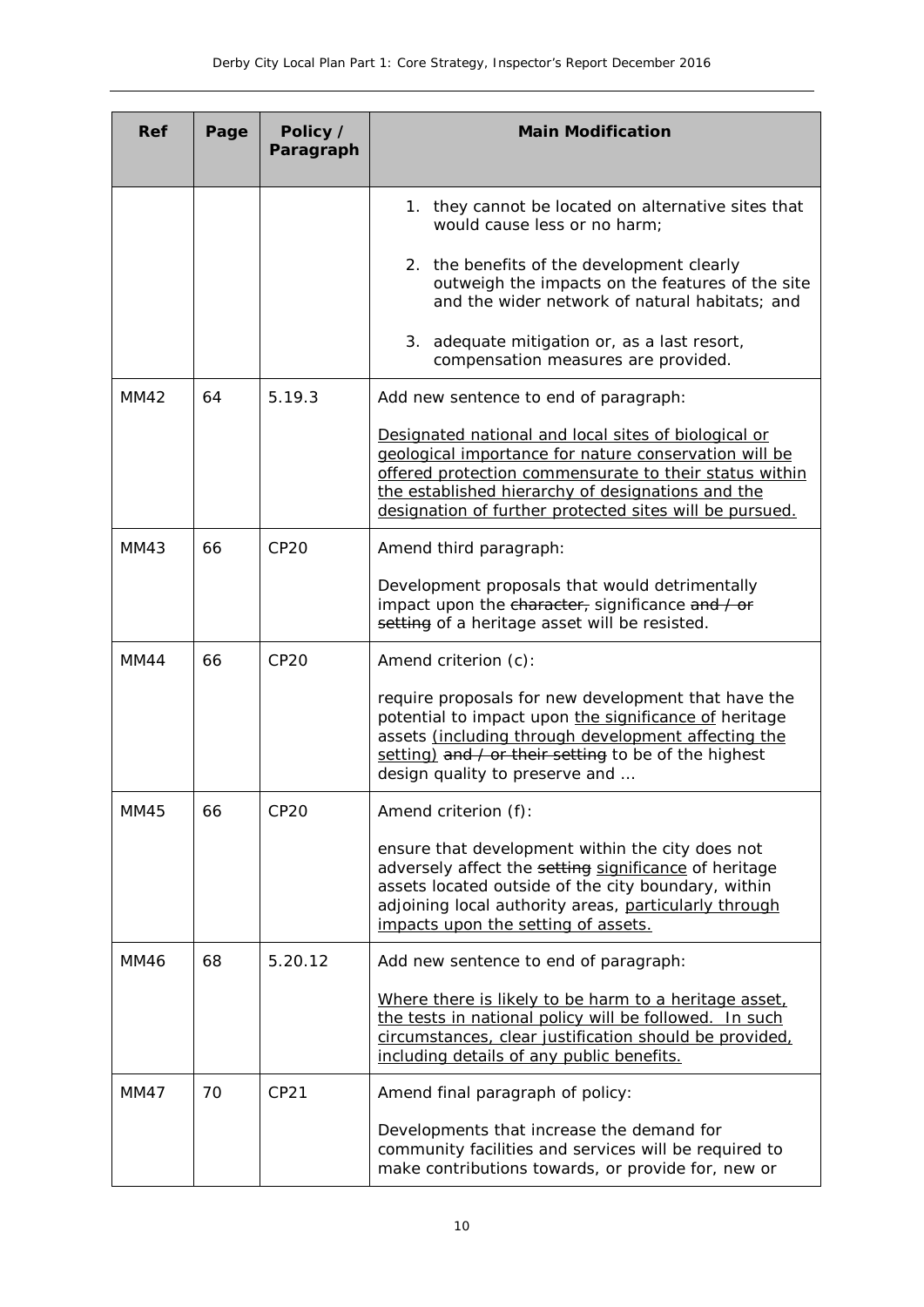| Ref | Page | Policy / Paragraph | Main Modification |
|---|---|---|---|
| | | | 1. they cannot be located on alternative sites that would cause less or no harm; <br><br> 2. the benefits of the development clearly outweigh the impacts on the features of the site and the wider network of natural habitats; and <br><br> 3. adequate mitigation or, as a last resort, compensation measures are provided. |
| MM42 | 64 | 5.19.3 | Add new sentence to end of paragraph: <br><br> <u>Designated national and local sites of biological or geological importance for nature conservation will be offered protection commensurate to their status within the established hierarchy of designations and the designation of further protected sites will be pursued.</u> |
| MM43 | 66 | CP20 | Amend third paragraph: <br><br> Development proposals that would detrimentally impact upon the ~~character,~~ significance ~~and / or setting~~ of a heritage asset will be resisted. |
| MM44 | 66 | CP20 | Amend criterion (c): <br><br> require proposals for new development that have the potential to impact upon <u>the significance of</u> heritage assets <u>(including through development affecting the setting)</u> ~~and / or their setting~~ to be of the highest design quality to preserve and … |
| MM45 | 66 | CP20 | Amend criterion (f): <br><br> ensure that development within the city does not adversely affect the ~~setting~~ <u>significance</u> of heritage assets located outside of the city boundary, within adjoining local authority areas, <u>particularly through impacts upon the setting of assets.</u> |
| MM46 | 68 | 5.20.12 | Add new sentence to end of paragraph: <br><br> <u>Where there is likely to be harm to a heritage asset, the tests in national policy will be followed. In such circumstances, clear justification should be provided, including details of any public benefits.</u> |
| MM47 | 70 | CP21 | Amend final paragraph of policy: <br><br> Developments that increase the demand for community facilities and services will be required to make contributions towards, or provide for, new or |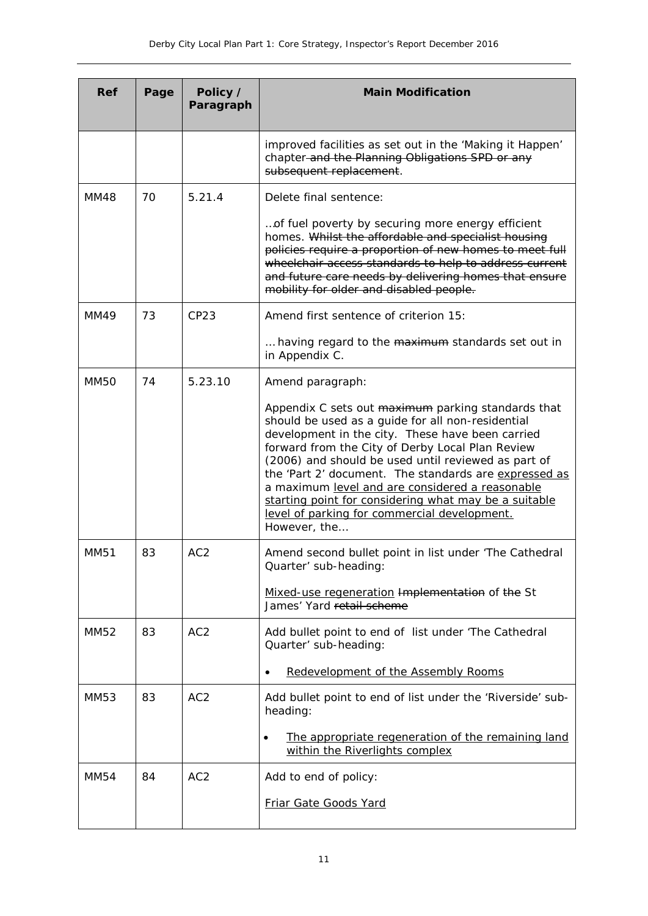| Ref | Page | Policy / Paragraph | Main Modification |
|---|---|---|---|
| | | | improved facilities as set out in the 'Making it Happen' chapter ~~and the Planning Obligations SPD or any subsequent replacement~~. |
| MM48 | 70 | 5.21.4 | Delete final sentence:<br><br>…of fuel poverty by securing more energy efficient homes. ~~Whilst the affordable and specialist housing policies require a proportion of new homes to meet full wheelchair access standards to help to address current and future care needs by delivering homes that ensure mobility for older and disabled people.~~ |
| MM49 | 73 | CP23 | Amend first sentence of criterion 15:<br><br>… having regard to the ~~maximum~~ standards set out in in Appendix C. |
| MM50 | 74 | 5.23.10 | Amend paragraph:<br><br>Appendix C sets out ~~maximum~~ parking standards that should be used as a guide for all non-residential development in the city. These have been carried forward from the City of Derby Local Plan Review (2006) and should be used until reviewed as part of the 'Part 2' document. The standards are <u>expressed as</u> a maximum <u>level and are considered a reasonable starting point for considering what may be a suitable level of parking for commercial development.</u> However, the… |
| MM51 | 83 | AC2 | Amend second bullet point in list under 'The Cathedral Quarter' sub-heading:<br><br><u>Mixed-use regeneration</u> ~~Implementation~~ of ~~the~~ St James' Yard ~~retail scheme~~ |
| MM52 | 83 | AC2 | Add bullet point to end of list under 'The Cathedral Quarter' sub-heading:<br><br>• <u>Redevelopment of the Assembly Rooms</u> |
| MM53 | 83 | AC2 | Add bullet point to end of list under the 'Riverside' sub-heading:<br><br>• <u>The appropriate regeneration of the remaining land within the Riverlights complex</u> |
| MM54 | 84 | AC2 | Add to end of policy:<br><br><u>Friar Gate Goods Yard</u> |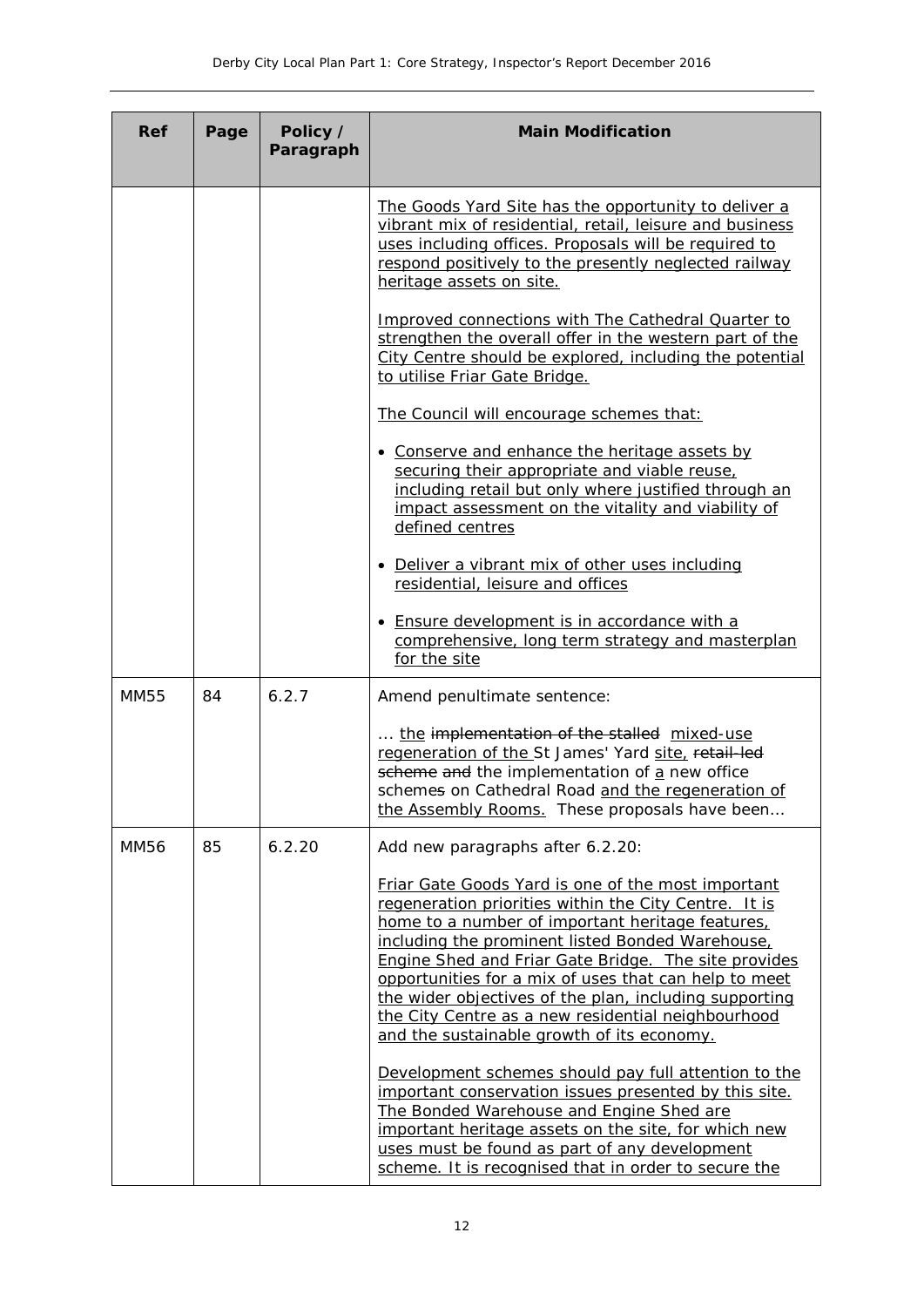| Ref | Page | Policy / Paragraph | Main Modification |
|---|---|---|---|
| | | | <u>The Goods Yard Site has the opportunity to deliver a vibrant mix of residential, retail, leisure and business uses including offices. Proposals will be required to respond positively to the presently neglected railway heritage assets on site.</u><br><br><u>Improved connections with The Cathedral Quarter to strengthen the overall offer in the western part of the City Centre should be explored, including the potential to utilise Friar Gate Bridge.</u><br><br><u>The Council will encourage schemes that:</u><br><br>• <u>Conserve and enhance the heritage assets by securing their appropriate and viable reuse, including retail but only where justified through an impact assessment on the vitality and viability of defined centres</u><br><br>• <u>Deliver a vibrant mix of other uses including residential, leisure and offices</u><br><br>• <u>Ensure development is in accordance with a comprehensive, long term strategy and masterplan for the site</u> |
| MM55 | 84 | 6.2.7 | Amend penultimate sentence:<br><br>… <u>the</u> ~~implementation of the stalled~~ <u>mixed-use regeneration of the</u> St James' Yard <u>site,</u> ~~retail-led scheme and~~ the implementation of <u>a</u> new office scheme~~s~~ on Cathedral Road <u>and the regeneration of the Assembly Rooms.</u> These proposals have been… |
| MM56 | 85 | 6.2.20 | Add new paragraphs after 6.2.20:<br><br><u>Friar Gate Goods Yard is one of the most important regeneration priorities within the City Centre. It is home to a number of important heritage features, including the prominent listed Bonded Warehouse, Engine Shed and Friar Gate Bridge. The site provides opportunities for a mix of uses that can help to meet the wider objectives of the plan, including supporting the City Centre as a new residential neighbourhood and the sustainable growth of its economy.</u><br><br><u>Development schemes should pay full attention to the important conservation issues presented by this site. The Bonded Warehouse and Engine Shed are important heritage assets on the site, for which new uses must be found as part of any development scheme. It is recognised that in order to secure the</u> |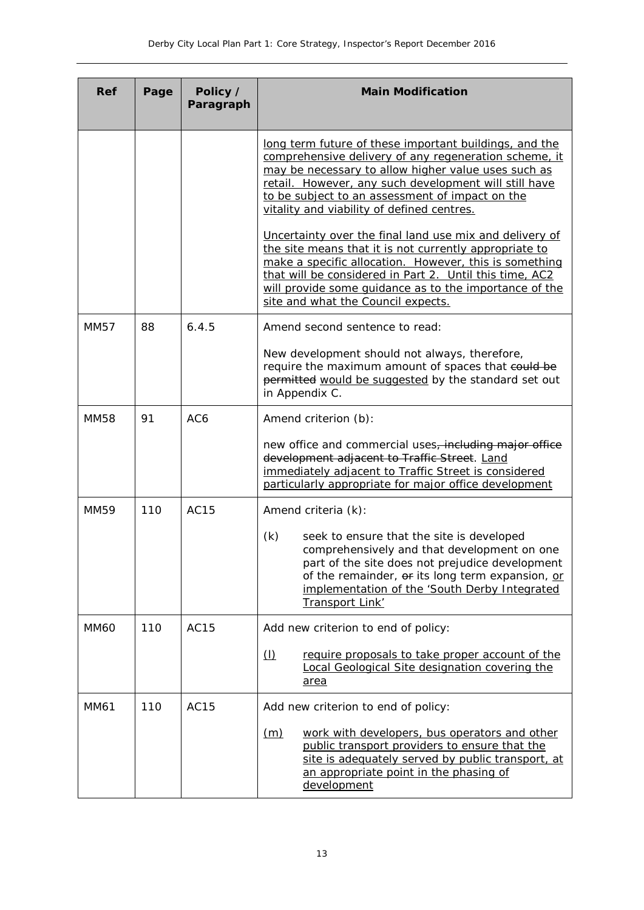| Ref | Page | Policy / Paragraph | Main Modification |
| --- | --- | --- | --- |
| | | | <u>long term future of these important buildings, and the comprehensive delivery of any regeneration scheme, it may be necessary to allow higher value uses such as retail. However, any such development will still have to be subject to an assessment of impact on the vitality and viability of defined centres.</u><br><br><u>Uncertainty over the final land use mix and delivery of the site means that it is not currently appropriate to make a specific allocation. However, this is something that will be considered in Part 2. Until this time, AC2 will provide some guidance as to the importance of the site and what the Council expects.</u> |
| MM57 | 88 | 6.4.5 | Amend second sentence to read:<br><br>New development should not always, therefore, require the maximum amount of spaces that ~~could be permitted~~ <u>would be suggested</u> by the standard set out in Appendix C. |
| MM58 | 91 | AC6 | Amend criterion (b):<br><br>new office and commercial uses~~, including major office development adjacent to Traffic Street~~. <u>Land immediately adjacent to Traffic Street is considered particularly appropriate for major office development</u> |
| MM59 | 110 | AC15 | Amend criteria (k):<br><br>(k) seek to ensure that the site is developed comprehensively and that development on one part of the site does not prejudice development of the remainder, ~~or~~ its long term expansion, <u>or implementation of the 'South Derby Integrated Transport Link'</u> |
| MM60 | 110 | AC15 | Add new criterion to end of policy:<br><br><u>(l) require proposals to take proper account of the Local Geological Site designation covering the area</u> |
| MM61 | 110 | AC15 | Add new criterion to end of policy:<br><br><u>(m) work with developers, bus operators and other public transport providers to ensure that the site is adequately served by public transport, at an appropriate point in the phasing of development</u> |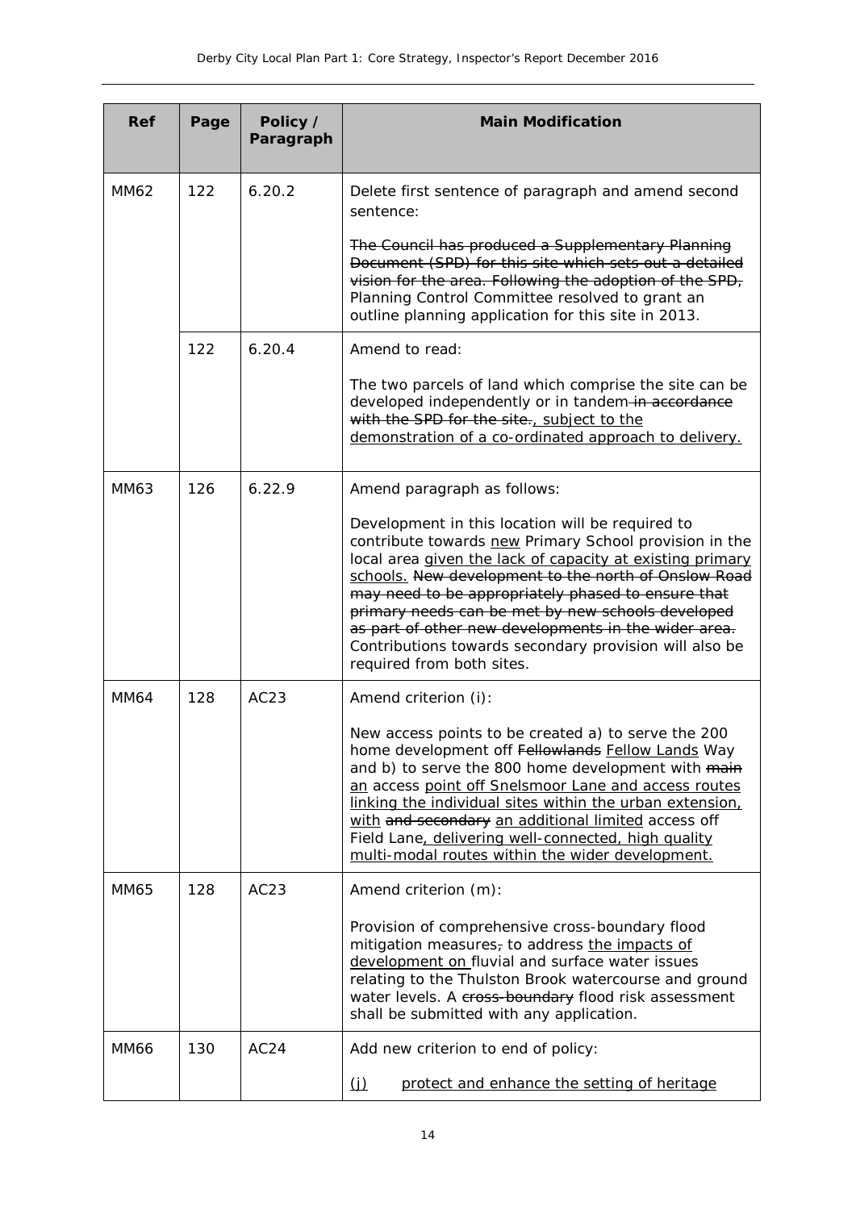| Ref | Page | Policy / Paragraph | Main Modification |
|---|---|---|---|
| MM62 | 122 | 6.20.2 | Delete first sentence of paragraph and amend second sentence:<br><br>~~The Council has produced a Supplementary Planning Document (SPD) for this site which sets out a detailed vision for the area. Following the adoption of the SPD,~~ Planning Control Committee resolved to grant an outline planning application for this site in 2013. |
| | 122 | 6.20.4 | Amend to read:<br><br>The two parcels of land which comprise the site can be developed independently or in tandem ~~in accordance with the SPD for the site.~~, subject to the demonstration of a co-ordinated approach to delivery. |
| MM63 | 126 | 6.22.9 | Amend paragraph as follows:<br><br>Development in this location will be required to contribute towards new Primary School provision in the local area given the lack of capacity at existing primary schools. ~~New development to the north of Onslow Road may need to be appropriately phased to ensure that primary needs can be met by new schools developed as part of other new developments in the wider area.~~ Contributions towards secondary provision will also be required from both sites. |
| MM64 | 128 | AC23 | Amend criterion (i):<br><br>New access points to be created a) to serve the 200 home development off ~~Fellowlands~~ Fellow Lands Way and b) to serve the 800 home development with ~~main~~ an access point off Snelsmoor Lane and access routes linking the individual sites within the urban extension, with ~~and secondary~~ an additional limited access off Field Lane, delivering well-connected, high quality multi-modal routes within the wider development. |
| MM65 | 128 | AC23 | Amend criterion (m):<br><br>Provision of comprehensive cross-boundary flood mitigation measures~~,~~ to address the impacts of development on fluvial and surface water issues relating to the Thulston Brook watercourse and ground water levels. A ~~cross-boundary~~ flood risk assessment shall be submitted with any application. |
| MM66 | 130 | AC24 | Add new criterion to end of policy:<br><br>(j) protect and enhance the setting of heritage |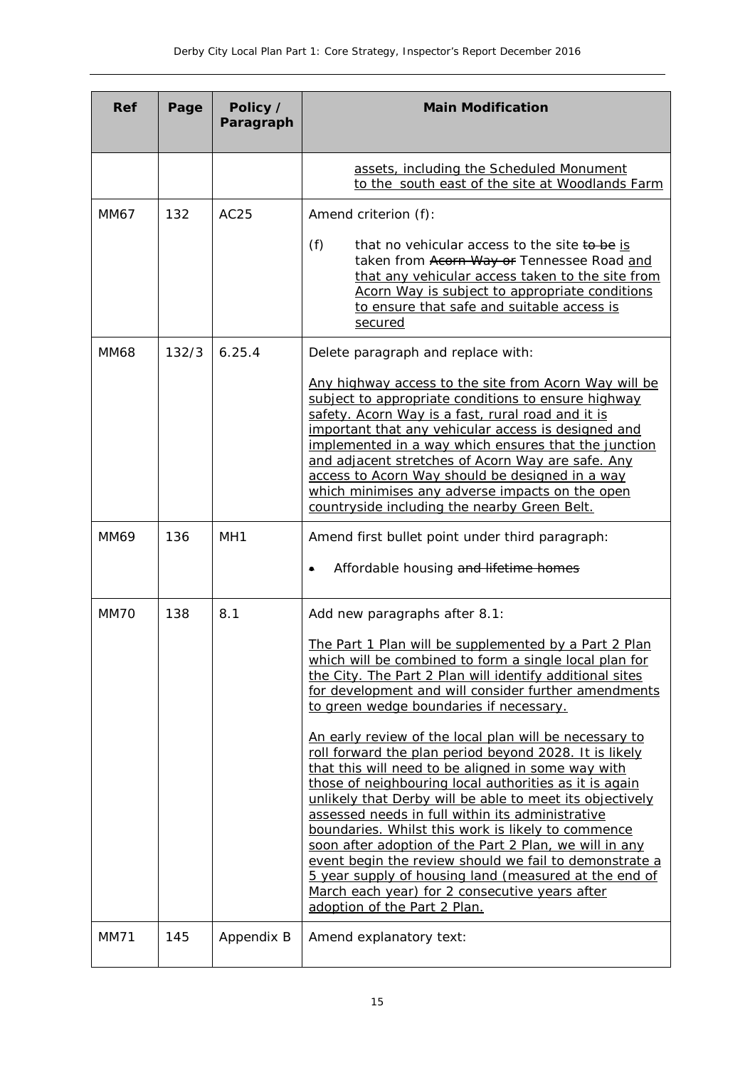| Ref | Page | Policy / Paragraph | Main Modification |
|---|---|---|---|
| | | | <u>assets, including the Scheduled Monument to the south east of the site at Woodlands Farm</u> |
| MM67 | 132 | AC25 | Amend criterion (f):<br><br>(f) that no vehicular access to the site ~~to be~~ <u>is</u> taken from ~~Acorn Way or~~ Tennessee Road <u>and that any vehicular access taken to the site from Acorn Way is subject to appropriate conditions to ensure that safe and suitable access is secured</u> |
| MM68 | 132/3 | 6.25.4 | Delete paragraph and replace with:<br><br><u>Any highway access to the site from Acorn Way will be subject to appropriate conditions to ensure highway safety. Acorn Way is a fast, rural road and it is important that any vehicular access is designed and implemented in a way which ensures that the junction and adjacent stretches of Acorn Way are safe. Any access to Acorn Way should be designed in a way which minimises any adverse impacts on the open countryside including the nearby Green Belt.</u> |
| MM69 | 136 | MH1 | Amend first bullet point under third paragraph:<br><br>• Affordable housing ~~and lifetime homes~~ |
| MM70 | 138 | 8.1 | Add new paragraphs after 8.1:<br><br><u>The Part 1 Plan will be supplemented by a Part 2 Plan which will be combined to form a single local plan for the City. The Part 2 Plan will identify additional sites for development and will consider further amendments to green wedge boundaries if necessary.</u><br><br><u>An early review of the local plan will be necessary to roll forward the plan period beyond 2028. It is likely that this will need to be aligned in some way with those of neighbouring local authorities as it is again unlikely that Derby will be able to meet its objectively assessed needs in full within its administrative boundaries. Whilst this work is likely to commence soon after adoption of the Part 2 Plan, we will in any event begin the review should we fail to demonstrate a 5 year supply of housing land (measured at the end of March each year) for 2 consecutive years after adoption of the Part 2 Plan.</u> |
| MM71 | 145 | Appendix B | Amend explanatory text: |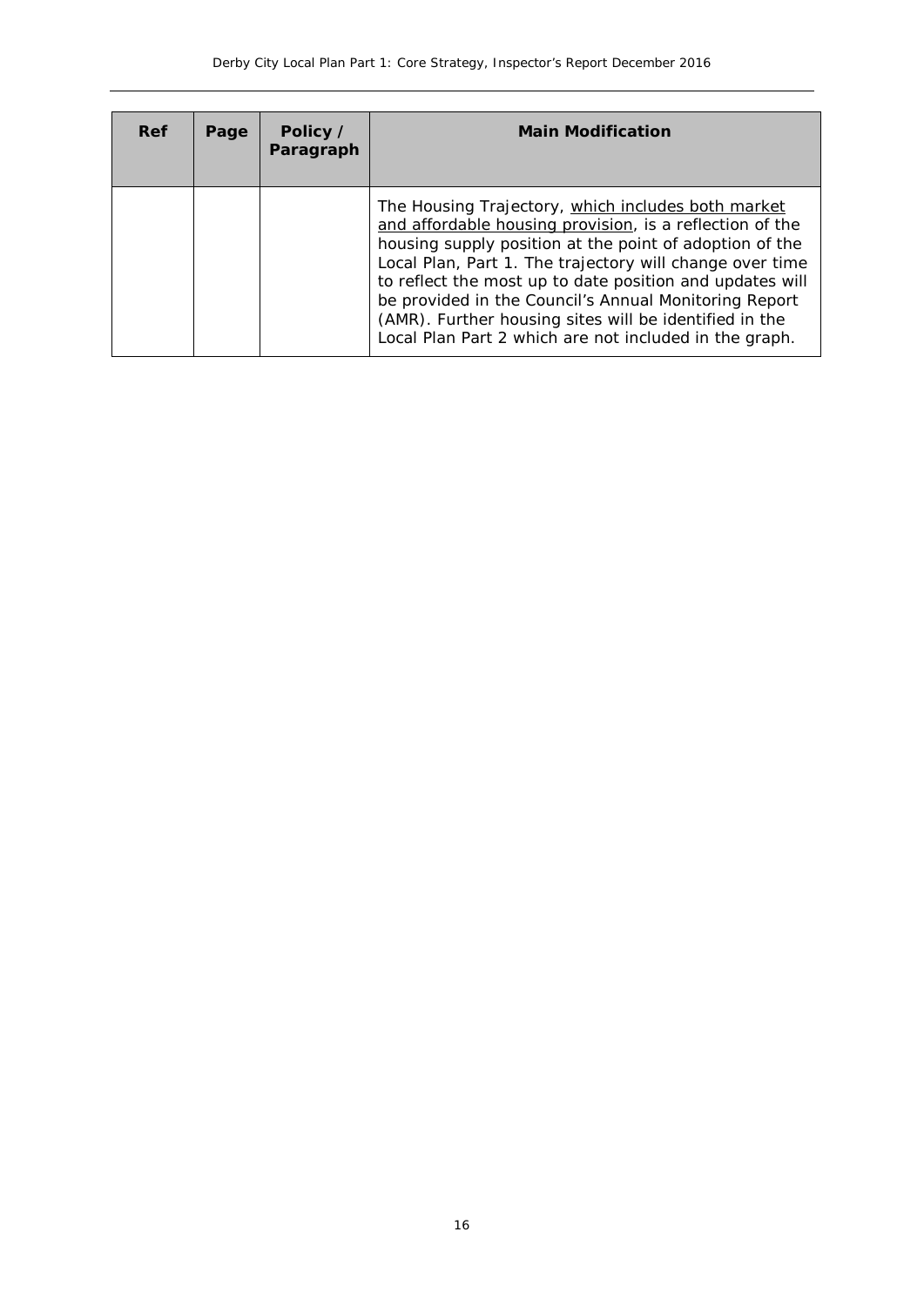| Ref | Page | Policy / Paragraph | Main Modification |
|---|---|---|---|
| | | | The Housing Trajectory, <u>which includes both market and affordable housing provision</u>, is a reflection of the housing supply position at the point of adoption of the Local Plan, Part 1. The trajectory will change over time to reflect the most up to date position and updates will be provided in the Council's Annual Monitoring Report (AMR). Further housing sites will be identified in the Local Plan Part 2 which are not included in the graph. |